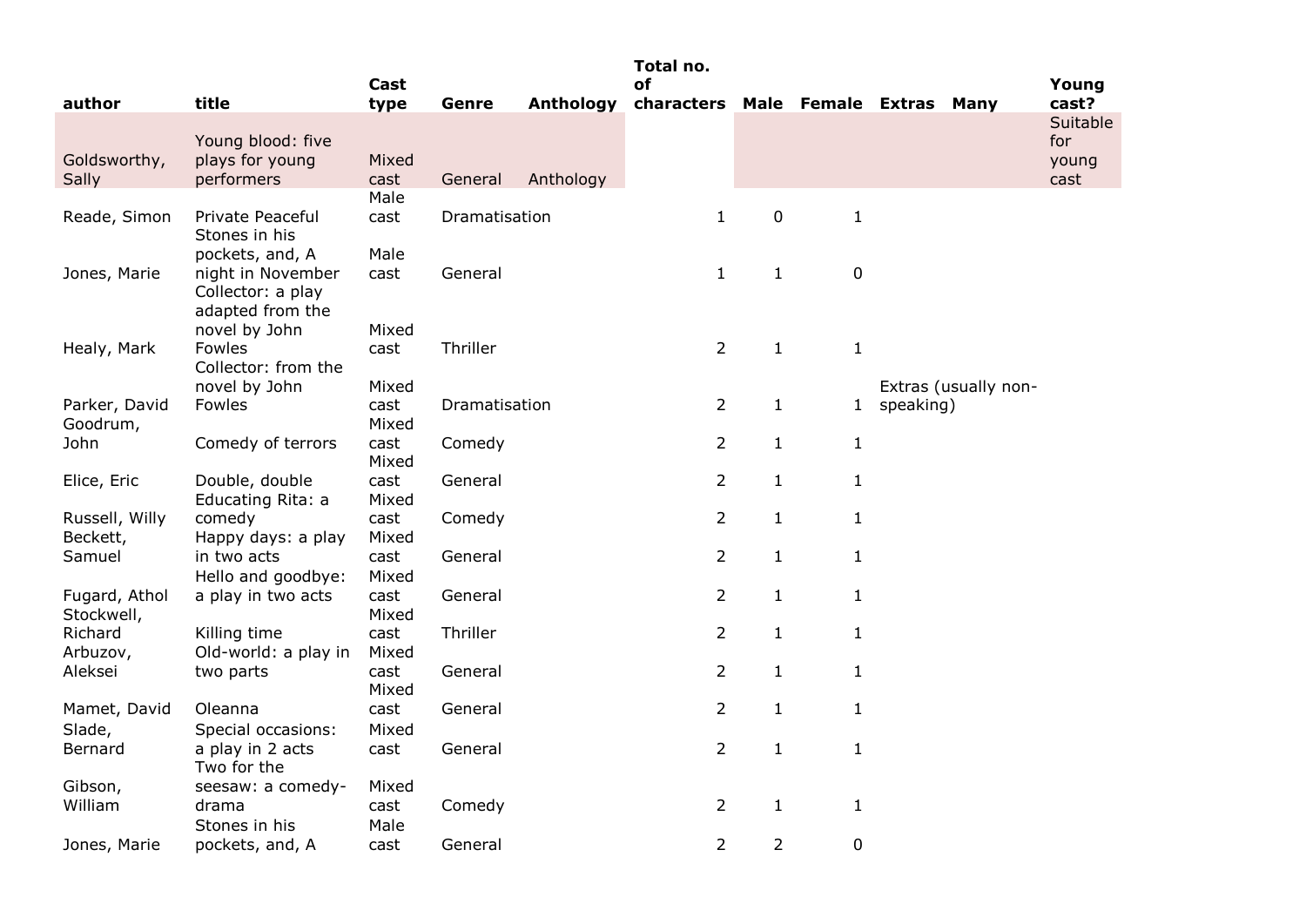| author | title | Cast type | Genre | Anthology | Total no. of characters | Male | Female | Extras | Many | Young cast? |
|---|---|---|---|---|---|---|---|---|---|---|
| Goldsworthy, Sally | Young blood: five plays for young performers | Mixed cast | General | Anthology | | | | | | Suitable for young cast |
| Reade, Simon | Private Peaceful | Male cast | Dramatisation | | 1 | 0 | 1 | | | |
| Jones, Marie | Stones in his pockets, and, A night in November | Male cast | General | | 1 | 1 | 0 | | | |
| Healy, Mark | Collector: a play adapted from the novel by John Fowles | Mixed cast | Thriller | | 2 | 1 | 1 | | | |
| Parker, David | Collector: from the novel by John Fowles | Mixed cast | Dramatisation | | 2 | 1 | 1 | Extras (usually non-speaking) | | |
| Goodrum, John | Comedy of terrors | Mixed cast | Comedy | | 2 | 1 | 1 | | | |
| Elice, Eric | Double, double | Mixed cast | General | | 2 | 1 | 1 | | | |
| Russell, Willy | Educating Rita: a comedy | Mixed cast | Comedy | | 2 | 1 | 1 | | | |
| Beckett, Samuel | Happy days: a play in two acts | Mixed cast | General | | 2 | 1 | 1 | | | |
| Fugard, Athol | Hello and goodbye: a play in two acts | Mixed cast | General | | 2 | 1 | 1 | | | |
| Stockwell, Richard | Killing time | Mixed cast | Thriller | | 2 | 1 | 1 | | | |
| Arbuzov, Aleksei | Old-world: a play in two parts | Mixed cast | General | | 2 | 1 | 1 | | | |
| Mamet, David | Oleanna | Mixed cast | General | | 2 | 1 | 1 | | | |
| Slade, Bernard | Special occasions: a play in 2 acts | Mixed cast | General | | 2 | 1 | 1 | | | |
| Gibson, William | Two for the seesaw: a comedy-drama | Mixed cast | Comedy | | 2 | 1 | 1 | | | |
| Jones, Marie | Stones in his pockets, and, A | Male cast | General | | 2 | 2 | 0 | | | |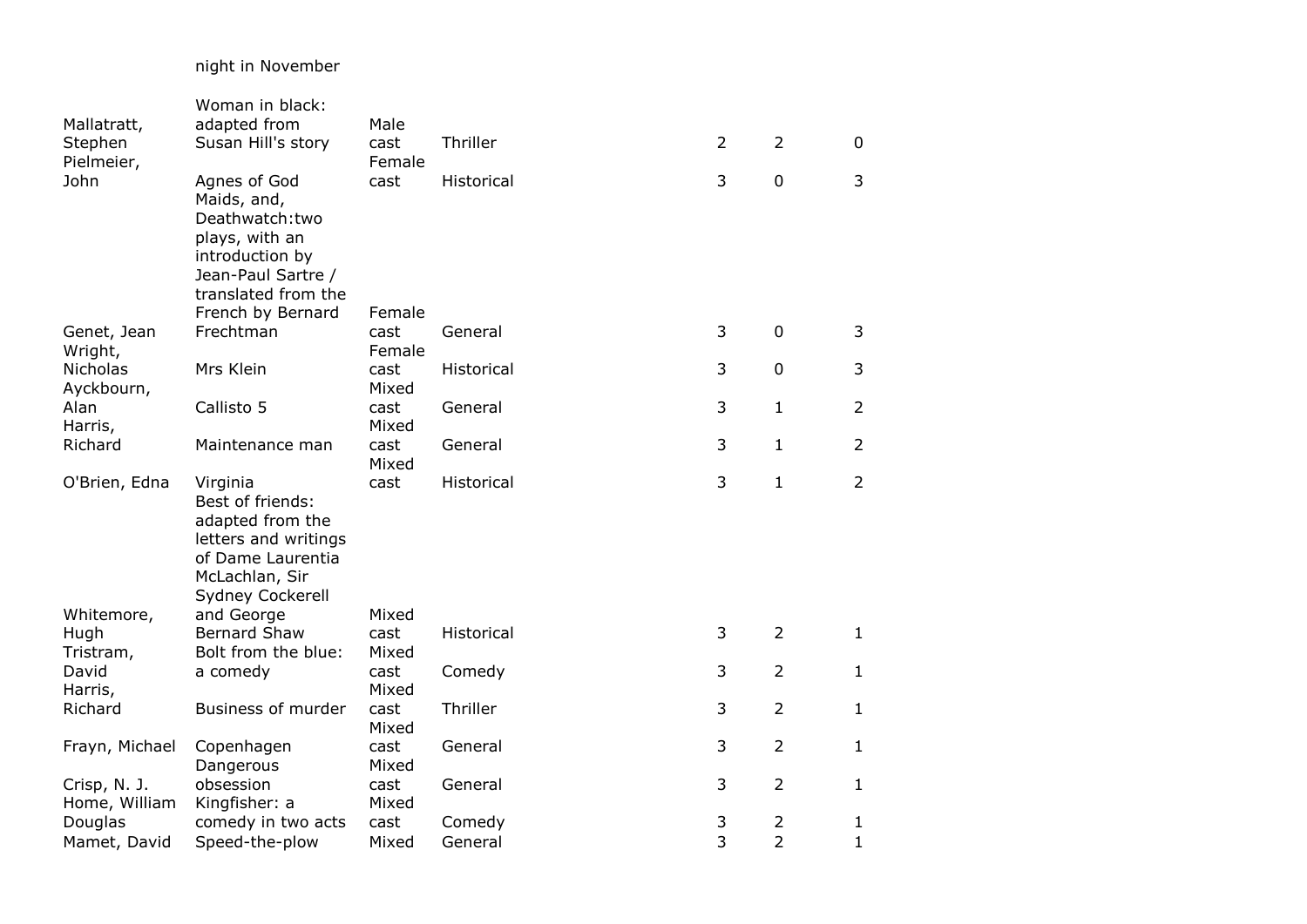| | night in November | | | | | |
|---|---|---|---|---|---|---|
| Mallatratt, Stephen | Woman in black: adapted from Susan Hill's story | Male cast | Thriller | 2 | 2 | 0 |
| Pielmeier, John | Agnes of God | Female cast | Historical | 3 | 0 | 3 |
| Genet, Jean | Maids, and, Deathwatch:two plays, with an introduction by Jean-Paul Sartre / translated from the French by Bernard Frechtman | Female cast | General | 3 | 0 | 3 |
| Wright, Nicholas | Mrs Klein | Female cast | Historical | 3 | 0 | 3 |
| Ayckbourn, Alan | Callisto 5 | Mixed cast | General | 3 | 1 | 2 |
| Harris, Richard | Maintenance man | Mixed cast | General | 3 | 1 | 2 |
| O'Brien, Edna | Virginia | Mixed cast | Historical | 3 | 1 | 2 |
| Whitemore, Hugh | Best of friends: adapted from the letters and writings of Dame Laurentia McLachlan, Sir Sydney Cockerell and George Bernard Shaw | Mixed cast | Historical | 3 | 2 | 1 |
| Tristram, David | Bolt from the blue: a comedy | Mixed cast | Comedy | 3 | 2 | 1 |
| Harris, Richard | Business of murder | Mixed cast | Thriller | 3 | 2 | 1 |
| Frayn, Michael | Copenhagen | Mixed cast | General | 3 | 2 | 1 |
| Crisp, N. J. | Dangerous obsession | Mixed cast | General | 3 | 2 | 1 |
| Home, William Douglas | Kingfisher: a comedy in two acts | Mixed cast | Comedy | 3 | 2 | 1 |
| Mamet, David | Speed-the-plow | Mixed | General | 3 | 2 | 1 |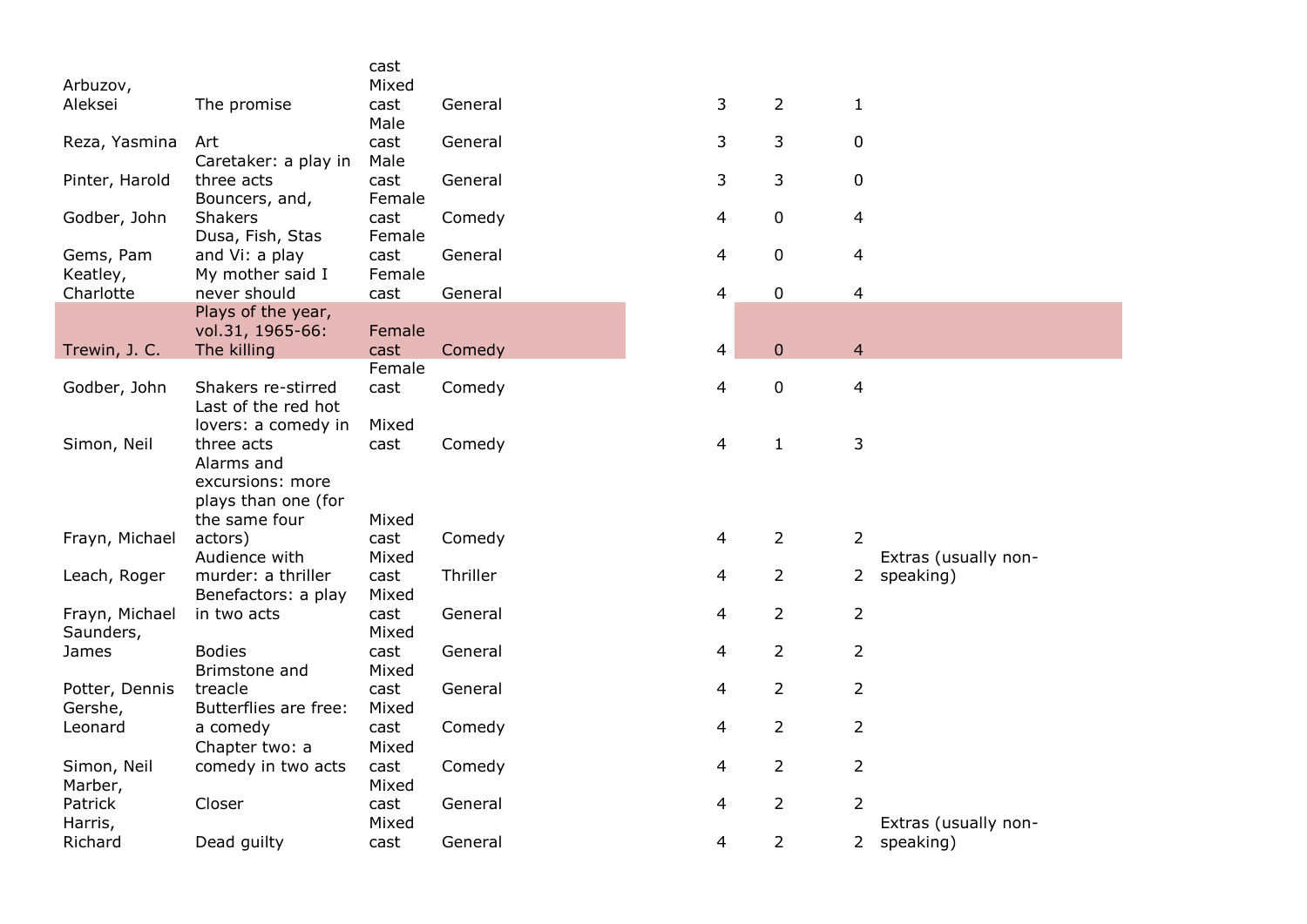| | | | | | | | |
|---|---|---|---|---|---|---|---|
| | | cast | | | | | |
| Arbuzov, Aleksei | The promise | Mixed cast | General | 3 | 2 | 1 | |
| Reza, Yasmina | Art | Male cast | General | 3 | 3 | 0 | |
| Pinter, Harold | Caretaker: a play in three acts | Male cast | General | 3 | 3 | 0 | |
| Godber, John | Bouncers, and, Shakers | Female cast | Comedy | 4 | 0 | 4 | |
| Gems, Pam | Dusa, Fish, Stas and Vi: a play | Female cast | General | 4 | 0 | 4 | |
| Keatley, Charlotte | My mother said I never should | Female cast | General | 4 | 0 | 4 | |
| Trewin, J. C. | Plays of the year, vol.31, 1965-66: The killing | Female cast | Comedy | 4 | 0 | 4 | |
| Godber, John | Shakers re-stirred | Female cast | Comedy | 4 | 0 | 4 | |
| Simon, Neil | Last of the red hot lovers: a comedy in three acts | Mixed cast | Comedy | 4 | 1 | 3 | |
| Frayn, Michael | Alarms and excursions: more plays than one (for the same four actors) | Mixed cast | Comedy | 4 | 2 | 2 | |
| Leach, Roger | Audience with murder: a thriller | Mixed cast | Thriller | 4 | 2 | 2 | Extras (usually non-speaking) |
| Frayn, Michael | Benefactors: a play in two acts | Mixed cast | General | 4 | 2 | 2 | |
| Saunders, James | Bodies | Mixed cast | General | 4 | 2 | 2 | |
| Potter, Dennis | Brimstone and treacle | Mixed cast | General | 4 | 2 | 2 | |
| Gershe, Leonard | Butterflies are free: a comedy | Mixed cast | Comedy | 4 | 2 | 2 | |
| Simon, Neil | Chapter two: a comedy in two acts | Mixed cast | Comedy | 4 | 2 | 2 | |
| Marber, Patrick | Closer | Mixed cast | General | 4 | 2 | 2 | |
| Harris, Richard | Dead guilty | Mixed cast | General | 4 | 2 | 2 | Extras (usually non-speaking) |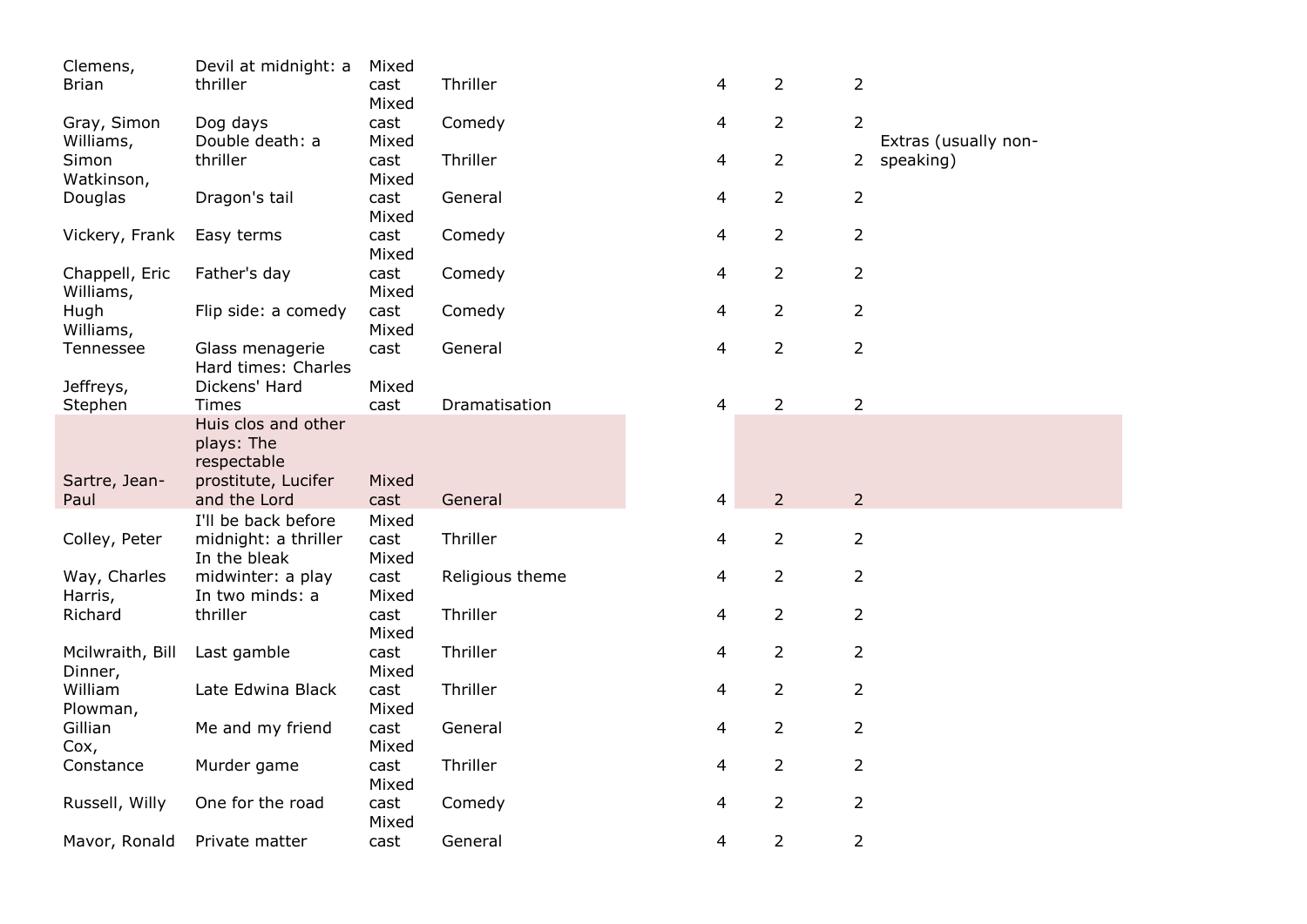| | | | | | | | |
|---|---|---|---|---|---|---|---|
| Clemens, Brian | Devil at midnight: a thriller | Mixed cast | Thriller | 4 | 2 | 2 | |
| Gray, Simon | Dog days | Mixed cast | Comedy | 4 | 2 | 2 | |
| Williams, Simon | Double death: a thriller | Mixed cast | Thriller | 4 | 2 | 2 | Extras (usually non-speaking) |
| Watkinson, Douglas | Dragon's tail | Mixed cast | General | 4 | 2 | 2 | |
| Vickery, Frank | Easy terms | Mixed cast | Comedy | 4 | 2 | 2 | |
| Chappell, Eric | Father's day | Mixed cast | Comedy | 4 | 2 | 2 | |
| Williams, Hugh | Flip side: a comedy | Mixed cast | Comedy | 4 | 2 | 2 | |
| Williams, Tennessee | Glass menagerie | Mixed cast | General | 4 | 2 | 2 | |
| Jeffreys, Stephen | Hard times: Charles Dickens' Hard Times | Mixed cast | Dramatisation | 4 | 2 | 2 | |
| Sartre, Jean-Paul | Huis clos and other plays: The respectable prostitute, Lucifer and the Lord | Mixed cast | General | 4 | 2 | 2 | |
| Colley, Peter | I'll be back before midnight: a thriller | Mixed cast | Thriller | 4 | 2 | 2 | |
| Way, Charles | In the bleak midwinter: a play | Mixed cast | Religious theme | 4 | 2 | 2 | |
| Harris, Richard | In two minds: a thriller | Mixed cast | Thriller | 4 | 2 | 2 | |
| Mcilwraith, Bill | Last gamble | Mixed cast | Thriller | 4 | 2 | 2 | |
| Dinner, William | Late Edwina Black | Mixed cast | Thriller | 4 | 2 | 2 | |
| Plowman, Gillian | Me and my friend | Mixed cast | General | 4 | 2 | 2 | |
| Cox, Constance | Murder game | Mixed cast | Thriller | 4 | 2 | 2 | |
| Russell, Willy | One for the road | Mixed cast | Comedy | 4 | 2 | 2 | |
| Mavor, Ronald | Private matter | Mixed cast | General | 4 | 2 | 2 | |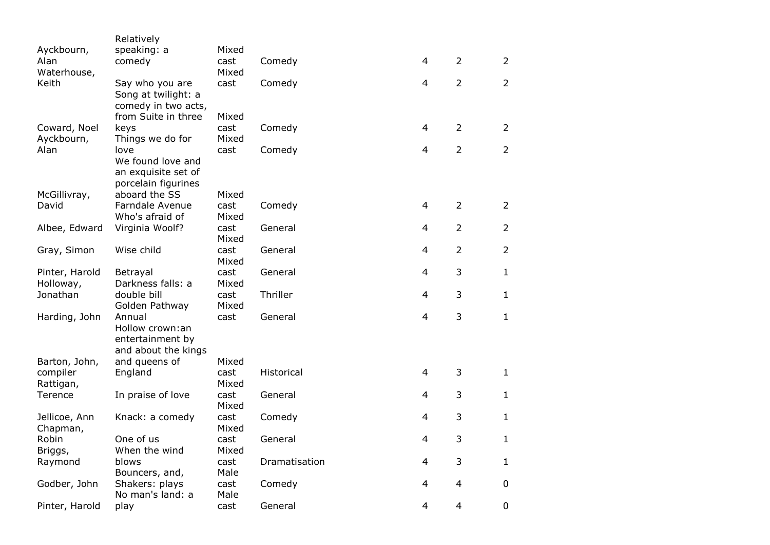| | | | | | | |
|---|---|---|---|---|---|---|
| Ayckbourn, Alan | Relatively speaking: a comedy | Mixed cast | Comedy | 4 | 2 | 2 |
| Waterhouse, Keith | Say who you are | Mixed cast | Comedy | 4 | 2 | 2 |
| Coward, Noel | Song at twilight: a comedy in two acts, from Suite in three keys | Mixed cast | Comedy | 4 | 2 | 2 |
| Ayckbourn, Alan | Things we do for love | Mixed cast | Comedy | 4 | 2 | 2 |
| McGillivray, David | We found love and an exquisite set of porcelain figurines aboard the SS Farndale Avenue | Mixed cast | Comedy | 4 | 2 | 2 |
| Albee, Edward | Who's afraid of Virginia Woolf? | Mixed cast | General | 4 | 2 | 2 |
| Gray, Simon | Wise child | Mixed cast | General | 4 | 2 | 2 |
| Pinter, Harold | Betrayal | Mixed cast | General | 4 | 3 | 1 |
| Holloway, Jonathan | Darkness falls: a double bill | Mixed cast | Thriller | 4 | 3 | 1 |
| Harding, John | Golden Pathway Annual | Mixed cast | General | 4 | 3 | 1 |
| Barton, John, compiler | Hollow crown:an entertainment by and about the kings and queens of England | Mixed cast | Historical | 4 | 3 | 1 |
| Rattigan, Terence | In praise of love | Mixed cast | General | 4 | 3 | 1 |
| Jellicoe, Ann | Knack: a comedy | Mixed cast | Comedy | 4 | 3 | 1 |
| Chapman, Robin | One of us | Mixed cast | General | 4 | 3 | 1 |
| Briggs, Raymond | When the wind blows | Mixed cast | Dramatisation | 4 | 3 | 1 |
| Godber, John | Bouncers, and, Shakers: plays | Male cast | Comedy | 4 | 4 | 0 |
| Pinter, Harold | No man's land: a play | Male cast | General | 4 | 4 | 0 |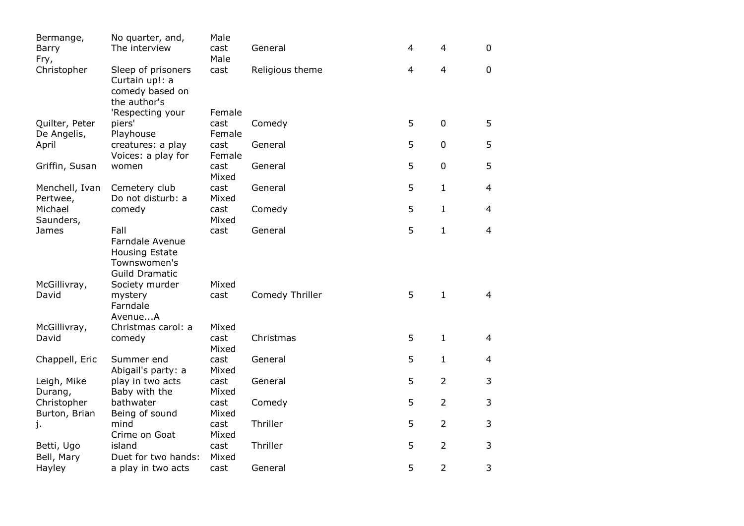| | | | | | | |
|---|---|---|---|---|---|---|
| Bermange, Barry | No quarter, and, The interview | Male cast | General | 4 | 4 | 0 |
| Fry, Christopher | Sleep of prisoners | Male cast | Religious theme | 4 | 4 | 0 |
| Quilter, Peter | Curtain up!: a comedy based on the author's 'Respecting your piers' | Female cast | Comedy | 5 | 0 | 5 |
| De Angelis, April | Playhouse creatures: a play | Female cast | General | 5 | 0 | 5 |
| Griffin, Susan | Voices: a play for women | Female cast | General | 5 | 0 | 5 |
| Menchell, Ivan | Cemetery club | Mixed cast | General | 5 | 1 | 4 |
| Pertwee, Michael | Do not disturb: a comedy | Mixed cast | Comedy | 5 | 1 | 4 |
| Saunders, James | Fall | Mixed cast | General | 5 | 1 | 4 |
| McGillivray, David | Farndale Avenue Housing Estate Townswomen's Guild Dramatic Society murder mystery | Mixed cast | Comedy Thriller | 5 | 1 | 4 |
| McGillivray, David | Farndale Avenue...A Christmas carol: a comedy | Mixed cast | Christmas | 5 | 1 | 4 |
| Chappell, Eric | Summer end | Mixed cast | General | 5 | 1 | 4 |
| Leigh, Mike | Abigail's party: a play in two acts | Mixed cast | General | 5 | 2 | 3 |
| Durang, Christopher | Baby with the bathwater | Mixed cast | Comedy | 5 | 2 | 3 |
| Burton, Brian j. | Being of sound mind | Mixed cast | Thriller | 5 | 2 | 3 |
| Betti, Ugo | Crime on Goat island | Mixed cast | Thriller | 5 | 2 | 3 |
| Bell, Mary Hayley | Duet for two hands: a play in two acts | Mixed cast | General | 5 | 2 | 3 |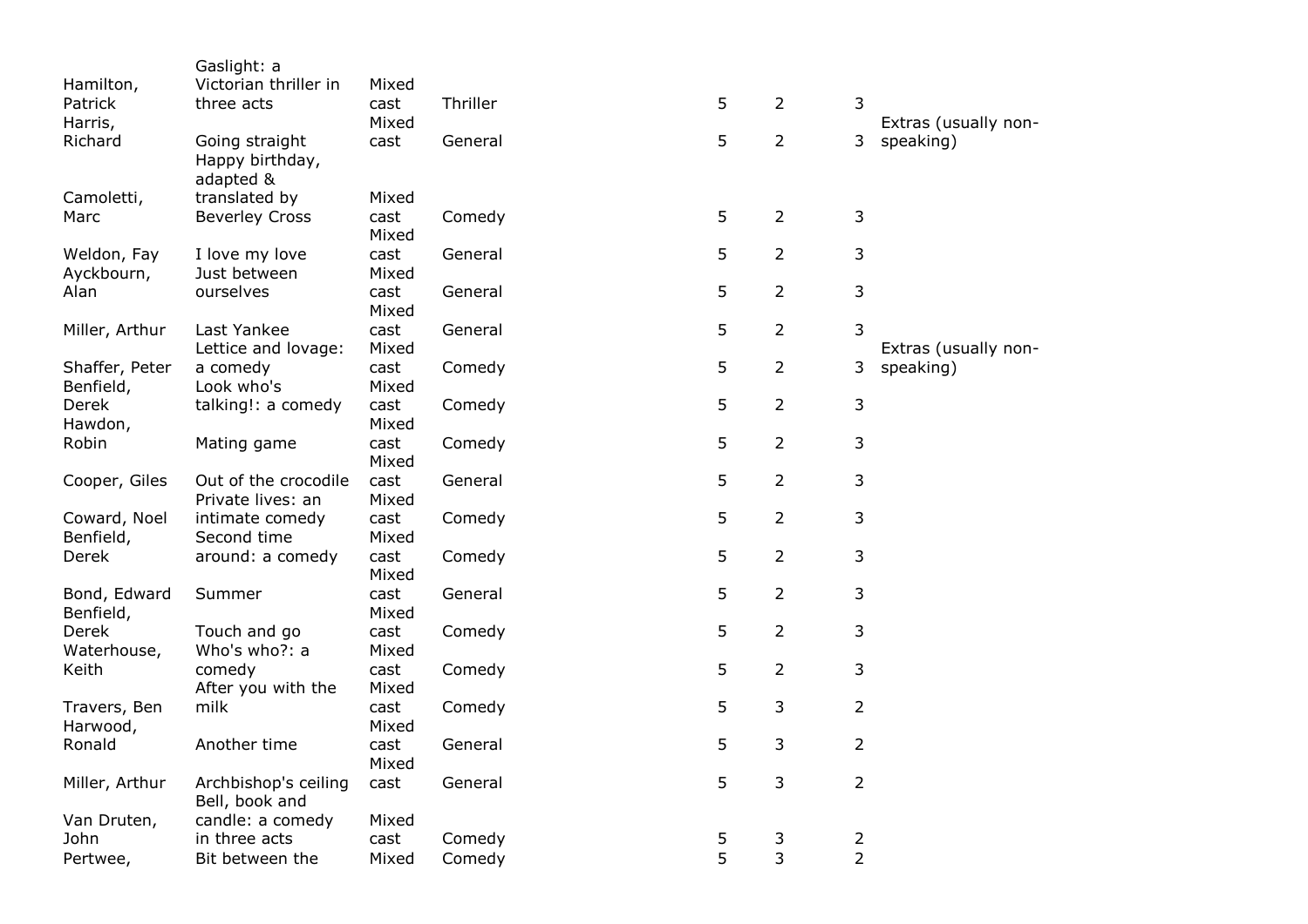| | | | | | | | |
|---|---|---|---|---|---|---|---|
| Hamilton, Patrick | Gaslight: a Victorian thriller in three acts | Mixed cast | Thriller | 5 | 2 | 3 | |
| Harris, Richard | Going straight | Mixed cast | General | 5 | 2 | 3 | Extras (usually non-speaking) |
| Camoletti, Marc | Happy birthday, adapted & translated by Beverley Cross | Mixed cast | Comedy | 5 | 2 | 3 | |
| Weldon, Fay | I love my love | Mixed cast | General | 5 | 2 | 3 | |
| Ayckbourn, Alan | Just between ourselves | Mixed cast | General | 5 | 2 | 3 | |
| Miller, Arthur | Last Yankee | Mixed cast | General | 5 | 2 | 3 | |
| Shaffer, Peter | Lettice and lovage: a comedy | Mixed cast | Comedy | 5 | 2 | 3 | Extras (usually non-speaking) |
| Benfield, Derek | Look who's talking!: a comedy | Mixed cast | Comedy | 5 | 2 | 3 | |
| Hawdon, Robin | Mating game | Mixed cast | Comedy | 5 | 2 | 3 | |
| Cooper, Giles | Out of the crocodile | Mixed cast | General | 5 | 2 | 3 | |
| Coward, Noel | Private lives: an intimate comedy | Mixed cast | Comedy | 5 | 2 | 3 | |
| Benfield, Derek | Second time around: a comedy | Mixed cast | Comedy | 5 | 2 | 3 | |
| Bond, Edward | Summer | Mixed cast | General | 5 | 2 | 3 | |
| Benfield, Derek | Touch and go | Mixed cast | Comedy | 5 | 2 | 3 | |
| Waterhouse, Keith | Who's who?: a comedy | Mixed cast | Comedy | 5 | 2 | 3 | |
| Travers, Ben | After you with the milk | Mixed cast | Comedy | 5 | 3 | 2 | |
| Harwood, Ronald | Another time | Mixed cast | General | 5 | 3 | 2 | |
| Miller, Arthur | Archbishop's ceiling | Mixed cast | General | 5 | 3 | 2 | |
| Van Druten, John | Bell, book and candle: a comedy in three acts | Mixed cast | Comedy | 5 | 3 | 2 | |
| Pertwee, | Bit between the | Mixed | Comedy | 5 | 3 | 2 | |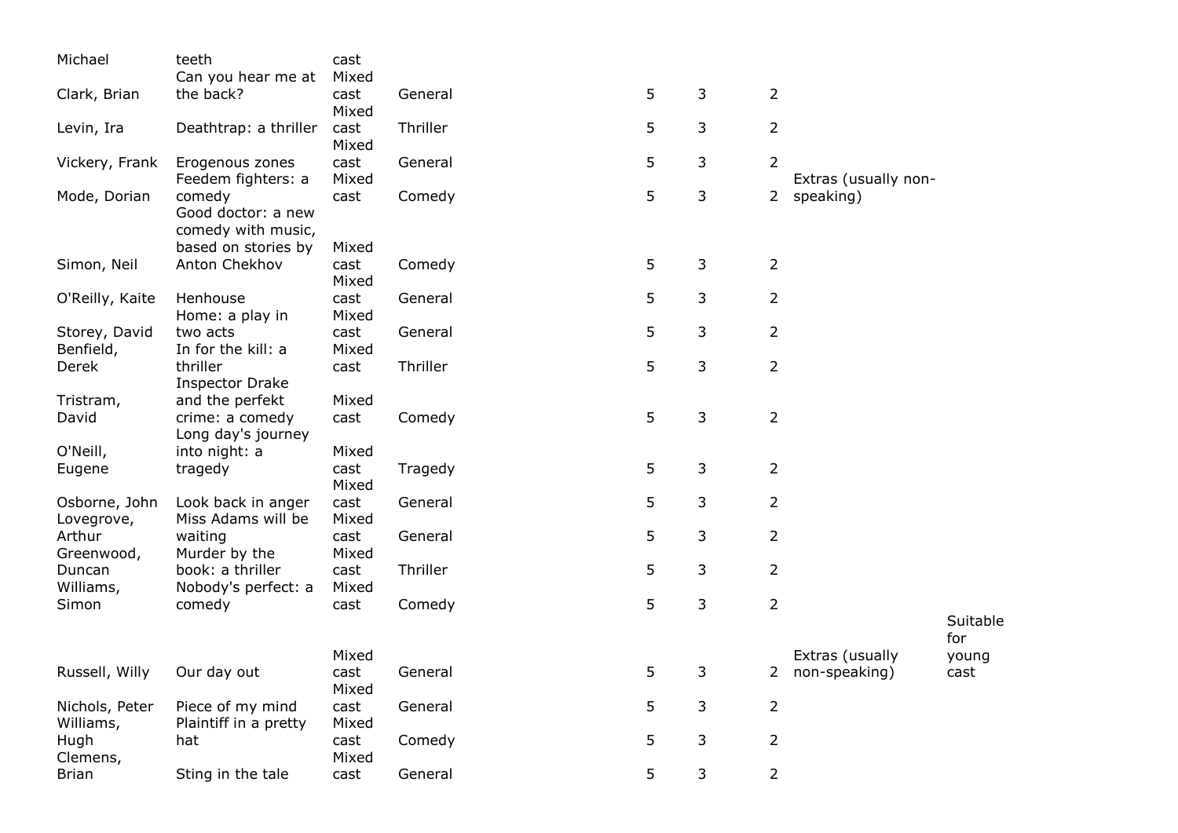| | | | | | | | | |
|---|---|---|---|---|---|---|---|---|
| Michael | teeth | cast | | | | | | |
| Clark, Brian | Can you hear me at the back? | Mixed cast | General | 5 | 3 | 2 | | |
| Levin, Ira | Deathtrap: a thriller | Mixed cast | Thriller | 5 | 3 | 2 | | |
| Vickery, Frank | Erogenous zones | Mixed cast | General | 5 | 3 | 2 | | |
| Mode, Dorian | Feedem fighters: a comedy | Mixed cast | Comedy | 5 | 3 | 2 | Extras (usually non-speaking) | |
| Simon, Neil | Good doctor: a new comedy with music, based on stories by Anton Chekhov | Mixed cast | Comedy | 5 | 3 | 2 | | |
| O'Reilly, Kaite | Henhouse | Mixed cast | General | 5 | 3 | 2 | | |
| Storey, David | Home: a play in two acts | Mixed cast | General | 5 | 3 | 2 | | |
| Benfield, Derek | In for the kill: a thriller | Mixed cast | Thriller | 5 | 3 | 2 | | |
| Tristram, David | Inspector Drake and the perfekt crime: a comedy | Mixed cast | Comedy | 5 | 3 | 2 | | |
| O'Neill, Eugene | Long day's journey into night: a tragedy | Mixed cast | Tragedy | 5 | 3 | 2 | | |
| Osborne, John | Look back in anger | Mixed cast | General | 5 | 3 | 2 | | |
| Lovegrove, Arthur | Miss Adams will be waiting | Mixed cast | General | 5 | 3 | 2 | | |
| Greenwood, Duncan | Murder by the book: a thriller | Mixed cast | Thriller | 5 | 3 | 2 | | |
| Williams, Simon | Nobody's perfect: a comedy | Mixed cast | Comedy | 5 | 3 | 2 | | |
| Russell, Willy | Our day out | Mixed cast | General | 5 | 3 | 2 | Extras (usually non-speaking) | Suitable for young cast |
| Nichols, Peter | Piece of my mind | Mixed cast | General | 5 | 3 | 2 | | |
| Williams, Hugh | Plaintiff in a pretty hat | Mixed cast | Comedy | 5 | 3 | 2 | | |
| Clemens, Brian | Sting in the tale | Mixed cast | General | 5 | 3 | 2 | | |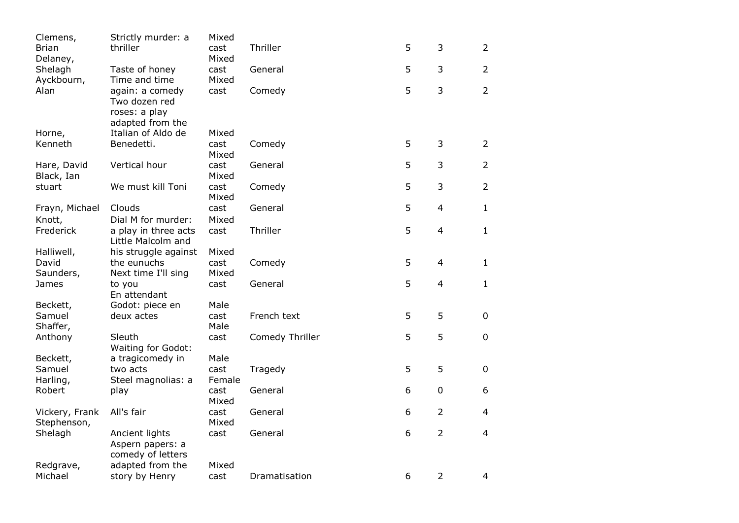| | | | | | | |
|---|---|---|---|---|---|---|
| Clemens, Brian | Strictly murder: a thriller | Mixed cast | Thriller | 5 | 3 | 2 |
| Delaney, Shelagh | Taste of honey | Mixed cast | General | 5 | 3 | 2 |
| Ayckbourn, Alan | Time and time again: a comedy | Mixed cast | Comedy | 5 | 3 | 2 |
| Horne, Kenneth | Two dozen red roses: a play adapted from the Italian of Aldo de Benedetti. | Mixed cast | Comedy | 5 | 3 | 2 |
| Hare, David | Vertical hour | Mixed cast | General | 5 | 3 | 2 |
| Black, Ian stuart | We must kill Toni | Mixed cast | Comedy | 5 | 3 | 2 |
| Frayn, Michael | Clouds | Mixed cast | General | 5 | 4 | 1 |
| Knott, Frederick | Dial M for murder: a play in three acts | Mixed cast | Thriller | 5 | 4 | 1 |
| Halliwell, David | Little Malcolm and his struggle against the eunuchs | Mixed cast | Comedy | 5 | 4 | 1 |
| Saunders, James | Next time I'll sing to you | Mixed cast | General | 5 | 4 | 1 |
| Beckett, Samuel | En attendant Godot: piece en deux actes | Male cast | French text | 5 | 5 | 0 |
| Shaffer, Anthony | Sleuth | Male cast | Comedy Thriller | 5 | 5 | 0 |
| Beckett, Samuel | Waiting for Godot: a tragicomedy in two acts | Male cast | Tragedy | 5 | 5 | 0 |
| Harling, Robert | Steel magnolias: a play | Female cast | General | 6 | 0 | 6 |
| Vickery, Frank | All's fair | Mixed cast | General | 6 | 2 | 4 |
| Stephenson, Shelagh | Ancient lights | Mixed cast | General | 6 | 2 | 4 |
| Redgrave, Michael | Aspern papers: a comedy of letters adapted from the story by Henry | Mixed cast | Dramatisation | 6 | 2 | 4 |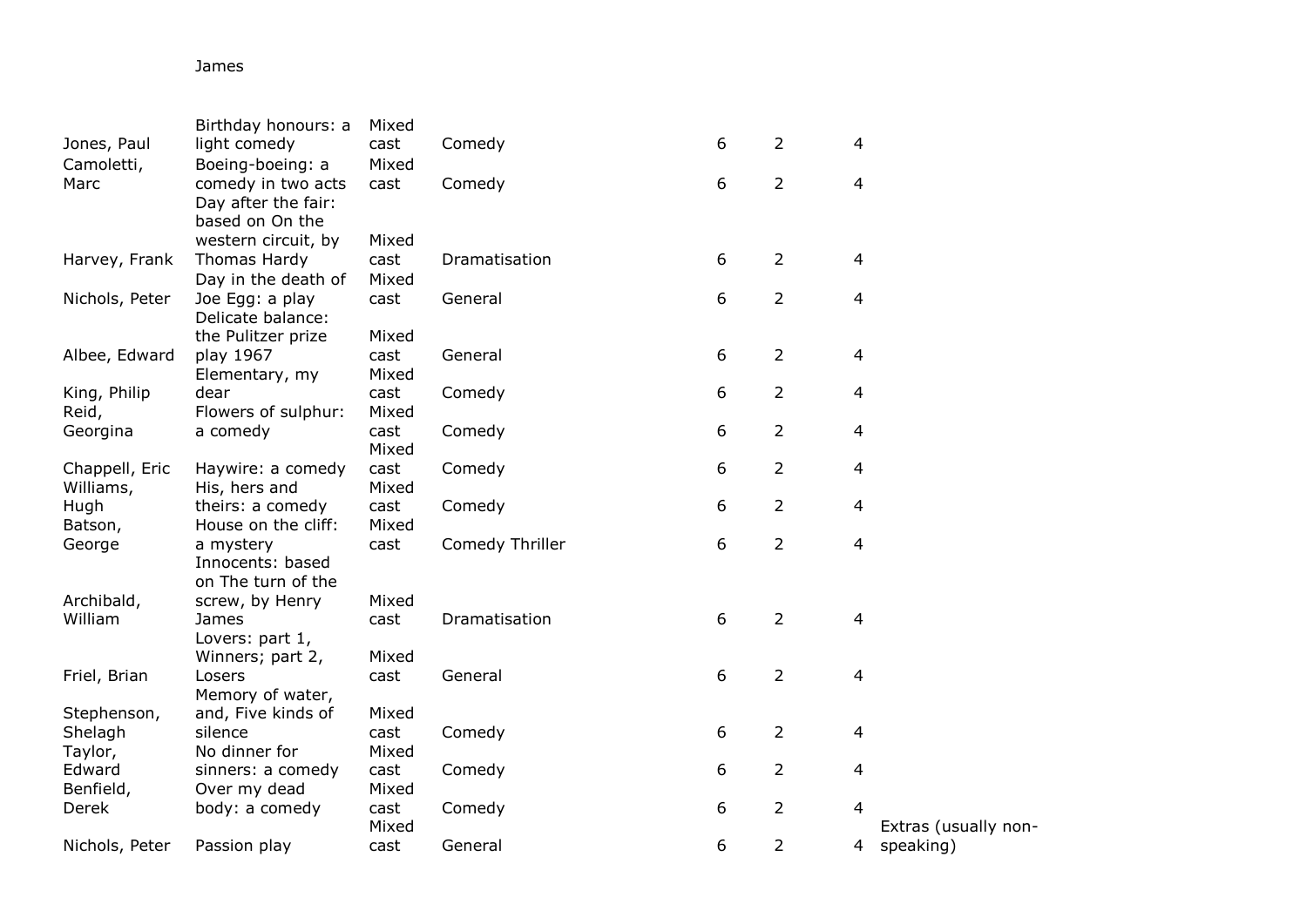James

| | | | | | | | |
|---|---|---|---|---|---|---|---|
| Jones, Paul | Birthday honours: a light comedy | Mixed cast | Comedy | 6 | 2 | 4 | |
| Camoletti, Marc | Boeing-boeing: a comedy in two acts | Mixed cast | Comedy | 6 | 2 | 4 | |
| Harvey, Frank | Day after the fair: based on On the western circuit, by Thomas Hardy | Mixed cast | Dramatisation | 6 | 2 | 4 | |
| Nichols, Peter | Day in the death of Joe Egg: a play | Mixed cast | General | 6 | 2 | 4 | |
| Albee, Edward | Delicate balance: the Pulitzer prize play 1967 | Mixed cast | General | 6 | 2 | 4 | |
| King, Philip | Elementary, my dear | Mixed cast | Comedy | 6 | 2 | 4 | |
| Reid, Georgina | Flowers of sulphur: a comedy | Mixed cast | Comedy | 6 | 2 | 4 | |
| Chappell, Eric | Haywire: a comedy | Mixed cast | Comedy | 6 | 2 | 4 | |
| Williams, Hugh | His, hers and theirs: a comedy | Mixed cast | Comedy | 6 | 2 | 4 | |
| Batson, George | House on the cliff: a mystery | Mixed cast | Comedy Thriller | 6 | 2 | 4 | |
| Archibald, William | Innocents: based on The turn of the screw, by Henry James | Mixed cast | Dramatisation | 6 | 2 | 4 | |
| Friel, Brian | Lovers: part 1, Winners; part 2, Losers | Mixed cast | General | 6 | 2 | 4 | |
| Stephenson, Shelagh | Memory of water, and, Five kinds of silence | Mixed cast | Comedy | 6 | 2 | 4 | |
| Taylor, Edward | No dinner for sinners: a comedy | Mixed cast | Comedy | 6 | 2 | 4 | |
| Benfield, Derek | Over my dead body: a comedy | Mixed cast | Comedy | 6 | 2 | 4 | |
| Nichols, Peter | Passion play | Mixed cast | General | 6 | 2 | 4 | Extras (usually non-speaking) |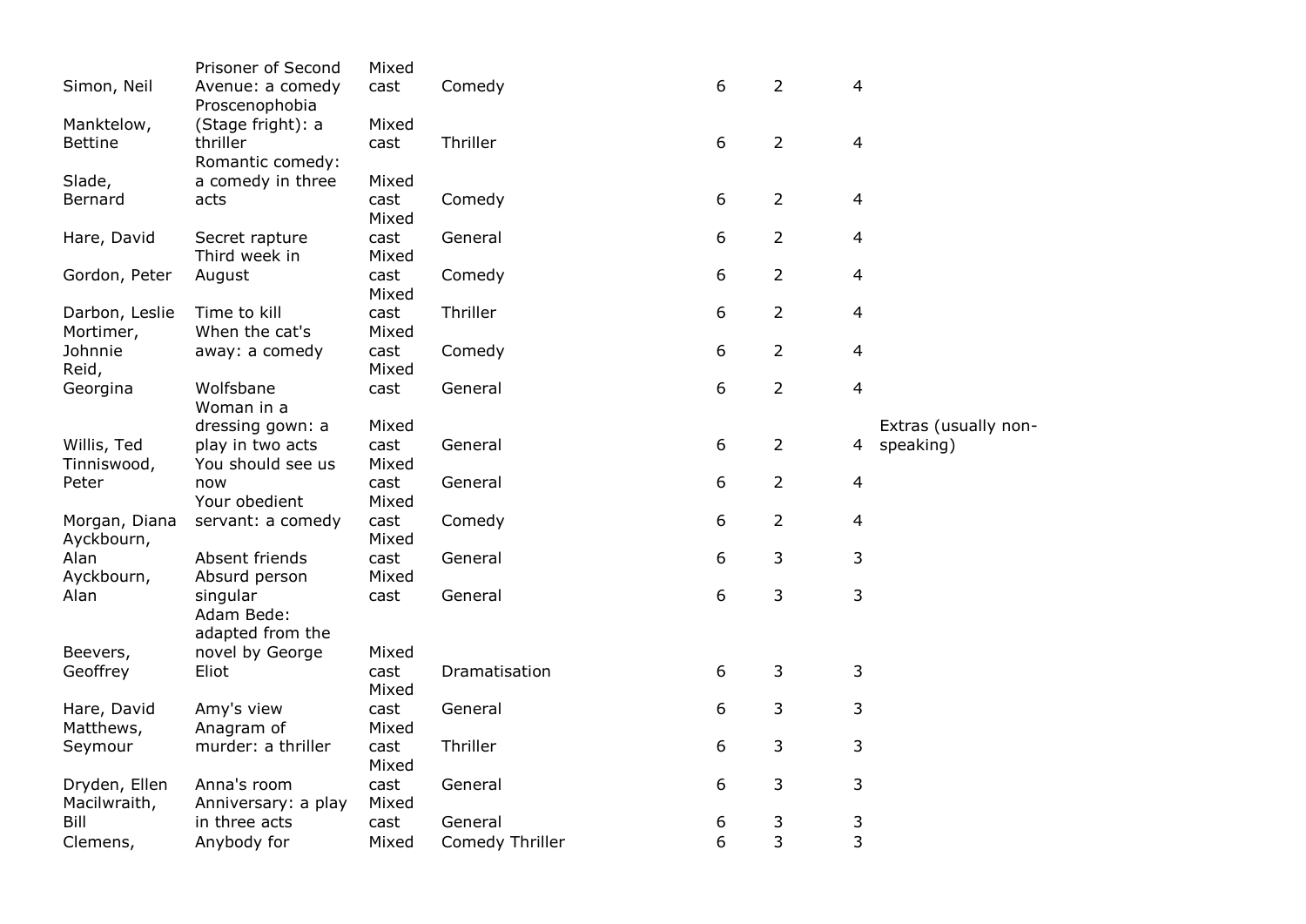| | | | | | | | |
|---|---|---|---|---|---|---|---|
| Simon, Neil | Prisoner of Second Avenue: a comedy | Mixed cast | Comedy | 6 | 2 | 4 | |
| Manktelow, Bettine | Proscenophobia (Stage fright): a thriller | Mixed cast | Thriller | 6 | 2 | 4 | |
| Slade, Bernard | Romantic comedy: a comedy in three acts | Mixed cast | Comedy | 6 | 2 | 4 | |
| Hare, David | Secret rapture | Mixed cast | General | 6 | 2 | 4 | |
| Gordon, Peter | Third week in August | Mixed cast | Comedy | 6 | 2 | 4 | |
| Darbon, Leslie | Time to kill | Mixed cast | Thriller | 6 | 2 | 4 | |
| Mortimer, Johnnie | When the cat's away: a comedy | Mixed cast | Comedy | 6 | 2 | 4 | |
| Reid, Georgina | Wolfsbane | Mixed cast | General | 6 | 2 | 4 | |
| Willis, Ted | Woman in a dressing gown: a play in two acts | Mixed cast | General | 6 | 2 | 4 | Extras (usually non-speaking) |
| Tinniswood, Peter | You should see us now | Mixed cast | General | 6 | 2 | 4 | |
| Morgan, Diana | Your obedient servant: a comedy | Mixed cast | Comedy | 6 | 2 | 4 | |
| Ayckbourn, Alan | Absent friends | Mixed cast | General | 6 | 3 | 3 | |
| Ayckbourn, Alan | Absurd person singular | Mixed cast | General | 6 | 3 | 3 | |
| Beevers, Geoffrey | Adam Bede: adapted from the novel by George Eliot | Mixed cast | Dramatisation | 6 | 3 | 3 | |
| Hare, David | Amy's view | Mixed cast | General | 6 | 3 | 3 | |
| Matthews, Seymour | Anagram of murder: a thriller | Mixed cast | Thriller | 6 | 3 | 3 | |
| Dryden, Ellen | Anna's room | Mixed cast | General | 6 | 3 | 3 | |
| Macilwraith, Bill | Anniversary: a play in three acts | Mixed cast | General | 6 | 3 | 3 | |
| Clemens, | Anybody for | Mixed | Comedy Thriller | 6 | 3 | 3 | |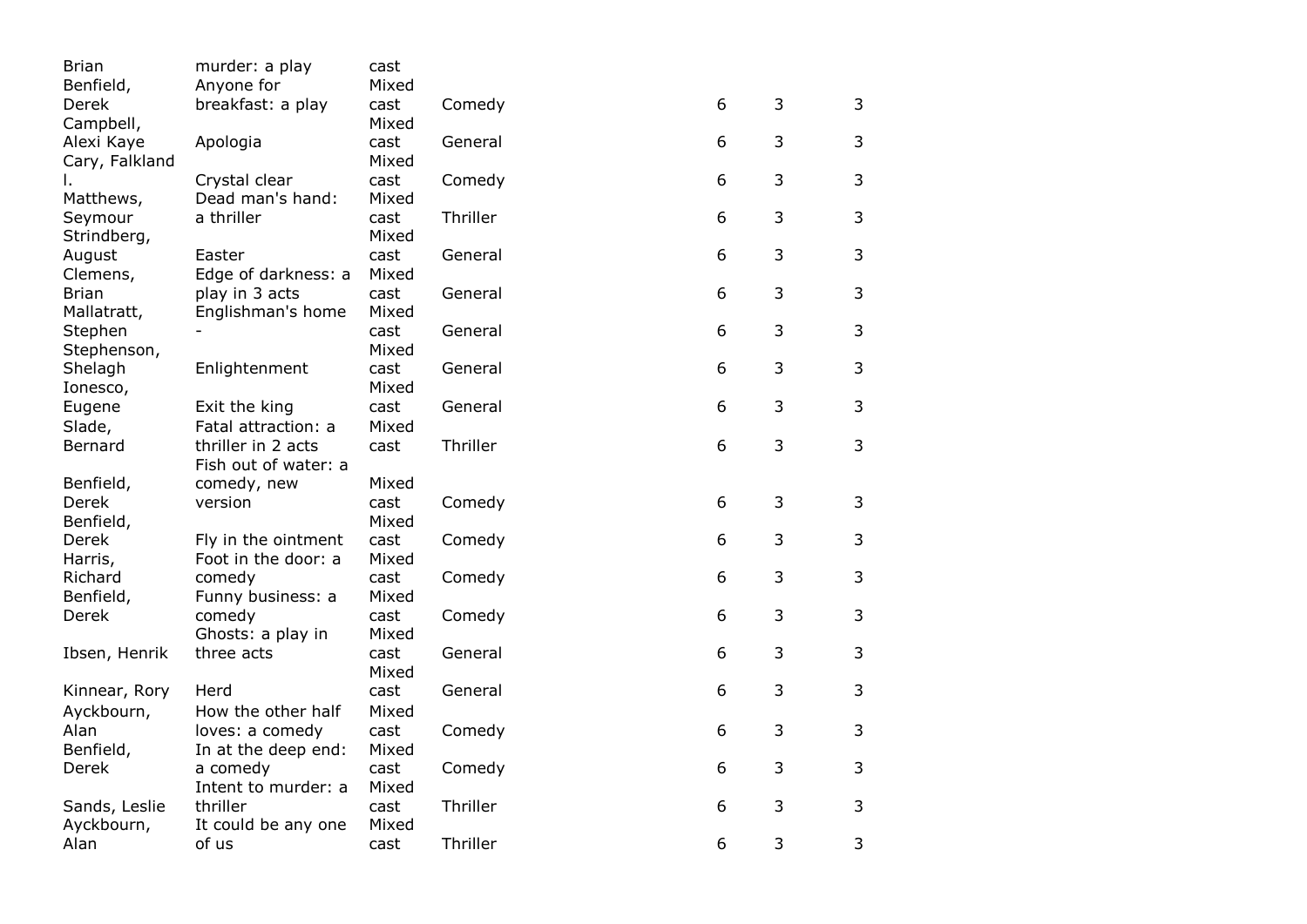| | | | | | | |
|---|---|---|---|---|---|---|
| Brian | murder: a play | cast | | | | |
| Benfield, Derek | Anyone for breakfast: a play | Mixed cast | Comedy | 6 | 3 | 3 |
| Campbell, Alexi Kaye | Apologia | Mixed cast | General | 6 | 3 | 3 |
| Cary, Falkland l. | Crystal clear | Mixed cast | Comedy | 6 | 3 | 3 |
| Matthews, Seymour | Dead man's hand: a thriller | Mixed cast | Thriller | 6 | 3 | 3 |
| Strindberg, August | Easter | Mixed cast | General | 6 | 3 | 3 |
| Clemens, Brian | Edge of darkness: a play in 3 acts | Mixed cast | General | 6 | 3 | 3 |
| Mallatratt, Stephen | Englishman's home - | Mixed cast | General | 6 | 3 | 3 |
| Stephenson, Shelagh | Enlightenment | Mixed cast | General | 6 | 3 | 3 |
| Ionesco, Eugene | Exit the king | Mixed cast | General | 6 | 3 | 3 |
| Slade, Bernard | Fatal attraction: a thriller in 2 acts | Mixed cast | Thriller | 6 | 3 | 3 |
| Benfield, Derek | Fish out of water: a comedy, new version | Mixed cast | Comedy | 6 | 3 | 3 |
| Benfield, Derek | Fly in the ointment | Mixed cast | Comedy | 6 | 3 | 3 |
| Harris, Richard | Foot in the door: a comedy | Mixed cast | Comedy | 6 | 3 | 3 |
| Benfield, Derek | Funny business: a comedy | Mixed cast | Comedy | 6 | 3 | 3 |
| Ibsen, Henrik | Ghosts: a play in three acts | Mixed cast | General | 6 | 3 | 3 |
| Kinnear, Rory | Herd | Mixed cast | General | 6 | 3 | 3 |
| Ayckbourn, Alan | How the other half loves: a comedy | Mixed cast | Comedy | 6 | 3 | 3 |
| Benfield, Derek | In at the deep end: a comedy | Mixed cast | Comedy | 6 | 3 | 3 |
| Sands, Leslie | Intent to murder: a thriller | Mixed cast | Thriller | 6 | 3 | 3 |
| Ayckbourn, Alan | It could be any one of us | Mixed cast | Thriller | 6 | 3 | 3 |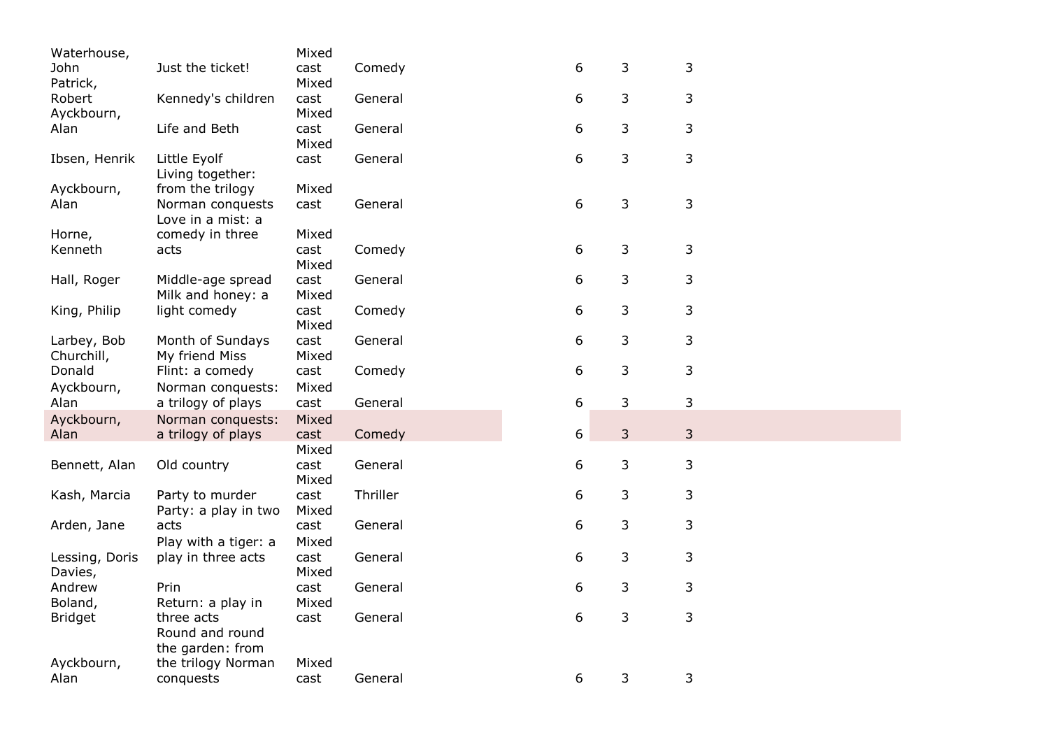| | | | | | | |
|---|---|---|---|---|---|---|
| Waterhouse, John | Just the ticket! | Mixed cast | Comedy | 6 | 3 | 3 |
| Patrick, Robert | Kennedy's children | Mixed cast | General | 6 | 3 | 3 |
| Ayckbourn, Alan | Life and Beth | Mixed cast | General | 6 | 3 | 3 |
| Ibsen, Henrik | Little Eyolf | Mixed cast | General | 6 | 3 | 3 |
| Ayckbourn, Alan | Living together: from the trilogy Norman conquests | Mixed cast | General | 6 | 3 | 3 |
| Horne, Kenneth | Love in a mist: a comedy in three acts | Mixed cast | Comedy | 6 | 3 | 3 |
| Hall, Roger | Middle-age spread | Mixed cast | General | 6 | 3 | 3 |
| King, Philip | Milk and honey: a light comedy | Mixed cast | Comedy | 6 | 3 | 3 |
| Larbey, Bob | Month of Sundays | Mixed cast | General | 6 | 3 | 3 |
| Churchill, Donald | My friend Miss Flint: a comedy | Mixed cast | Comedy | 6 | 3 | 3 |
| Ayckbourn, Alan | Norman conquests: a trilogy of plays | Mixed cast | General | 6 | 3 | 3 |
| Ayckbourn, Alan | Norman conquests: a trilogy of plays | Mixed cast | Comedy | 6 | 3 | 3 |
| Bennett, Alan | Old country | Mixed cast | General | 6 | 3 | 3 |
| Kash, Marcia | Party to murder | Mixed cast | Thriller | 6 | 3 | 3 |
| Arden, Jane | Party: a play in two acts | Mixed cast | General | 6 | 3 | 3 |
| Lessing, Doris | Play with a tiger: a play in three acts | Mixed cast | General | 6 | 3 | 3 |
| Davies, Andrew | Prin | Mixed cast | General | 6 | 3 | 3 |
| Boland, Bridget | Return: a play in three acts | Mixed cast | General | 6 | 3 | 3 |
| Ayckbourn, Alan | Round and round the garden: from the trilogy Norman conquests | Mixed cast | General | 6 | 3 | 3 |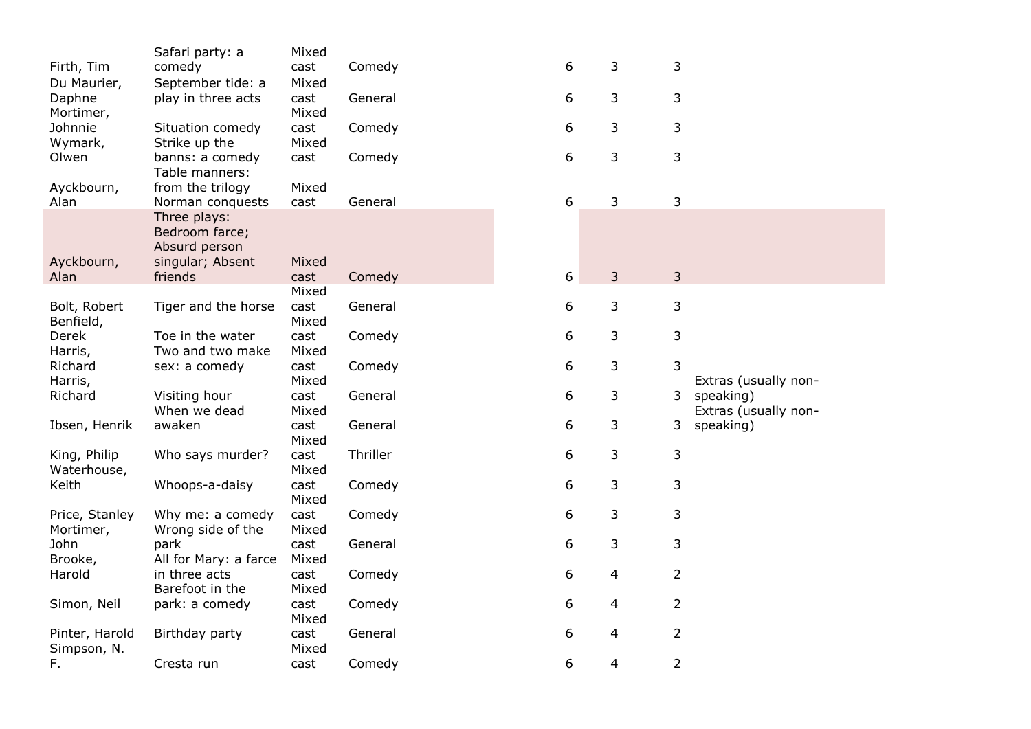| | | | | | | | | |
|---|---|---|---|---|---|---|---|---|
| Firth, Tim | Safari party: a comedy | Mixed cast | Comedy | | 6 | 3 | 3 | |
| Du Maurier, Daphne | September tide: a play in three acts | Mixed cast | General | | 6 | 3 | 3 | |
| Mortimer, Johnnie | Situation comedy | Mixed cast | Comedy | | 6 | 3 | 3 | |
| Wymark, Olwen | Strike up the banns: a comedy | Mixed cast | Comedy | | 6 | 3 | 3 | |
| Ayckbourn, Alan | Table manners: from the trilogy Norman conquests | Mixed cast | General | | 6 | 3 | 3 | |
| Ayckbourn, Alan | Three plays: Bedroom farce; Absurd person singular; Absent friends | Mixed cast | Comedy | | 6 | 3 | 3 | |
| Bolt, Robert | Tiger and the horse | Mixed cast | General | | 6 | 3 | 3 | |
| Benfield, Derek | Toe in the water | Mixed cast | Comedy | | 6 | 3 | 3 | |
| Harris, Richard | Two and two make sex: a comedy | Mixed cast | Comedy | | 6 | 3 | 3 | |
| Harris, Richard | Visiting hour | Mixed cast | General | | 6 | 3 | 3 | Extras (usually non-speaking) |
| Ibsen, Henrik | When we dead awaken | Mixed cast | General | | 6 | 3 | 3 | Extras (usually non-speaking) |
| King, Philip | Who says murder? | Mixed cast | Thriller | | 6 | 3 | 3 | |
| Waterhouse, Keith | Whoops-a-daisy | Mixed cast | Comedy | | 6 | 3 | 3 | |
| Price, Stanley | Why me: a comedy | Mixed cast | Comedy | | 6 | 3 | 3 | |
| Mortimer, John | Wrong side of the park | Mixed cast | General | | 6 | 3 | 3 | |
| Brooke, Harold | All for Mary: a farce in three acts | Mixed cast | Comedy | | 6 | 4 | 2 | |
| Simon, Neil | Barefoot in the park: a comedy | Mixed cast | Comedy | | 6 | 4 | 2 | |
| Pinter, Harold | Birthday party | Mixed cast | General | | 6 | 4 | 2 | |
| Simpson, N. F. | Cresta run | Mixed cast | Comedy | | 6 | 4 | 2 | |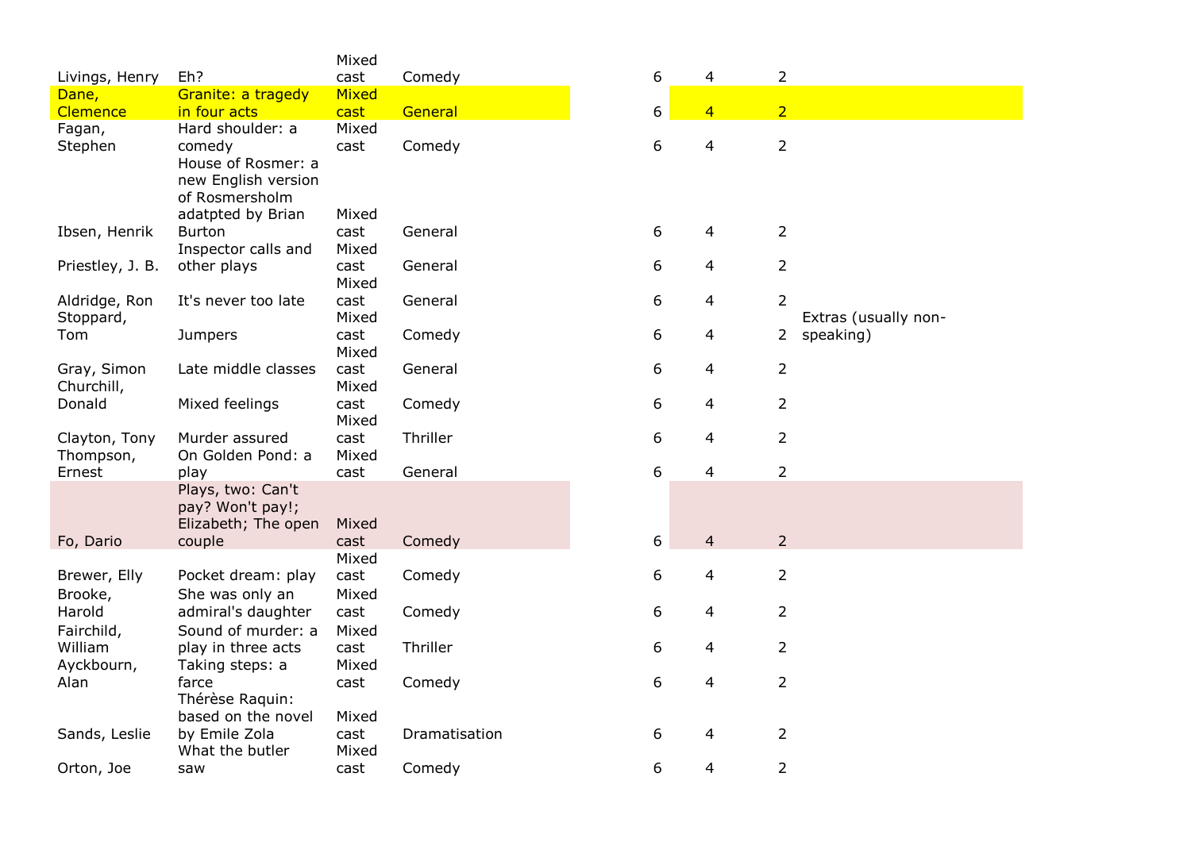| | | | | | | | | |
|---|---|---|---|---|---|---|---|---|
| Livings, Henry | Eh? | Mixed cast | Comedy | | 6 | 4 | 2 | |
| Dane, Clemence | Granite: a tragedy in four acts | Mixed cast | General | | 6 | 4 | 2 | |
| Fagan, Stephen | Hard shoulder: a comedy | Mixed cast | Comedy | | 6 | 4 | 2 | |
| Ibsen, Henrik | House of Rosmer: a new English version of Rosmersholm adatpted by Brian Burton | Mixed cast | General | | 6 | 4 | 2 | |
| Priestley, J. B. | Inspector calls and other plays | Mixed cast | General | | 6 | 4 | 2 | |
| Aldridge, Ron | It's never too late | Mixed cast | General | | 6 | 4 | 2 | |
| Stoppard, Tom | Jumpers | Mixed cast | Comedy | | 6 | 4 | 2 | Extras (usually non-speaking) |
| Gray, Simon | Late middle classes | Mixed cast | General | | 6 | 4 | 2 | |
| Churchill, Donald | Mixed feelings | Mixed cast | Comedy | | 6 | 4 | 2 | |
| Clayton, Tony | Murder assured | Mixed cast | Thriller | | 6 | 4 | 2 | |
| Thompson, Ernest | On Golden Pond: a play | Mixed cast | General | | 6 | 4 | 2 | |
| Fo, Dario | Plays, two: Can't pay? Won't pay!; Elizabeth; The open couple | Mixed cast | Comedy | | 6 | 4 | 2 | |
| Brewer, Elly | Pocket dream: play | Mixed cast | Comedy | | 6 | 4 | 2 | |
| Brooke, Harold | She was only an admiral's daughter | Mixed cast | Comedy | | 6 | 4 | 2 | |
| Fairchild, William | Sound of murder: a play in three acts | Mixed cast | Thriller | | 6 | 4 | 2 | |
| Ayckbourn, Alan | Taking steps: a farce | Mixed cast | Comedy | | 6 | 4 | 2 | |
| Sands, Leslie | Thérèse Raquin: based on the novel by Emile Zola | Mixed cast | Dramatisation | | 6 | 4 | 2 | |
| Orton, Joe | What the butler saw | Mixed cast | Comedy | | 6 | 4 | 2 | |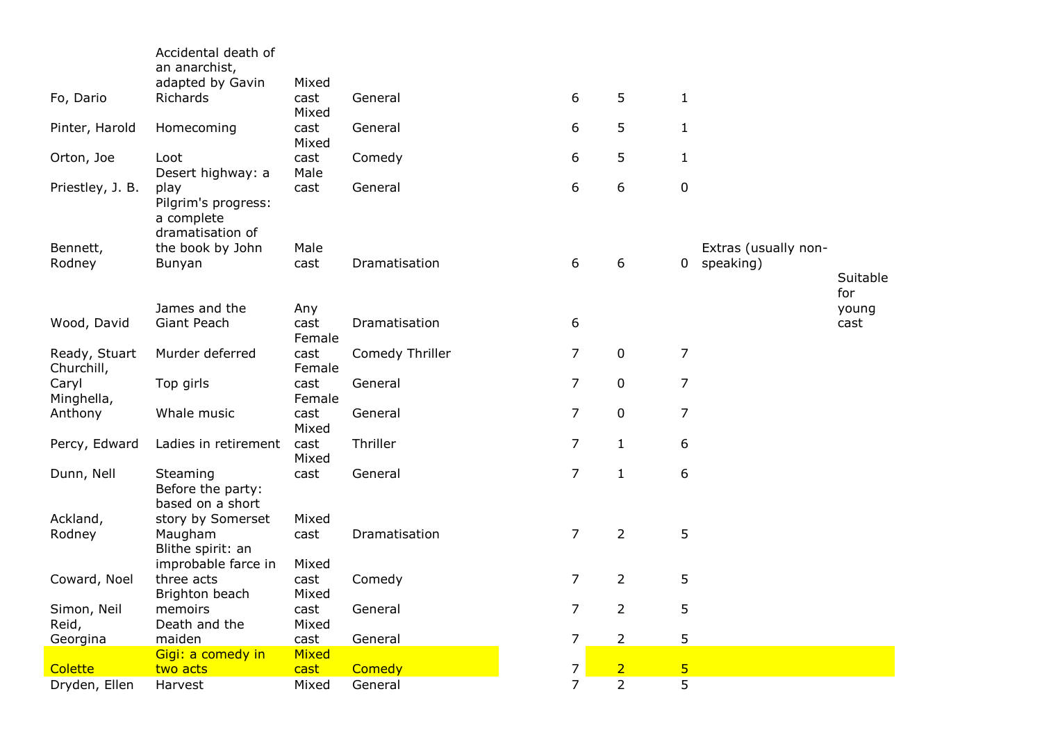| | | | | | | | | |
|---|---|---|---|---|---|---|---|---|
| Fo, Dario | Accidental death of an anarchist, adapted by Gavin Richards | Mixed cast | General | 6 | 5 | 1 | | |
| Pinter, Harold | Homecoming | Mixed cast | General | 6 | 5 | 1 | | |
| Orton, Joe | Loot | Mixed cast | Comedy | 6 | 5 | 1 | | |
| Priestley, J. B. | Desert highway: a play | Male cast | General | 6 | 6 | 0 | | |
| Bennett, Rodney | Pilgrim's progress: a complete dramatisation of the book by John Bunyan | Male cast | Dramatisation | 6 | 6 | 0 | Extras (usually non-speaking) | |
| Wood, David | James and the Giant Peach | Any cast | Dramatisation | 6 | | | | Suitable for young cast |
| Ready, Stuart | Murder deferred | Female cast | Comedy Thriller | 7 | 0 | 7 | | |
| Churchill, Caryl | Top girls | Female cast | General | 7 | 0 | 7 | | |
| Minghella, Anthony | Whale music | Female cast | General | 7 | 0 | 7 | | |
| Percy, Edward | Ladies in retirement | Mixed cast | Thriller | 7 | 1 | 6 | | |
| Dunn, Nell | Steaming | Mixed cast | General | 7 | 1 | 6 | | |
| Ackland, Rodney | Before the party: based on a short story by Somerset Maugham | Mixed cast | Dramatisation | 7 | 2 | 5 | | |
| Coward, Noel | Blithe spirit: an improbable farce in three acts | Mixed cast | Comedy | 7 | 2 | 5 | | |
| Simon, Neil | Brighton beach memoirs | Mixed cast | General | 7 | 2 | 5 | | |
| Reid, Georgina | Death and the maiden | Mixed cast | General | 7 | 2 | 5 | | |
| Colette | Gigi: a comedy in two acts | Mixed cast | Comedy | 7 | 2 | 5 | | |
| Dryden, Ellen | Harvest | Mixed | General | 7 | 2 | 5 | | |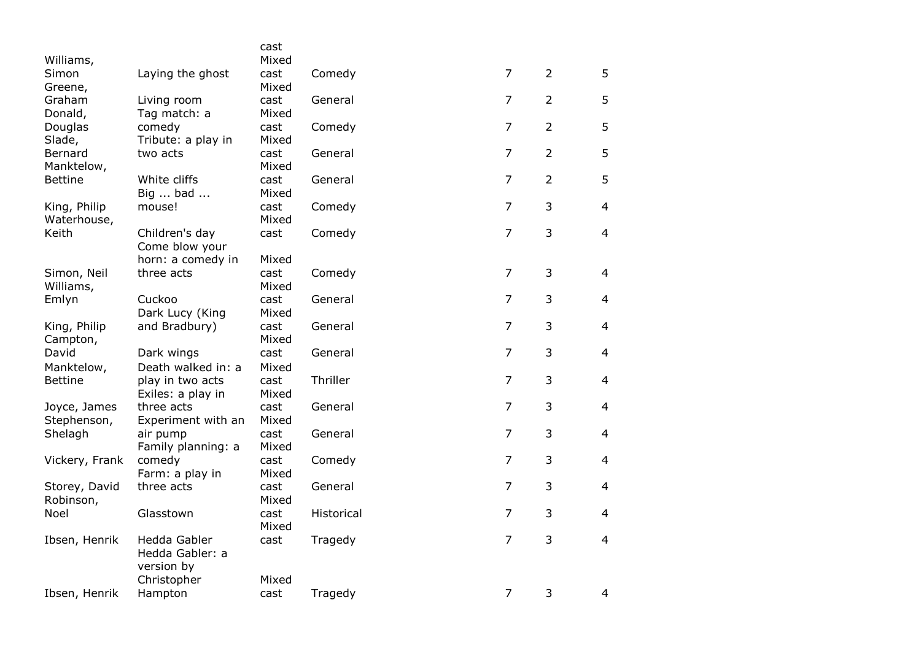| | | cast | | | | |
|---|---|---|---|---|---|---|
| Williams, Simon | Laying the ghost | Mixed cast | Comedy | 7 | 2 | 5 |
| Greene, Graham | Living room | Mixed cast | General | 7 | 2 | 5 |
| Donald, Douglas | Tag match: a comedy | Mixed cast | Comedy | 7 | 2 | 5 |
| Slade, Bernard | Tribute: a play in two acts | Mixed cast | General | 7 | 2 | 5 |
| Manktelow, Bettine | White cliffs | Mixed cast | General | 7 | 2 | 5 |
| King, Philip | Big ... bad ... mouse! | Mixed cast | Comedy | 7 | 3 | 4 |
| Waterhouse, Keith | Children's day | Mixed cast | Comedy | 7 | 3 | 4 |
| Simon, Neil | Come blow your horn: a comedy in three acts | Mixed cast | Comedy | 7 | 3 | 4 |
| Williams, Emlyn | Cuckoo | Mixed cast | General | 7 | 3 | 4 |
| King, Philip | Dark Lucy (King and Bradbury) | Mixed cast | General | 7 | 3 | 4 |
| Campton, David | Dark wings | Mixed cast | General | 7 | 3 | 4 |
| Manktelow, Bettine | Death walked in: a play in two acts | Mixed cast | Thriller | 7 | 3 | 4 |
| Joyce, James | Exiles: a play in three acts | Mixed cast | General | 7 | 3 | 4 |
| Stephenson, Shelagh | Experiment with an air pump | Mixed cast | General | 7 | 3 | 4 |
| Vickery, Frank | Family planning: a comedy | Mixed cast | Comedy | 7 | 3 | 4 |
| Storey, David | Farm: a play in three acts | Mixed cast | General | 7 | 3 | 4 |
| Robinson, Noel | Glasstown | Mixed cast | Historical | 7 | 3 | 4 |
| Ibsen, Henrik | Hedda Gabler | Mixed cast | Tragedy | 7 | 3 | 4 |
| Ibsen, Henrik | Hedda Gabler: a version by Christopher Hampton | Mixed cast | Tragedy | 7 | 3 | 4 |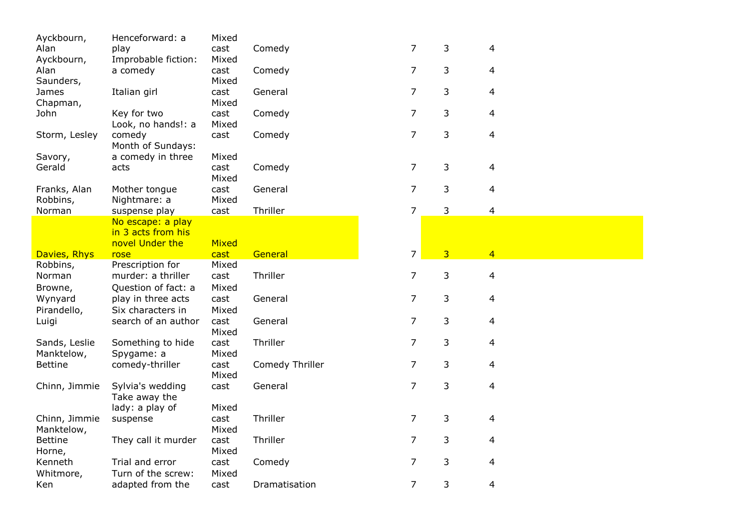| | | | | | | |
|---|---|---|---|---|---|---|
| Ayckbourn, Alan | Henceforward: a play | Mixed cast | Comedy | 7 | 3 | 4 |
| Ayckbourn, Alan | Improbable fiction: a comedy | Mixed cast | Comedy | 7 | 3 | 4 |
| Saunders, James | Italian girl | Mixed cast | General | 7 | 3 | 4 |
| Chapman, John | Key for two | Mixed cast | Comedy | 7 | 3 | 4 |
| Storm, Lesley | Look, no hands!: a comedy | Mixed cast | Comedy | 7 | 3 | 4 |
| Savory, Gerald | Month of Sundays: a comedy in three acts | Mixed cast | Comedy | 7 | 3 | 4 |
| Franks, Alan | Mother tongue | Mixed cast | General | 7 | 3 | 4 |
| Robbins, Norman | Nightmare: a suspense play | Mixed cast | Thriller | 7 | 3 | 4 |
| Davies, Rhys | No escape: a play in 3 acts from his novel Under the rose | Mixed cast | General | 7 | 3 | 4 |
| Robbins, Norman | Prescription for murder: a thriller | Mixed cast | Thriller | 7 | 3 | 4 |
| Browne, Wynyard | Question of fact: a play in three acts | Mixed cast | General | 7 | 3 | 4 |
| Pirandello, Luigi | Six characters in search of an author | Mixed cast | General | 7 | 3 | 4 |
| Sands, Leslie | Something to hide | Mixed cast | Thriller | 7 | 3 | 4 |
| Manktelow, Bettine | Spygame: a comedy-thriller | Mixed cast | Comedy Thriller | 7 | 3 | 4 |
| Chinn, Jimmie | Sylvia's wedding | Mixed cast | General | 7 | 3 | 4 |
| Chinn, Jimmie | Take away the lady: a play of suspense | Mixed cast | Thriller | 7 | 3 | 4 |
| Manktelow, Bettine | They call it murder | Mixed cast | Thriller | 7 | 3 | 4 |
| Horne, Kenneth | Trial and error | Mixed cast | Comedy | 7 | 3 | 4 |
| Whitmore, Ken | Turn of the screw: adapted from the | Mixed cast | Dramatisation | 7 | 3 | 4 |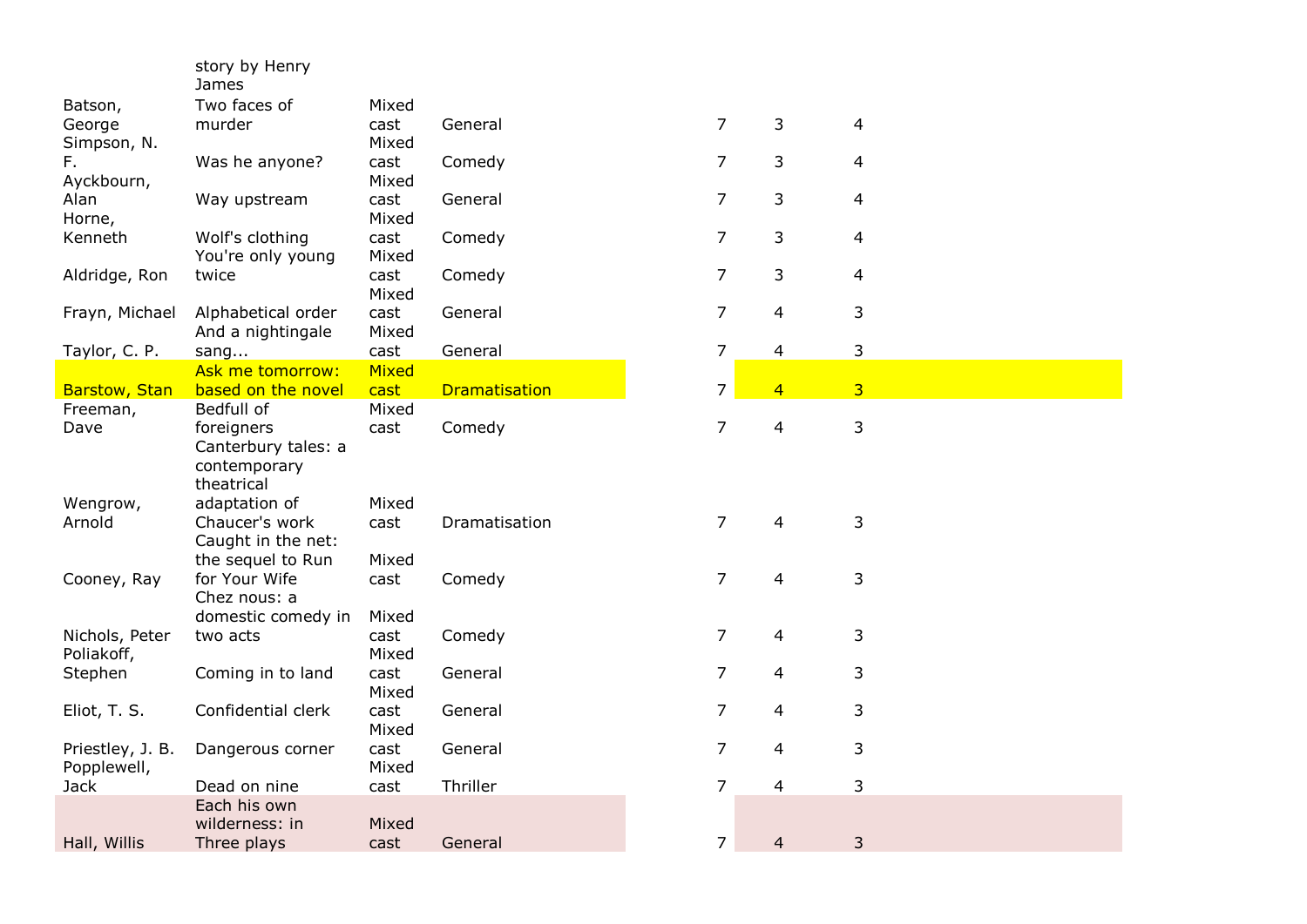| | | | | | | |
|---|---|---|---|---|---|---|
| | story by Henry James | | | | | |
| Batson, George | Two faces of murder | Mixed cast | General | 7 | 3 | 4 |
| Simpson, N. F. | Was he anyone? | Mixed cast | Comedy | 7 | 3 | 4 |
| Ayckbourn, Alan | Way upstream | Mixed cast | General | 7 | 3 | 4 |
| Horne, Kenneth | Wolf's clothing | Mixed cast | Comedy | 7 | 3 | 4 |
| Aldridge, Ron | You're only young twice | Mixed cast | Comedy | 7 | 3 | 4 |
| Frayn, Michael | Alphabetical order | Mixed cast | General | 7 | 4 | 3 |
| Taylor, C. P. | And a nightingale sang... | Mixed cast | General | 7 | 4 | 3 |
| Barstow, Stan | Ask me tomorrow: based on the novel | Mixed cast | Dramatisation | 7 | 4 | 3 |
| Freeman, Dave | Bedfull of foreigners | Mixed cast | Comedy | 7 | 4 | 3 |
| Wengrow, Arnold | Canterbury tales: a contemporary theatrical adaptation of Chaucer's work | Mixed cast | Dramatisation | 7 | 4 | 3 |
| Cooney, Ray | Caught in the net: the sequel to Run for Your Wife | Mixed cast | Comedy | 7 | 4 | 3 |
| Nichols, Peter | Chez nous: a domestic comedy in two acts | Mixed cast | Comedy | 7 | 4 | 3 |
| Poliakoff, Stephen | Coming in to land | Mixed cast | General | 7 | 4 | 3 |
| Eliot, T. S. | Confidential clerk | Mixed cast | General | 7 | 4 | 3 |
| Priestley, J. B. | Dangerous corner | Mixed cast | General | 7 | 4 | 3 |
| Popplewell, Jack | Dead on nine | Mixed cast | Thriller | 7 | 4 | 3 |
| Hall, Willis | Each his own wilderness: in Three plays | Mixed cast | General | 7 | 4 | 3 |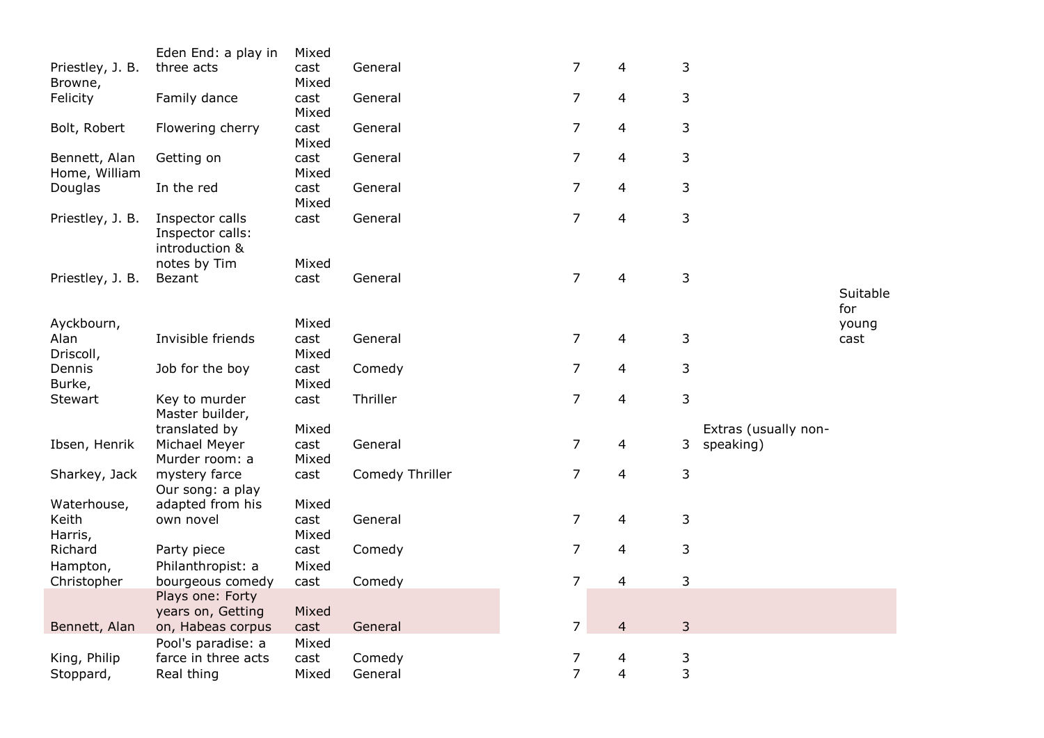| | | | | | | | | |
|---|---|---|---|---|---|---|---|---|
| Priestley, J. B. | Eden End: a play in three acts | Mixed cast | General | 7 | 4 | 3 | | |
| Browne, Felicity | Family dance | Mixed cast | General | 7 | 4 | 3 | | |
| Bolt, Robert | Flowering cherry | Mixed cast | General | 7 | 4 | 3 | | |
| Bennett, Alan | Getting on | Mixed cast | General | 7 | 4 | 3 | | |
| Home, William Douglas | In the red | Mixed cast | General | 7 | 4 | 3 | | |
| Priestley, J. B. | Inspector calls | Mixed cast | General | 7 | 4 | 3 | | |
| Priestley, J. B. | Inspector calls: introduction & notes by Tim Bezant | Mixed cast | General | 7 | 4 | 3 | | |
| Ayckbourn, Alan | Invisible friends | Mixed cast | General | 7 | 4 | 3 | | Suitable for young cast |
| Driscoll, Dennis | Job for the boy | Mixed cast | Comedy | 7 | 4 | 3 | | |
| Burke, Stewart | Key to murder | Mixed cast | Thriller | 7 | 4 | 3 | | |
| Ibsen, Henrik | Master builder, translated by Michael Meyer | Mixed cast | General | 7 | 4 | 3 | Extras (usually non-speaking) | |
| Sharkey, Jack | Murder room: a mystery farce | Mixed cast | Comedy Thriller | 7 | 4 | 3 | | |
| Waterhouse, Keith | Our song: a play adapted from his own novel | Mixed cast | General | 7 | 4 | 3 | | |
| Harris, Richard | Party piece | Mixed cast | Comedy | 7 | 4 | 3 | | |
| Hampton, Christopher | Philanthropist: a bourgeous comedy | Mixed cast | Comedy | 7 | 4 | 3 | | |
| Bennett, Alan | Plays one: Forty years on, Getting on, Habeas corpus | Mixed cast | General | 7 | 4 | 3 | | |
| King, Philip | Pool's paradise: a farce in three acts | Mixed cast | Comedy | 7 | 4 | 3 | | |
| Stoppard, | Real thing | Mixed | General | 7 | 4 | 3 | | |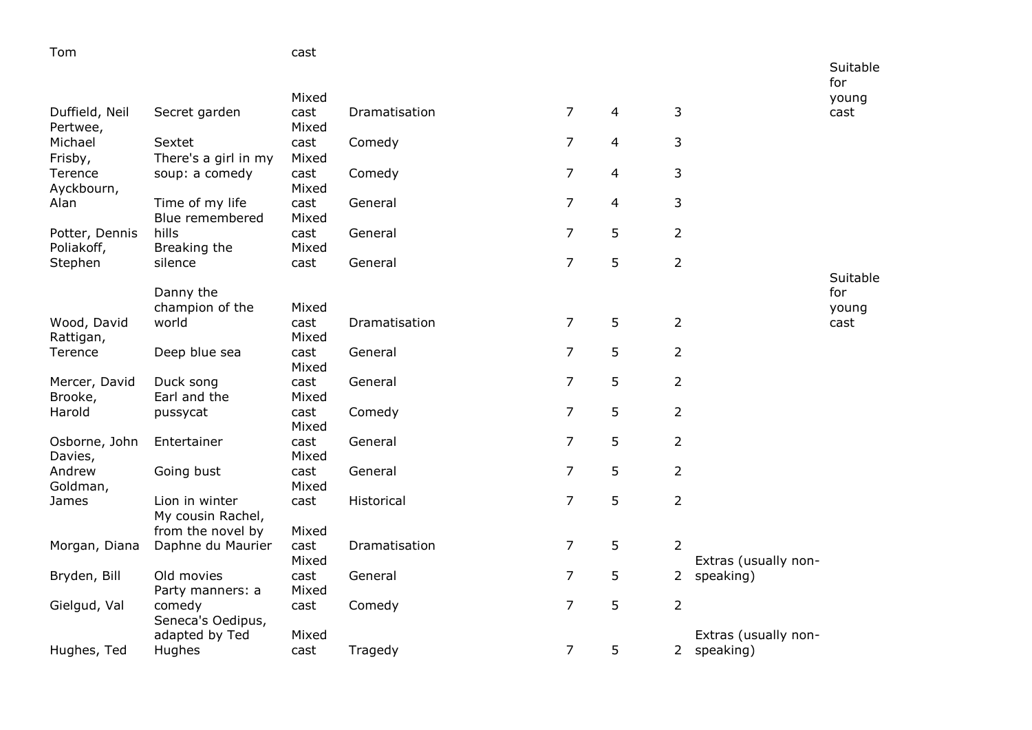| | | | | | | | | |
|---|---|---|---|---|---|---|---|---|
| Tom | | cast | | | | | | |
| Duffield, Neil | Secret garden | Mixed cast | Dramatisation | 7 | 4 | 3 | | Suitable for young cast |
| Pertwee, Michael | Sextet | Mixed cast | Comedy | 7 | 4 | 3 | | |
| Frisby, Terence | There's a girl in my soup: a comedy | Mixed cast | Comedy | 7 | 4 | 3 | | |
| Ayckbourn, Alan | Time of my life | Mixed cast | General | 7 | 4 | 3 | | |
| Potter, Dennis | Blue remembered hills | Mixed cast | General | 7 | 5 | 2 | | |
| Poliakoff, Stephen | Breaking the silence | Mixed cast | General | 7 | 5 | 2 | | |
| Wood, David | Danny the champion of the world | Mixed cast | Dramatisation | 7 | 5 | 2 | | Suitable for young cast |
| Rattigan, Terence | Deep blue sea | Mixed cast | General | 7 | 5 | 2 | | |
| Mercer, David | Duck song | Mixed cast | General | 7 | 5 | 2 | | |
| Brooke, Harold | Earl and the pussycat | Mixed cast | Comedy | 7 | 5 | 2 | | |
| Osborne, John | Entertainer | Mixed cast | General | 7 | 5 | 2 | | |
| Davies, Andrew | Going bust | Mixed cast | General | 7 | 5 | 2 | | |
| Goldman, James | Lion in winter | Mixed cast | Historical | 7 | 5 | 2 | | |
| Morgan, Diana | My cousin Rachel, from the novel by Daphne du Maurier | Mixed cast | Dramatisation | 7 | 5 | 2 | | |
| Bryden, Bill | Old movies | Mixed cast | General | 7 | 5 | 2 | Extras (usually non-speaking) | |
| Gielgud, Val | Party manners: a comedy | Mixed cast | Comedy | 7 | 5 | 2 | | |
| Hughes, Ted | Seneca's Oedipus, adapted by Ted Hughes | Mixed cast | Tragedy | 7 | 5 | 2 | Extras (usually non-speaking) | |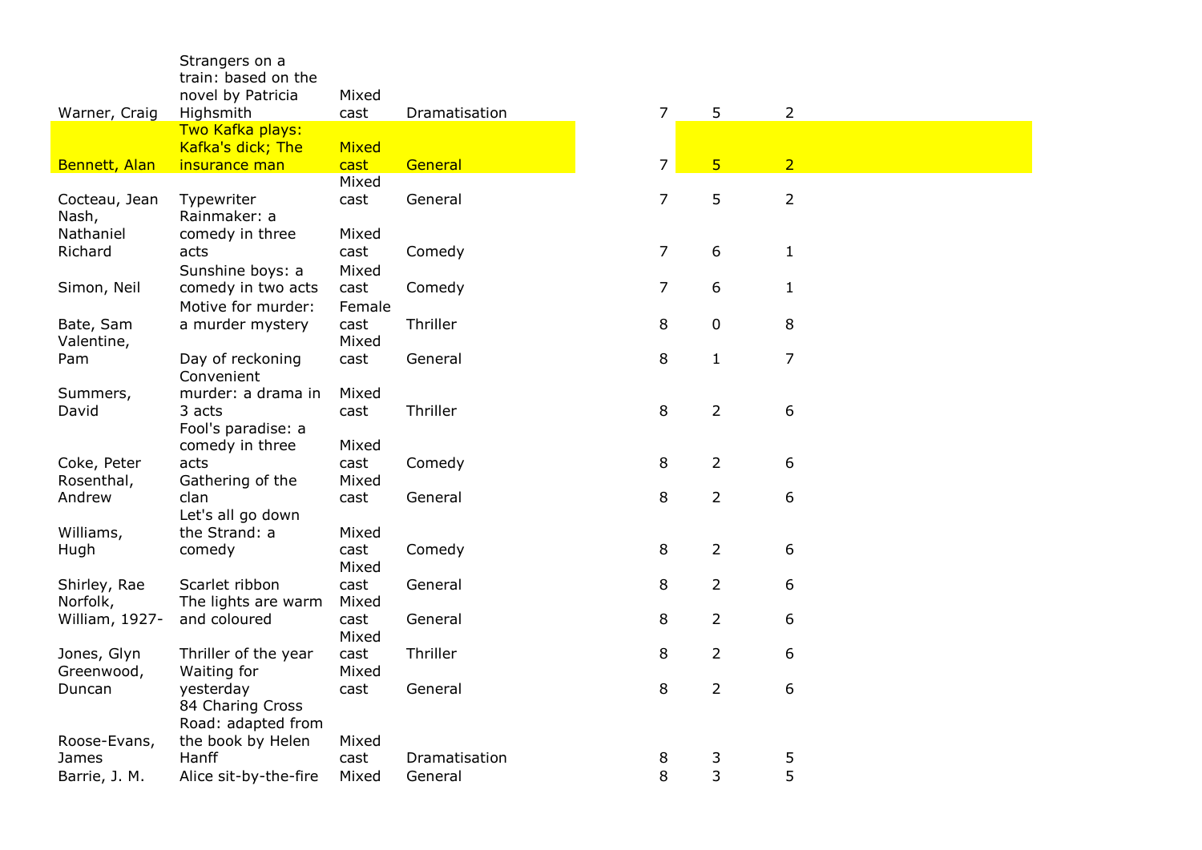| | | | | | | |
|---|---|---|---|---|---|---|
| Warner, Craig | Strangers on a train: based on the novel by Patricia Highsmith | Mixed cast | Dramatisation | 7 | 5 | 2 |
| Bennett, Alan | Two Kafka plays: Kafka's dick; The insurance man | Mixed cast | General | 7 | 5 | 2 |
| Cocteau, Jean | Typewriter | Mixed cast | General | 7 | 5 | 2 |
| Nash, Nathaniel Richard | Rainmaker: a comedy in three acts | Mixed cast | Comedy | 7 | 6 | 1 |
| Simon, Neil | Sunshine boys: a comedy in two acts | Mixed cast | Comedy | 7 | 6 | 1 |
| Bate, Sam | Motive for murder: a murder mystery | Female cast | Thriller | 8 | 0 | 8 |
| Valentine, Pam | Day of reckoning | Mixed cast | General | 8 | 1 | 7 |
| Summers, David | Convenient murder: a drama in 3 acts | Mixed cast | Thriller | 8 | 2 | 6 |
| Coke, Peter | Fool's paradise: a comedy in three acts | Mixed cast | Comedy | 8 | 2 | 6 |
| Rosenthal, Andrew | Gathering of the clan | Mixed cast | General | 8 | 2 | 6 |
| Williams, Hugh | Let's all go down the Strand: a comedy | Mixed cast | Comedy | 8 | 2 | 6 |
| Shirley, Rae | Scarlet ribbon | Mixed cast | General | 8 | 2 | 6 |
| Norfolk, William, 1927- | The lights are warm and coloured | Mixed cast | General | 8 | 2 | 6 |
| Jones, Glyn | Thriller of the year | Mixed cast | Thriller | 8 | 2 | 6 |
| Greenwood, Duncan | Waiting for yesterday | Mixed cast | General | 8 | 2 | 6 |
| Roose-Evans, James | 84 Charing Cross Road: adapted from the book by Helen Hanff | Mixed cast | Dramatisation | 8 | 3 | 5 |
| Barrie, J. M. | Alice sit-by-the-fire | Mixed | General | 8 | 3 | 5 |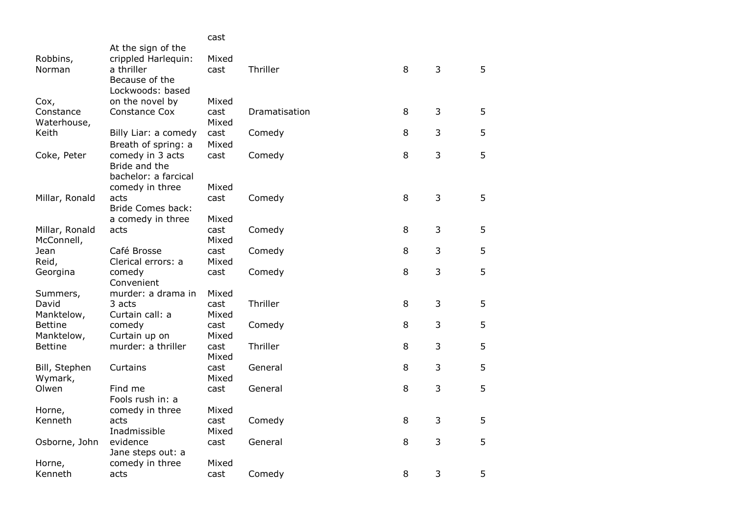| | | cast | | | | |
|---|---|---|---|---|---|---|
| Robbins, Norman | At the sign of the crippled Harlequin: a thriller | Mixed cast | Thriller | 8 | 3 | 5 |
| Cox, Constance | Because of the Lockwoods: based on the novel by Constance Cox | Mixed cast | Dramatisation | 8 | 3 | 5 |
| Waterhouse, Keith | Billy Liar: a comedy | Mixed cast | Comedy | 8 | 3 | 5 |
| Coke, Peter | Breath of spring: a comedy in 3 acts | Mixed cast | Comedy | 8 | 3 | 5 |
| Millar, Ronald | Bride and the bachelor: a farcical comedy in three acts | Mixed cast | Comedy | 8 | 3 | 5 |
| Millar, Ronald | Bride Comes back: a comedy in three acts | Mixed cast | Comedy | 8 | 3 | 5 |
| McConnell, Jean | Café Brosse | Mixed cast | Comedy | 8 | 3 | 5 |
| Reid, Georgina | Clerical errors: a comedy | Mixed cast | Comedy | 8 | 3 | 5 |
| Summers, David | Convenient murder: a drama in 3 acts | Mixed cast | Thriller | 8 | 3 | 5 |
| Manktelow, Bettine | Curtain call: a comedy | Mixed cast | Comedy | 8 | 3 | 5 |
| Manktelow, Bettine | Curtain up on murder: a thriller | Mixed cast | Thriller | 8 | 3 | 5 |
| Bill, Stephen | Curtains | Mixed cast | General | 8 | 3 | 5 |
| Wymark, Olwen | Find me | Mixed cast | General | 8 | 3 | 5 |
| Horne, Kenneth | Fools rush in: a comedy in three acts | Mixed cast | Comedy | 8 | 3 | 5 |
| Osborne, John | Inadmissible evidence | Mixed cast | General | 8 | 3 | 5 |
| Horne, Kenneth | Jane steps out: a comedy in three acts | Mixed cast | Comedy | 8 | 3 | 5 |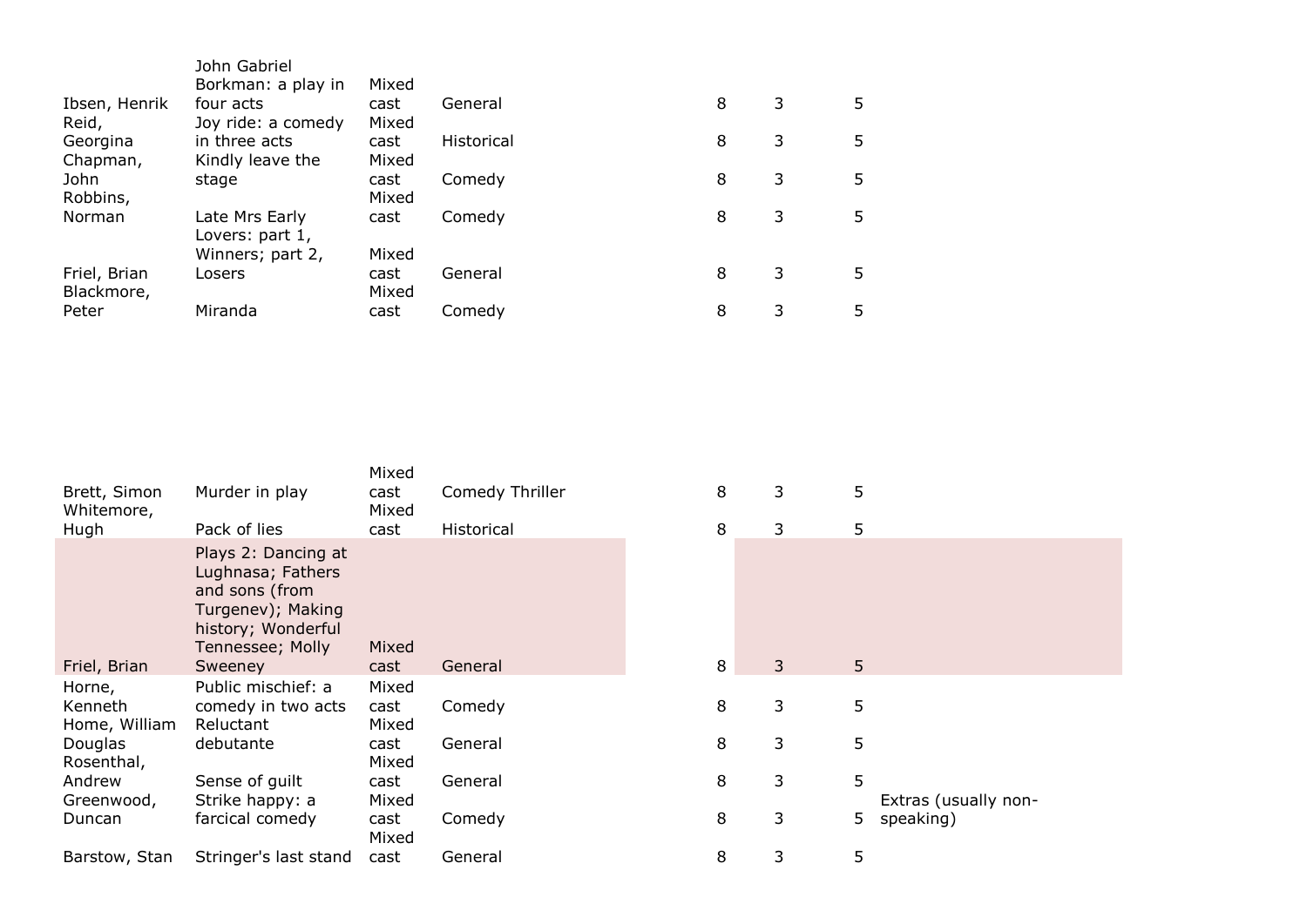| | | | | | | | | |
|---|---|---|---|---|---|---|---|---|
| Ibsen, Henrik | John Gabriel Borkman: a play in four acts | Mixed cast | General | | 8 | 3 | 5 | |
| Reid, Georgina | Joy ride: a comedy in three acts | Mixed cast | Historical | | 8 | 3 | 5 | |
| Chapman, John | Kindly leave the stage | Mixed cast | Comedy | | 8 | 3 | 5 | |
| Robbins, Norman | Late Mrs Early | Mixed cast | Comedy | | 8 | 3 | 5 | |
| Friel, Brian | Lovers: part 1, Winners; part 2, Losers | Mixed cast | General | | 8 | 3 | 5 | |
| Blackmore, Peter | Miranda | Mixed cast | Comedy | | 8 | 3 | 5 | |
| Brett, Simon | Murder in play | Mixed cast | Comedy Thriller | | 8 | 3 | 5 | |
| Whitemore, Hugh | Pack of lies | Mixed cast | Historical | | 8 | 3 | 5 | |
| Friel, Brian | Plays 2: Dancing at Lughnasa; Fathers and sons (from Turgenev); Making history; Wonderful Tennessee; Molly Sweeney | Mixed cast | General | | 8 | 3 | 5 | |
| Horne, Kenneth | Public mischief: a comedy in two acts | Mixed cast | Comedy | | 8 | 3 | 5 | |
| Home, William Douglas | Reluctant debutante | Mixed cast | General | | 8 | 3 | 5 | |
| Rosenthal, Andrew | Sense of guilt | Mixed cast | General | | 8 | 3 | 5 | |
| Greenwood, Duncan | Strike happy: a farcical comedy | Mixed cast | Comedy | | 8 | 3 | 5 | Extras (usually non-speaking) |
| Barstow, Stan | Stringer's last stand | Mixed cast | General | | 8 | 3 | 5 | |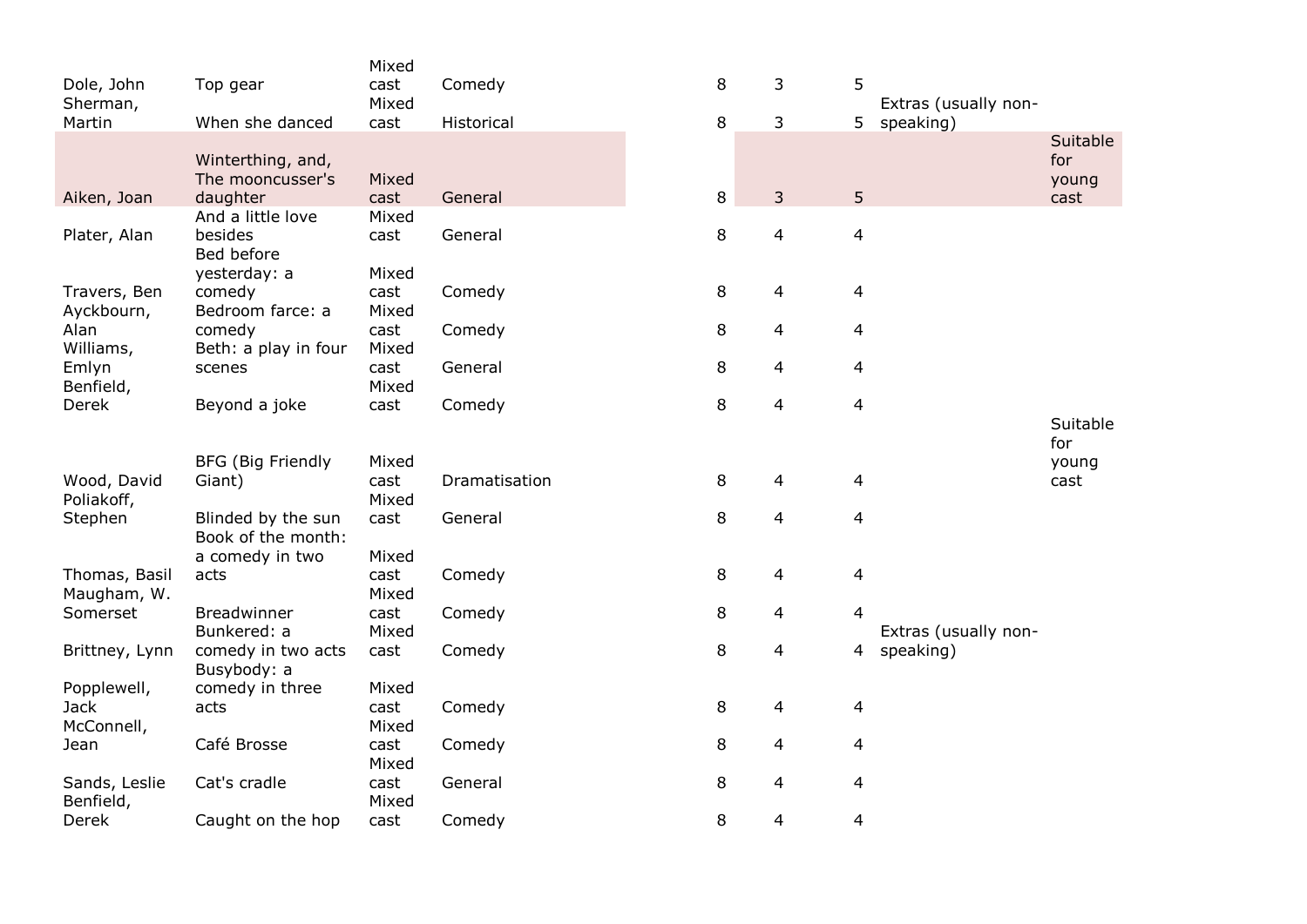| | | | | | | | | |
|---|---|---|---|---|---|---|---|---|
| Dole, John | Top gear | Mixed cast | Comedy | 8 | 3 | 5 | | |
| Sherman, Martin | When she danced | Mixed cast | Historical | 8 | 3 | 5 | Extras (usually non-speaking) | |
| Aiken, Joan | Winterthing, and, The mooncusser's daughter | Mixed cast | General | 8 | 3 | 5 | | Suitable for young cast |
| Plater, Alan | And a little love besides | Mixed cast | General | 8 | 4 | 4 | | |
| Travers, Ben | Bed before yesterday: a comedy | Mixed cast | Comedy | 8 | 4 | 4 | | |
| Ayckbourn, Alan | Bedroom farce: a comedy | Mixed cast | Comedy | 8 | 4 | 4 | | |
| Williams, Emlyn | Beth: a play in four scenes | Mixed cast | General | 8 | 4 | 4 | | |
| Benfield, Derek | Beyond a joke | Mixed cast | Comedy | 8 | 4 | 4 | | |
| Wood, David | BFG (Big Friendly Giant) | Mixed cast | Dramatisation | 8 | 4 | 4 | | Suitable for young cast |
| Poliakoff, Stephen | Blinded by the sun | Mixed cast | General | 8 | 4 | 4 | | |
| Thomas, Basil | Book of the month: a comedy in two acts | Mixed cast | Comedy | 8 | 4 | 4 | | |
| Maugham, W. Somerset | Breadwinner | Mixed cast | Comedy | 8 | 4 | 4 | | |
| Brittney, Lynn | Bunkered: a comedy in two acts | Mixed cast | Comedy | 8 | 4 | 4 | Extras (usually non-speaking) | |
| Popplewell, Jack | Busybody: a comedy in three acts | Mixed cast | Comedy | 8 | 4 | 4 | | |
| McConnell, Jean | Café Brosse | Mixed cast | Comedy | 8 | 4 | 4 | | |
| Sands, Leslie | Cat's cradle | Mixed cast | General | 8 | 4 | 4 | | |
| Benfield, Derek | Caught on the hop | Mixed cast | Comedy | 8 | 4 | 4 | | |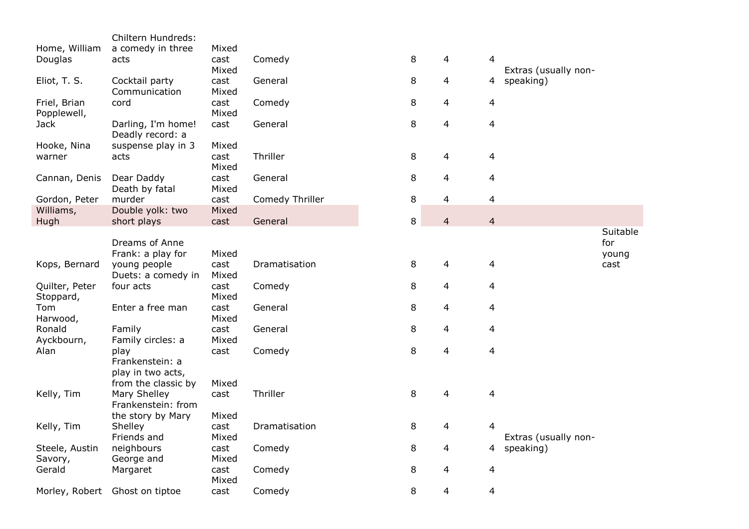| | | | | | | | | |
|---|---|---|---|---|---|---|---|---|
| Home, William Douglas | Chiltern Hundreds: a comedy in three acts | Mixed cast | Comedy | 8 | 4 | 4 | | |
| Eliot, T. S. | Cocktail party | Mixed cast | General | 8 | 4 | 4 | Extras (usually non-speaking) | |
| Friel, Brian | Communication cord | Mixed cast | Comedy | 8 | 4 | 4 | | |
| Popplewell, Jack | Darling, I'm home! | Mixed cast | General | 8 | 4 | 4 | | |
| Hooke, Nina warner | Deadly record: a suspense play in 3 acts | Mixed cast | Thriller | 8 | 4 | 4 | | |
| Cannan, Denis | Dear Daddy | Mixed cast | General | 8 | 4 | 4 | | |
| Gordon, Peter | Death by fatal murder | Mixed cast | Comedy Thriller | 8 | 4 | 4 | | |
| Williams, Hugh | Double yolk: two short plays | Mixed cast | General | 8 | 4 | 4 | | |
| Kops, Bernard | Dreams of Anne Frank: a play for young people | Mixed cast | Dramatisation | 8 | 4 | 4 | | Suitable for young cast |
| Quilter, Peter | Duets: a comedy in four acts | Mixed cast | Comedy | 8 | 4 | 4 | | |
| Stoppard, Tom | Enter a free man | Mixed cast | General | 8 | 4 | 4 | | |
| Harwood, Ronald | Family | Mixed cast | General | 8 | 4 | 4 | | |
| Ayckbourn, Alan | Family circles: a play | Mixed cast | Comedy | 8 | 4 | 4 | | |
| Kelly, Tim | Frankenstein: a play in two acts, from the classic by Mary Shelley | Mixed cast | Thriller | 8 | 4 | 4 | | |
| Kelly, Tim | Frankenstein: from the story by Mary Shelley | Mixed cast | Dramatisation | 8 | 4 | 4 | | |
| Steele, Austin | Friends and neighbours | Mixed cast | Comedy | 8 | 4 | 4 | Extras (usually non-speaking) | |
| Savory, Gerald | George and Margaret | Mixed cast | Comedy | 8 | 4 | 4 | | |
| Morley, Robert | Ghost on tiptoe | Mixed cast | Comedy | 8 | 4 | 4 | | |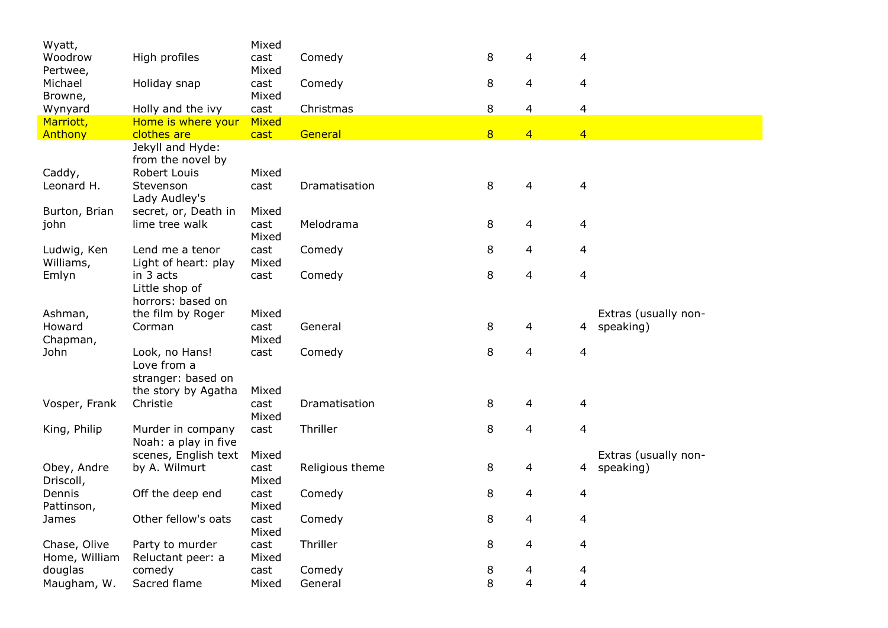| | | | | | | | |
|---|---|---|---|---|---|---|---|
| Wyatt, Woodrow | High profiles | Mixed cast | Comedy | 8 | 4 | 4 | |
| Pertwee, Michael | Holiday snap | Mixed cast | Comedy | 8 | 4 | 4 | |
| Browne, Wynyard | Holly and the ivy | Mixed cast | Christmas | 8 | 4 | 4 | |
| Marriott, Anthony | Home is where your clothes are | Mixed cast | General | 8 | 4 | 4 | |
| Caddy, Leonard H. | Jekyll and Hyde: from the novel by Robert Louis Stevenson | Mixed cast | Dramatisation | 8 | 4 | 4 | |
| Burton, Brian john | Lady Audley's secret, or, Death in lime tree walk | Mixed cast | Melodrama | 8 | 4 | 4 | |
| Ludwig, Ken | Lend me a tenor | Mixed cast | Comedy | 8 | 4 | 4 | |
| Williams, Emlyn | Light of heart: play in 3 acts | Mixed cast | Comedy | 8 | 4 | 4 | |
| Ashman, Howard | Little shop of horrors: based on the film by Roger Corman | Mixed cast | General | 8 | 4 | 4 | Extras (usually non-speaking) |
| Chapman, John | Look, no Hans! | Mixed cast | Comedy | 8 | 4 | 4 | |
| Vosper, Frank | Love from a stranger: based on the story by Agatha Christie | Mixed cast | Dramatisation | 8 | 4 | 4 | |
| King, Philip | Murder in company | Mixed cast | Thriller | 8 | 4 | 4 | |
| Obey, Andre | Noah: a play in five scenes, English text by A. Wilmurt | Mixed cast | Religious theme | 8 | 4 | 4 | Extras (usually non-speaking) |
| Driscoll, Dennis | Off the deep end | Mixed cast | Comedy | 8 | 4 | 4 | |
| Pattinson, James | Other fellow's oats | Mixed cast | Comedy | 8 | 4 | 4 | |
| Chase, Olive | Party to murder | Mixed cast | Thriller | 8 | 4 | 4 | |
| Home, William douglas | Reluctant peer: a comedy | Mixed cast | Comedy | 8 | 4 | 4 | |
| Maugham, W. | Sacred flame | Mixed | General | 8 | 4 | 4 | |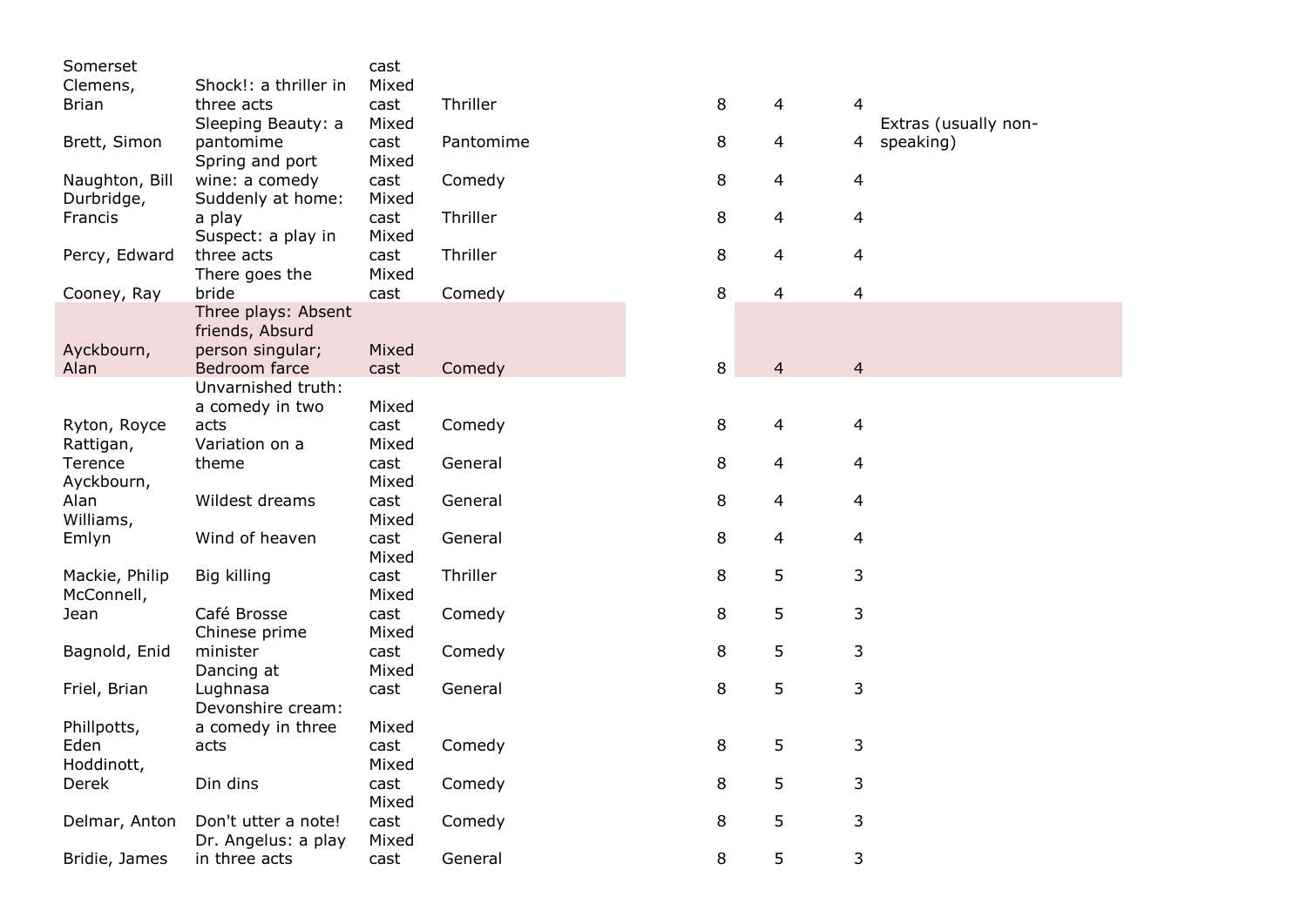| | | | | | | | | |
|---|---|---|---|---|---|---|---|---|
| Somerset | | cast | | | | | | |
| Clemens, Brian | Shock!: a thriller in three acts | Mixed cast | Thriller | | 8 | 4 | 4 | |
| Brett, Simon | Sleeping Beauty: a pantomime | Mixed cast | Pantomime | | 8 | 4 | 4 | Extras (usually non-speaking) |
| Naughton, Bill | Spring and port wine: a comedy | Mixed cast | Comedy | | 8 | 4 | 4 | |
| Durbridge, Francis | Suddenly at home: a play | Mixed cast | Thriller | | 8 | 4 | 4 | |
| Percy, Edward | Suspect: a play in three acts | Mixed cast | Thriller | | 8 | 4 | 4 | |
| Cooney, Ray | There goes the bride | Mixed cast | Comedy | | 8 | 4 | 4 | |
| Ayckbourn, Alan | Three plays: Absent friends, Absurd person singular; Bedroom farce | Mixed cast | Comedy | | 8 | 4 | 4 | |
| Ryton, Royce | Unvarnished truth: a comedy in two acts | Mixed cast | Comedy | | 8 | 4 | 4 | |
| Rattigan, Terence | Variation on a theme | Mixed cast | General | | 8 | 4 | 4 | |
| Ayckbourn, Alan | Wildest dreams | Mixed cast | General | | 8 | 4 | 4 | |
| Williams, Emlyn | Wind of heaven | Mixed cast | General | | 8 | 4 | 4 | |
| Mackie, Philip | Big killing | Mixed cast | Thriller | | 8 | 5 | 3 | |
| McConnell, Jean | Café Brosse | Mixed cast | Comedy | | 8 | 5 | 3 | |
| Bagnold, Enid | Chinese prime minister | Mixed cast | Comedy | | 8 | 5 | 3 | |
| Friel, Brian | Dancing at Lughnasa | Mixed cast | General | | 8 | 5 | 3 | |
| Phillpotts, Eden | Devonshire cream: a comedy in three acts | Mixed cast | Comedy | | 8 | 5 | 3 | |
| Hoddinott, Derek | Din dins | Mixed cast | Comedy | | 8 | 5 | 3 | |
| Delmar, Anton | Don't utter a note! | Mixed cast | Comedy | | 8 | 5 | 3 | |
| Bridie, James | Dr. Angelus: a play in three acts | Mixed cast | General | | 8 | 5 | 3 | |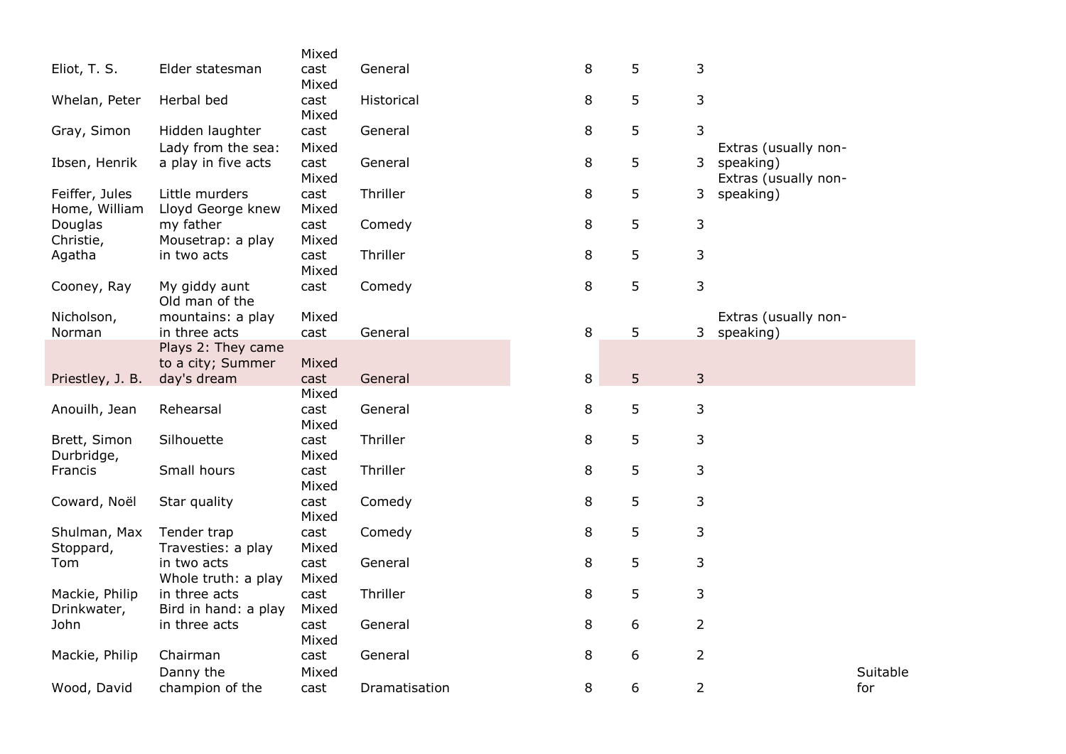| | | | | | | | | |
|---|---|---|---|---|---|---|---|---|
| Eliot, T. S. | Elder statesman | Mixed cast | General | 8 | 5 | 3 | | |
| Whelan, Peter | Herbal bed | Mixed cast | Historical | 8 | 5 | 3 | | |
| Gray, Simon | Hidden laughter | Mixed cast | General | 8 | 5 | 3 | | |
| Ibsen, Henrik | Lady from the sea: a play in five acts | Mixed cast | General | 8 | 5 | 3 | Extras (usually non-speaking) | |
| Feiffer, Jules | Little murders | Mixed cast | Thriller | 8 | 5 | 3 | Extras (usually non-speaking) | |
| Home, William Douglas | Lloyd George knew my father | Mixed cast | Comedy | 8 | 5 | 3 | | |
| Christie, Agatha | Mousetrap: a play in two acts | Mixed cast | Thriller | 8 | 5 | 3 | | |
| Cooney, Ray | My giddy aunt | Mixed cast | Comedy | 8 | 5 | 3 | | |
| Nicholson, Norman | Old man of the mountains: a play in three acts | Mixed cast | General | 8 | 5 | 3 | Extras (usually non-speaking) | |
| Priestley, J. B. | Plays 2: They came to a city; Summer day's dream | Mixed cast | General | 8 | 5 | 3 | | |
| Anouilh, Jean | Rehearsal | Mixed cast | General | 8 | 5 | 3 | | |
| Brett, Simon | Silhouette | Mixed cast | Thriller | 8 | 5 | 3 | | |
| Durbridge, Francis | Small hours | Mixed cast | Thriller | 8 | 5 | 3 | | |
| Coward, Noël | Star quality | Mixed cast | Comedy | 8 | 5 | 3 | | |
| Shulman, Max | Tender trap | Mixed cast | Comedy | 8 | 5 | 3 | | |
| Stoppard, Tom | Travesties: a play in two acts | Mixed cast | General | 8 | 5 | 3 | | |
| Mackie, Philip | Whole truth: a play in three acts | Mixed cast | Thriller | 8 | 5 | 3 | | |
| Drinkwater, John | Bird in hand: a play in three acts | Mixed cast | General | 8 | 6 | 2 | | |
| Mackie, Philip | Chairman | Mixed cast | General | 8 | 6 | 2 | | |
| Wood, David | Danny the champion of the | Mixed cast | Dramatisation | 8 | 6 | 2 | | Suitable for |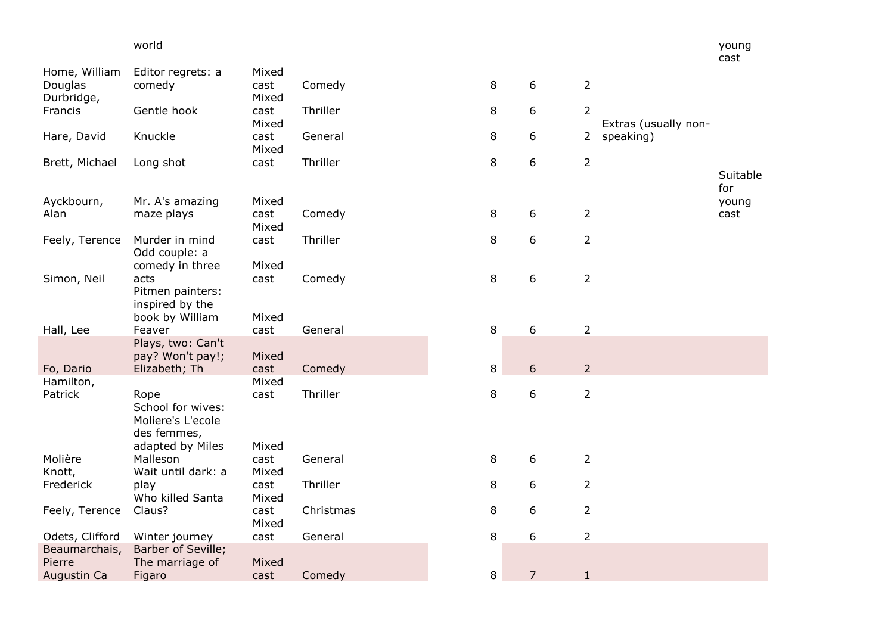| | | | | | | | | |
|---|---|---|---|---|---|---|---|---|
| | world | | | | | | | young cast |
| Home, William Douglas | Editor regrets: a comedy | Mixed cast | Comedy | 8 | 6 | 2 | | |
| Durbridge, Francis | Gentle hook | Mixed cast | Thriller | 8 | 6 | 2 | | |
| Hare, David | Knuckle | Mixed cast | General | 8 | 6 | 2 | Extras (usually non-speaking) | |
| Brett, Michael | Long shot | Mixed cast | Thriller | 8 | 6 | 2 | | |
| Ayckbourn, Alan | Mr. A's amazing maze plays | Mixed cast | Comedy | 8 | 6 | 2 | | Suitable for young cast |
| Feely, Terence | Murder in mind | Mixed cast | Thriller | 8 | 6 | 2 | | |
| Simon, Neil | Odd couple: a comedy in three acts | Mixed cast | Comedy | 8 | 6 | 2 | | |
| Hall, Lee | Pitmen painters: inspired by the book by William Feaver | Mixed cast | General | 8 | 6 | 2 | | |
| Fo, Dario | Plays, two: Can't pay? Won't pay!; Elizabeth; Th | Mixed cast | Comedy | 8 | 6 | 2 | | |
| Hamilton, Patrick | Rope | Mixed cast | Thriller | 8 | 6 | 2 | | |
| Molière | School for wives: Moliere's L'ecole des femmes, adapted by Miles Malleson | Mixed cast | General | 8 | 6 | 2 | | |
| Knott, Frederick | Wait until dark: a play | Mixed cast | Thriller | 8 | 6 | 2 | | |
| Feely, Terence | Who killed Santa Claus? | Mixed cast | Christmas | 8 | 6 | 2 | | |
| Odets, Clifford | Winter journey | Mixed cast | General | 8 | 6 | 2 | | |
| Beaumarchais, Pierre Augustin Ca | Barber of Seville; The marriage of Figaro | Mixed cast | Comedy | 8 | 7 | 1 | | |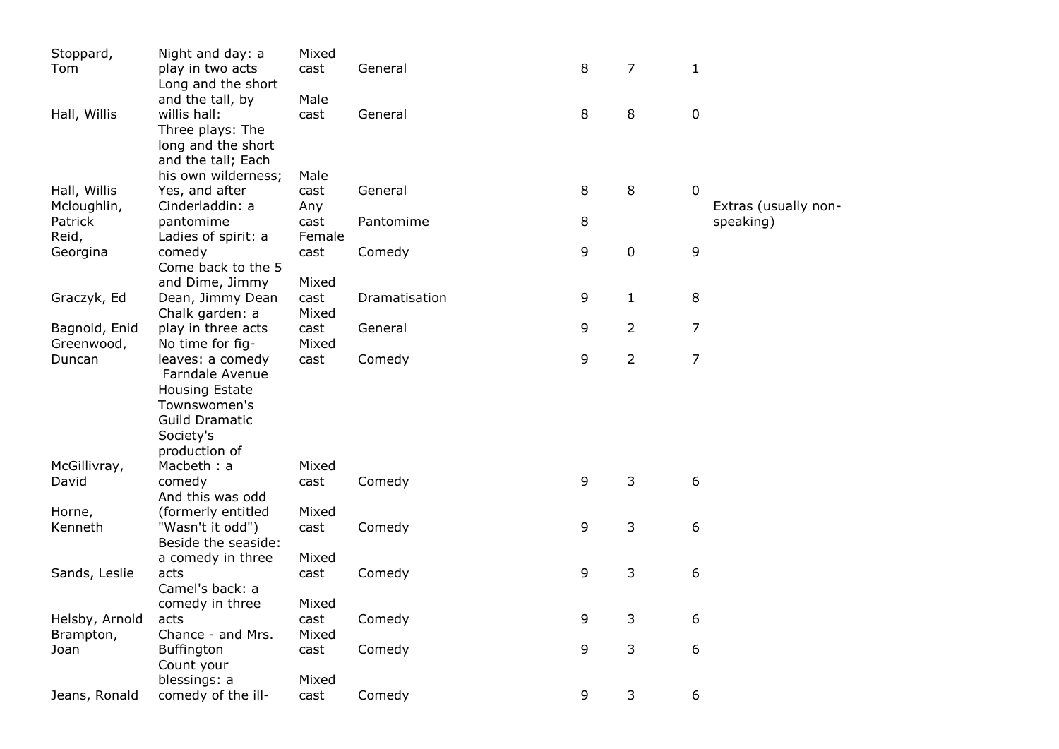| | | | | | | | |
|---|---|---|---|---|---|---|---|
| Stoppard, Tom | Night and day: a play in two acts | Mixed cast | General | 8 | 7 | 1 | |
| Hall, Willis | Long and the short and the tall, by willis hall: | Male cast | General | 8 | 8 | 0 | |
| Hall, Willis | Three plays: The long and the short and the tall; Each his own wilderness; Yes, and after | Male cast | General | 8 | 8 | 0 | |
| Mcloughlin, Patrick | Cinderladdin: a pantomime | Any cast | Pantomime | 8 | | | Extras (usually non-speaking) |
| Reid, Georgina | Ladies of spirit: a comedy | Female cast | Comedy | 9 | 0 | 9 | |
| Graczyk, Ed | Come back to the 5 and Dime, Jimmy Dean, Jimmy Dean | Mixed cast | Dramatisation | 9 | 1 | 8 | |
| Bagnold, Enid | Chalk garden: a play in three acts | Mixed cast | General | 9 | 2 | 7 | |
| Greenwood, Duncan | No time for fig-leaves: a comedy | Mixed cast | Comedy | 9 | 2 | 7 | |
| McGillivray, David | Farndale Avenue Housing Estate Townswomen's Guild Dramatic Society's production of Macbeth : a comedy | Mixed cast | Comedy | 9 | 3 | 6 | |
| Horne, Kenneth | And this was odd (formerly entitled "Wasn't it odd") | Mixed cast | Comedy | 9 | 3 | 6 | |
| Sands, Leslie | Beside the seaside: a comedy in three acts | Mixed cast | Comedy | 9 | 3 | 6 | |
| Helsby, Arnold | Camel's back: a comedy in three acts | Mixed cast | Comedy | 9 | 3 | 6 | |
| Brampton, Joan | Chance - and Mrs. Buffington | Mixed cast | Comedy | 9 | 3 | 6 | |
| Jeans, Ronald | Count your blessings: a comedy of the ill- | Mixed cast | Comedy | 9 | 3 | 6 | |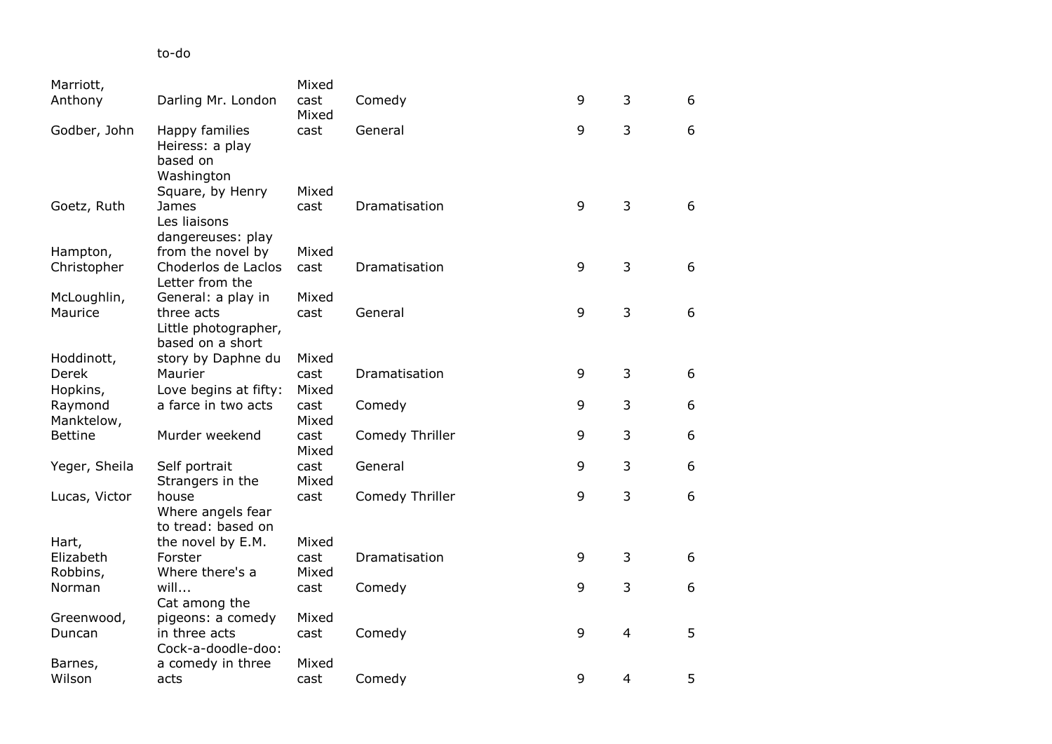| | to-do | | | | | |
|---|---|---|---|---|---|---|
| Marriott, Anthony | Darling Mr. London | Mixed cast | Comedy | 9 | 3 | 6 |
| Godber, John | Happy families | Mixed cast | General | 9 | 3 | 6 |
| Goetz, Ruth | Heiress: a play based on Washington Square, by Henry James | Mixed cast | Dramatisation | 9 | 3 | 6 |
| Hampton, Christopher | Les liaisons dangereuses: play from the novel by Choderlos de Laclos | Mixed cast | Dramatisation | 9 | 3 | 6 |
| McLoughlin, Maurice | Letter from the General: a play in three acts | Mixed cast | General | 9 | 3 | 6 |
| Hoddinott, Derek | Little photographer, based on a short story by Daphne du Maurier | Mixed cast | Dramatisation | 9 | 3 | 6 |
| Hopkins, Raymond | Love begins at fifty: a farce in two acts | Mixed cast | Comedy | 9 | 3 | 6 |
| Manktelow, Bettine | Murder weekend | Mixed cast | Comedy Thriller | 9 | 3 | 6 |
| Yeger, Sheila | Self portrait | Mixed cast | General | 9 | 3 | 6 |
| Lucas, Victor | Strangers in the house | Mixed cast | Comedy Thriller | 9 | 3 | 6 |
| Hart, Elizabeth | Where angels fear to tread: based on the novel by E.M. Forster | Mixed cast | Dramatisation | 9 | 3 | 6 |
| Robbins, Norman | Where there's a will... | Mixed cast | Comedy | 9 | 3 | 6 |
| Greenwood, Duncan | Cat among the pigeons: a comedy in three acts | Mixed cast | Comedy | 9 | 4 | 5 |
| Barnes, Wilson | Cock-a-doodle-doo: a comedy in three acts | Mixed cast | Comedy | 9 | 4 | 5 |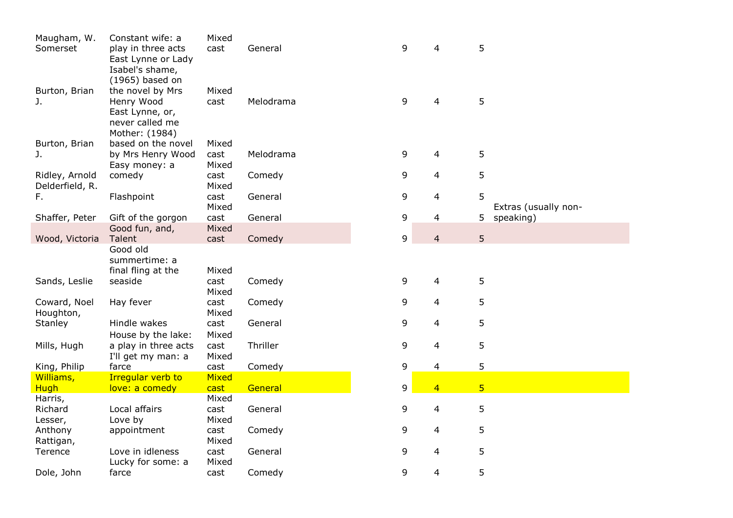| | | | | | | | | |
|---|---|---|---|---|---|---|---|---|
| Maugham, W. Somerset | Constant wife: a play in three acts | Mixed cast | General | | 9 | 4 | 5 | |
| Burton, Brian J. | East Lynne or Lady Isabel's shame, (1965) based on the novel by Mrs Henry Wood | Mixed cast | Melodrama | | 9 | 4 | 5 | |
| Burton, Brian J. | East Lynne, or, never called me Mother: (1984) based on the novel by Mrs Henry Wood | Mixed cast | Melodrama | | 9 | 4 | 5 | |
| Ridley, Arnold | Easy money: a comedy | Mixed cast | Comedy | | 9 | 4 | 5 | |
| Delderfield, R. F. | Flashpoint | Mixed cast | General | | 9 | 4 | 5 | |
| Shaffer, Peter | Gift of the gorgon | Mixed cast | General | | 9 | 4 | 5 | Extras (usually non-speaking) |
| Wood, Victoria | Good fun, and, Talent | Mixed cast | Comedy | | 9 | 4 | 5 | |
| Sands, Leslie | Good old summertime: a final fling at the seaside | Mixed cast | Comedy | | 9 | 4 | 5 | |
| Coward, Noel | Hay fever | Mixed cast | Comedy | | 9 | 4 | 5 | |
| Houghton, Stanley | Hindle wakes | Mixed cast | General | | 9 | 4 | 5 | |
| Mills, Hugh | House by the lake: a play in three acts | Mixed cast | Thriller | | 9 | 4 | 5 | |
| King, Philip | I'll get my man: a farce | Mixed cast | Comedy | | 9 | 4 | 5 | |
| Williams, Hugh | Irregular verb to love: a comedy | Mixed cast | General | | 9 | 4 | 5 | |
| Harris, Richard | Local affairs | Mixed cast | General | | 9 | 4 | 5 | |
| Lesser, Anthony | Love by appointment | Mixed cast | Comedy | | 9 | 4 | 5 | |
| Rattigan, Terence | Love in idleness | Mixed cast | General | | 9 | 4 | 5 | |
| Dole, John | Lucky for some: a farce | Mixed cast | Comedy | | 9 | 4 | 5 | |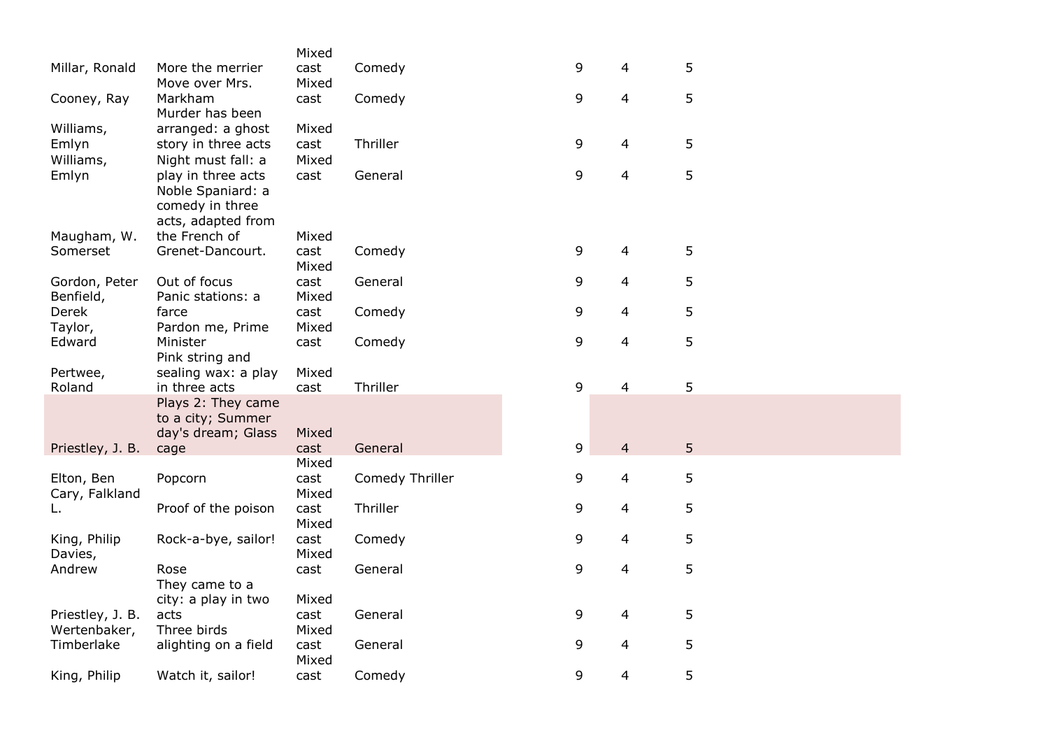| | | | | | | |
|---|---|---|---|---|---|---|
| Millar, Ronald | More the merrier | Mixed cast | Comedy | 9 | 4 | 5 |
| Cooney, Ray | Move over Mrs. Markham | Mixed cast | Comedy | 9 | 4 | 5 |
| Williams, Emlyn | Murder has been arranged: a ghost story in three acts | Mixed cast | Thriller | 9 | 4 | 5 |
| Williams, Emlyn | Night must fall: a play in three acts | Mixed cast | General | 9 | 4 | 5 |
| Maugham, W. Somerset | Noble Spaniard: a comedy in three acts, adapted from the French of Grenet-Dancourt. | Mixed cast | Comedy | 9 | 4 | 5 |
| Gordon, Peter | Out of focus | Mixed cast | General | 9 | 4 | 5 |
| Benfield, Derek | Panic stations: a farce | Mixed cast | Comedy | 9 | 4 | 5 |
| Taylor, Edward | Pardon me, Prime Minister | Mixed cast | Comedy | 9 | 4 | 5 |
| Pertwee, Roland | Pink string and sealing wax: a play in three acts | Mixed cast | Thriller | 9 | 4 | 5 |
| Priestley, J. B. | Plays 2: They came to a city; Summer day's dream; Glass cage | Mixed cast | General | 9 | 4 | 5 |
| Elton, Ben | Popcorn | Mixed cast | Comedy Thriller | 9 | 4 | 5 |
| Cary, Falkland L. | Proof of the poison | Mixed cast | Thriller | 9 | 4 | 5 |
| King, Philip | Rock-a-bye, sailor! | Mixed cast | Comedy | 9 | 4 | 5 |
| Davies, Andrew | Rose | Mixed cast | General | 9 | 4 | 5 |
| Priestley, J. B. | They came to a city: a play in two acts | Mixed cast | General | 9 | 4 | 5 |
| Wertenbaker, Timberlake | Three birds alighting on a field | Mixed cast | General | 9 | 4 | 5 |
| King, Philip | Watch it, sailor! | Mixed cast | Comedy | 9 | 4 | 5 |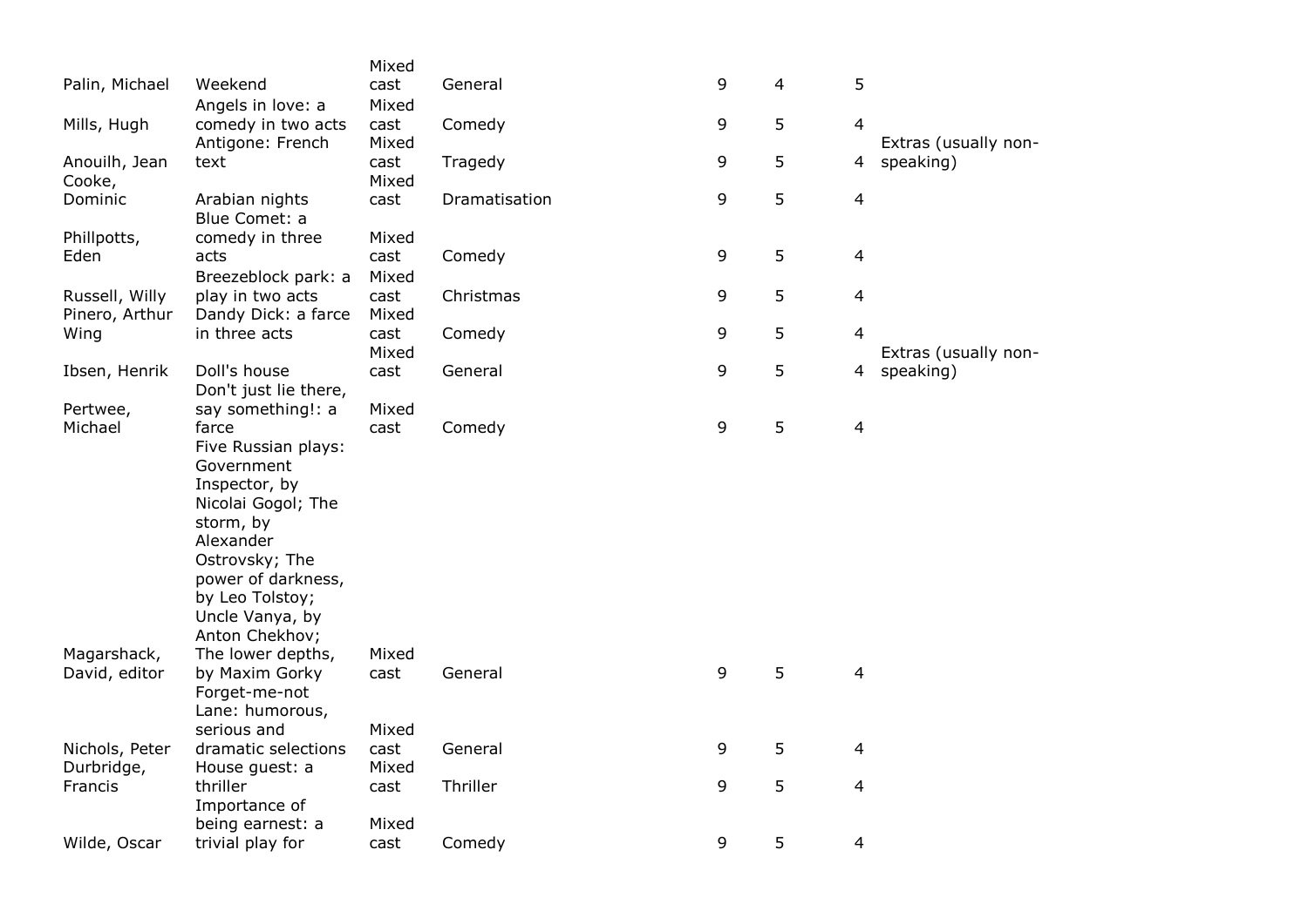| | | | | | | | |
|---|---|---|---|---|---|---|---|
| Palin, Michael | Weekend | Mixed cast | General | 9 | 4 | 5 | |
| Mills, Hugh | Angels in love: a comedy in two acts | Mixed cast | Comedy | 9 | 5 | 4 | |
| Anouilh, Jean | Antigone: French text | Mixed cast | Tragedy | 9 | 5 | 4 | Extras (usually non-speaking) |
| Cooke, Dominic | Arabian nights | Mixed cast | Dramatisation | 9 | 5 | 4 | |
| Phillpotts, Eden | Blue Comet: a comedy in three acts | Mixed cast | Comedy | 9 | 5 | 4 | |
| Russell, Willy | Breezeblock park: a play in two acts | Mixed cast | Christmas | 9 | 5 | 4 | |
| Pinero, Arthur Wing | Dandy Dick: a farce in three acts | Mixed cast | Comedy | 9 | 5 | 4 | |
| Ibsen, Henrik | Doll's house | Mixed cast | General | 9 | 5 | 4 | Extras (usually non-speaking) |
| Pertwee, Michael | Don't just lie there, say something!: a farce | Mixed cast | Comedy | 9 | 5 | 4 | |
| Magarshack, David, editor | Five Russian plays: Government Inspector, by Nicolai Gogol; The storm, by Alexander Ostrovsky; The power of darkness, by Leo Tolstoy; Uncle Vanya, by Anton Chekhov; The lower depths, by Maxim Gorky | Mixed cast | General | 9 | 5 | 4 | |
| Nichols, Peter | Forget-me-not Lane: humorous, serious and dramatic selections | Mixed cast | General | 9 | 5 | 4 | |
| Durbridge, Francis | House guest: a thriller | Mixed cast | Thriller | 9 | 5 | 4 | |
| Wilde, Oscar | Importance of being earnest: a trivial play for | Mixed cast | Comedy | 9 | 5 | 4 | |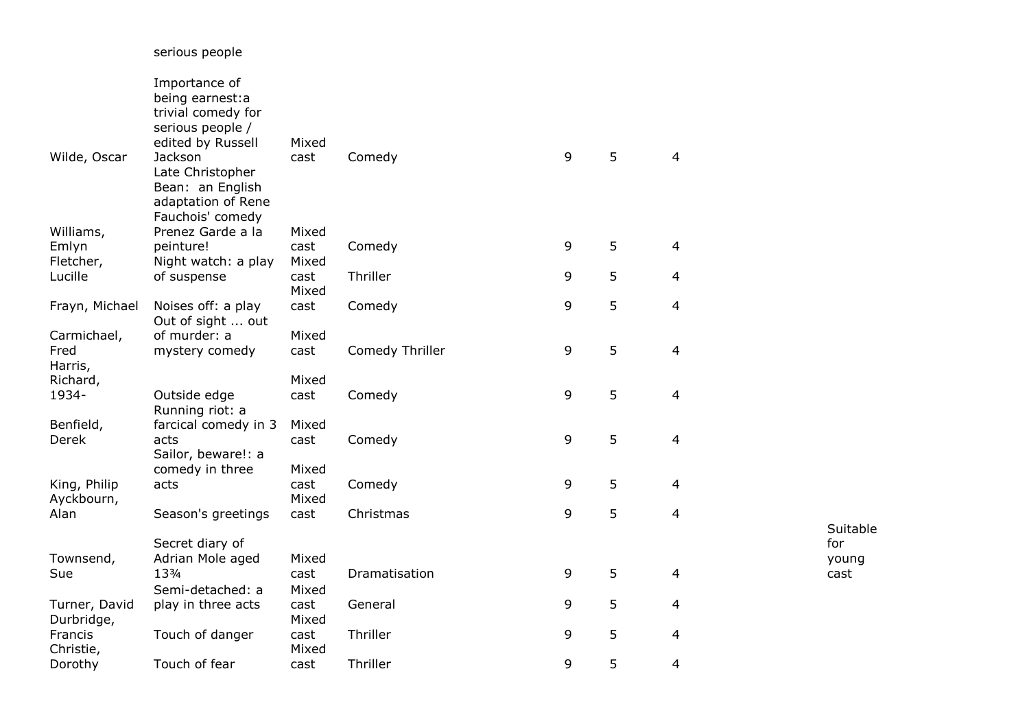| | | | | | | | |
|---|---|---|---|---|---|---|---|
| | serious people | | | | | | |
| Wilde, Oscar | Importance of being earnest:a trivial comedy for serious people / edited by Russell Jackson | Mixed cast | Comedy | 9 | 5 | 4 | |
| Williams, Emlyn | Late Christopher Bean: an English adaptation of Rene Fauchois' comedy Prenez Garde a la peinture! | Mixed cast | Comedy | 9 | 5 | 4 | |
| Fletcher, Lucille | Night watch: a play of suspense | Mixed cast | Thriller | 9 | 5 | 4 | |
| Frayn, Michael | Noises off: a play | Mixed cast | Comedy | 9 | 5 | 4 | |
| Carmichael, Fred | Out of sight ... out of murder: a mystery comedy | Mixed cast | Comedy Thriller | 9 | 5 | 4 | |
| Harris, Richard, 1934- | Outside edge | Mixed cast | Comedy | 9 | 5 | 4 | |
| Benfield, Derek | Running riot: a farcical comedy in 3 acts | Mixed cast | Comedy | 9 | 5 | 4 | |
| King, Philip | Sailor, beware!: a comedy in three acts | Mixed cast | Comedy | 9 | 5 | 4 | |
| Ayckbourn, Alan | Season's greetings | Mixed cast | Christmas | 9 | 5 | 4 | |
| Townsend, Sue | Secret diary of Adrian Mole aged 13¾ | Mixed cast | Dramatisation | 9 | 5 | 4 | Suitable for young cast |
| Turner, David | Semi-detached: a play in three acts | Mixed cast | General | 9 | 5 | 4 | |
| Durbridge, Francis | Touch of danger | Mixed cast | Thriller | 9 | 5 | 4 | |
| Christie, Dorothy | Touch of fear | Mixed cast | Thriller | 9 | 5 | 4 | |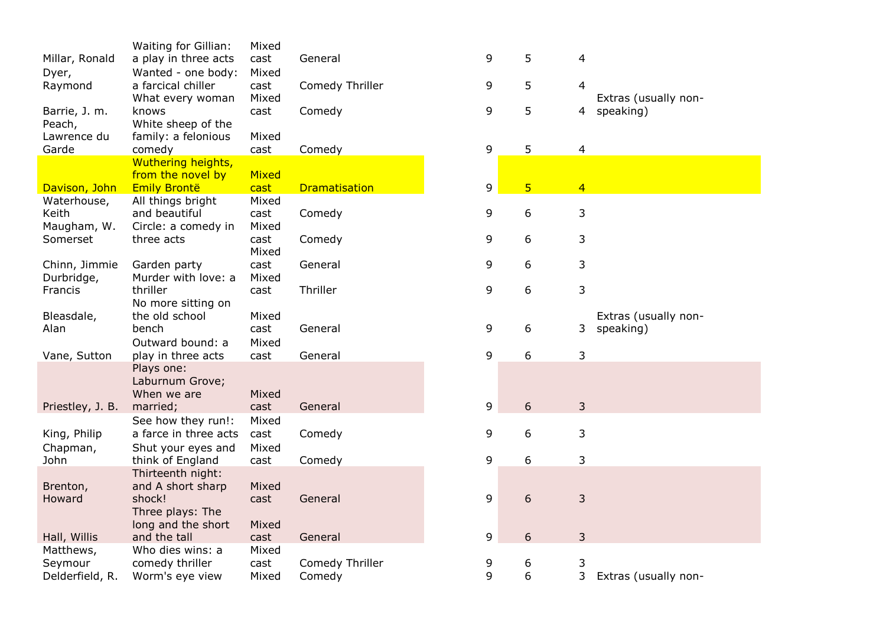| | | | | | | | | |
|---|---|---|---|---|---|---|---|---|
| Millar, Ronald | Waiting for Gillian: a play in three acts | Mixed cast | General | | 9 | 5 | 4 | |
| Dyer, Raymond | Wanted - one body: a farcical chiller | Mixed cast | Comedy Thriller | | 9 | 5 | 4 | |
| Barrie, J. m. | What every woman knows | Mixed cast | Comedy | | 9 | 5 | 4 | Extras (usually non-speaking) |
| Peach, Lawrence du Garde | White sheep of the family: a felonious comedy | Mixed cast | Comedy | | 9 | 5 | 4 | |
| Davison, John | Wuthering heights, from the novel by Emily Brontë | Mixed cast | Dramatisation | | 9 | 5 | 4 | |
| Waterhouse, Keith | All things bright and beautiful | Mixed cast | Comedy | | 9 | 6 | 3 | |
| Maugham, W. Somerset | Circle: a comedy in three acts | Mixed cast | Comedy | | 9 | 6 | 3 | |
| Chinn, Jimmie | Garden party | Mixed cast | General | | 9 | 6 | 3 | |
| Durbridge, Francis | Murder with love: a thriller | Mixed cast | Thriller | | 9 | 6 | 3 | |
| Bleasdale, Alan | No more sitting on the old school bench | Mixed cast | General | | 9 | 6 | 3 | Extras (usually non-speaking) |
| Vane, Sutton | Outward bound: a play in three acts | Mixed cast | General | | 9 | 6 | 3 | |
| Priestley, J. B. | Plays one: Laburnum Grove; When we are married; | Mixed cast | General | | 9 | 6 | 3 | |
| King, Philip | See how they run!: a farce in three acts | Mixed cast | Comedy | | 9 | 6 | 3 | |
| Chapman, John | Shut your eyes and think of England | Mixed cast | Comedy | | 9 | 6 | 3 | |
| Brenton, Howard | Thirteenth night: and A short sharp shock! | Mixed cast | General | | 9 | 6 | 3 | |
| Hall, Willis | Three plays: The long and the short and the tall | Mixed cast | General | | 9 | 6 | 3 | |
| Matthews, Seymour | Who dies wins: a comedy thriller | Mixed cast | Comedy Thriller | | 9 | 6 | 3 | |
| Delderfield, R. | Worm's eye view | Mixed | Comedy | | 9 | 6 | 3 | Extras (usually non- |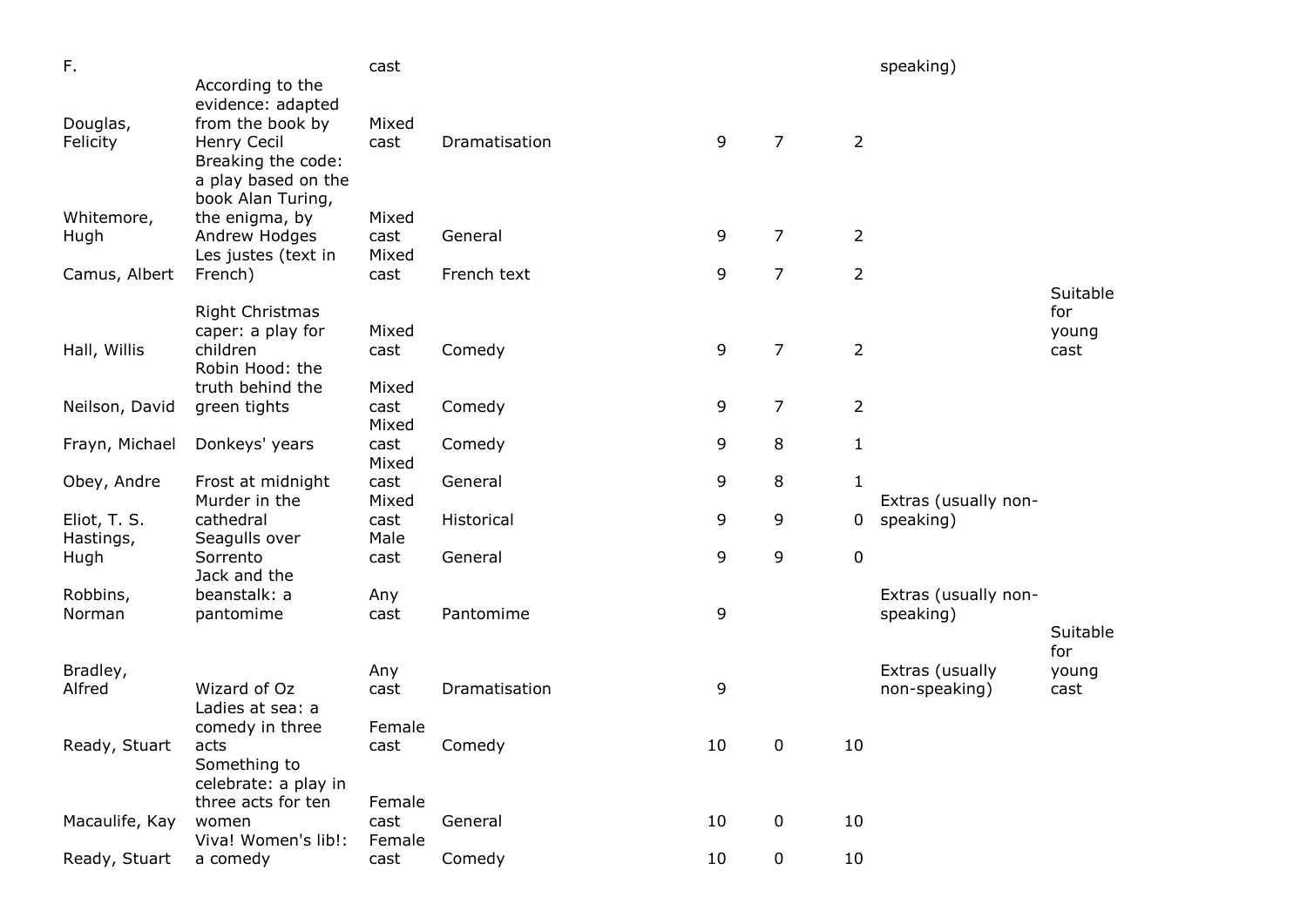| | | | | | | | | |
|---|---|---|---|---|---|---|---|---|
| F. | | cast | | | | | speaking) | |
| Douglas, Felicity | According to the evidence: adapted from the book by Henry Cecil | Mixed cast | Dramatisation | 9 | 7 | 2 | | |
| Whitemore, Hugh | Breaking the code: a play based on the book Alan Turing, the enigma, by Andrew Hodges | Mixed cast | General | 9 | 7 | 2 | | |
| Camus, Albert | Les justes (text in French) | Mixed cast | French text | 9 | 7 | 2 | | |
| Hall, Willis | Right Christmas caper: a play for children | Mixed cast | Comedy | 9 | 7 | 2 | | Suitable for young cast |
| Neilson, David | Robin Hood: the truth behind the green tights | Mixed cast | Comedy | 9 | 7 | 2 | | |
| Frayn, Michael | Donkeys' years | Mixed cast | Comedy | 9 | 8 | 1 | | |
| Obey, Andre | Frost at midnight | Mixed cast | General | 9 | 8 | 1 | | |
| Eliot, T. S. | Murder in the cathedral | Mixed cast | Historical | 9 | 9 | 0 | Extras (usually non-speaking) | |
| Hastings, Hugh | Seagulls over Sorrento | Male cast | General | 9 | 9 | 0 | | |
| Robbins, Norman | Jack and the beanstalk: a pantomime | Any cast | Pantomime | 9 | | | Extras (usually non-speaking) | |
| Bradley, Alfred | Wizard of Oz | Any cast | Dramatisation | 9 | | | Extras (usually non-speaking) | Suitable for young cast |
| Ready, Stuart | Ladies at sea: a comedy in three acts | Female cast | Comedy | 10 | 0 | 10 | | |
| Macaulife, Kay | Something to celebrate: a play in three acts for ten women | Female cast | General | 10 | 0 | 10 | | |
| Ready, Stuart | Viva! Women's lib!: a comedy | Female cast | Comedy | 10 | 0 | 10 | | |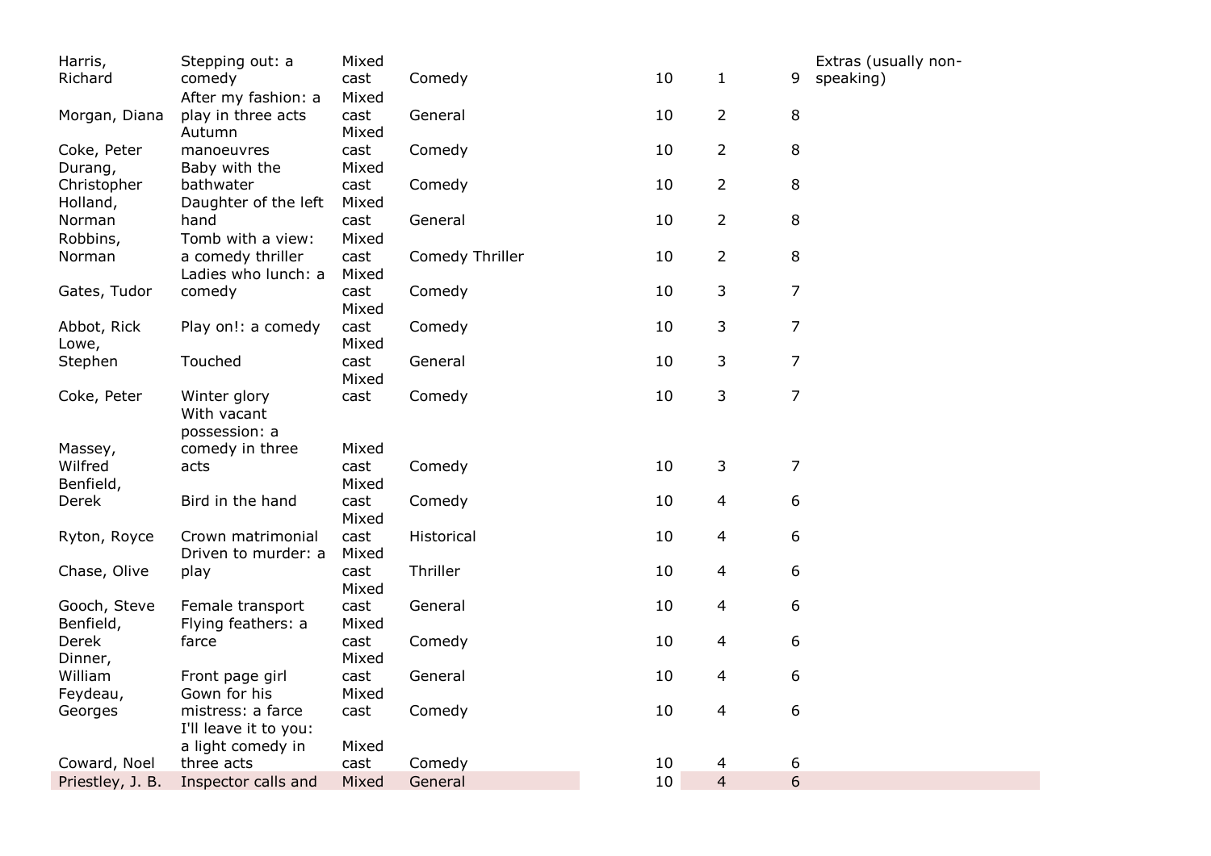| | | | | | | | |
|---|---|---|---|---|---|---|---|
| Harris, Richard | Stepping out: a comedy | Mixed cast | Comedy | 10 | 1 | 9 | Extras (usually non-speaking) |
| Morgan, Diana | After my fashion: a play in three acts | Mixed cast | General | 10 | 2 | 8 | |
| Coke, Peter | Autumn manoeuvres | Mixed cast | Comedy | 10 | 2 | 8 | |
| Durang, Christopher | Baby with the bathwater | Mixed cast | Comedy | 10 | 2 | 8 | |
| Holland, Norman | Daughter of the left hand | Mixed cast | General | 10 | 2 | 8 | |
| Robbins, Norman | Tomb with a view: a comedy thriller | Mixed cast | Comedy Thriller | 10 | 2 | 8 | |
| Gates, Tudor | Ladies who lunch: a comedy | Mixed cast | Comedy | 10 | 3 | 7 | |
| Abbot, Rick | Play on!: a comedy | Mixed cast | Comedy | 10 | 3 | 7 | |
| Lowe, Stephen | Touched | Mixed cast | General | 10 | 3 | 7 | |
| Coke, Peter | Winter glory | Mixed cast | Comedy | 10 | 3 | 7 | |
| Massey, Wilfred | With vacant possession: a comedy in three acts | Mixed cast | Comedy | 10 | 3 | 7 | |
| Benfield, Derek | Bird in the hand | Mixed cast | Comedy | 10 | 4 | 6 | |
| Ryton, Royce | Crown matrimonial | Mixed cast | Historical | 10 | 4 | 6 | |
| Chase, Olive | Driven to murder: a play | Mixed cast | Thriller | 10 | 4 | 6 | |
| Gooch, Steve | Female transport | Mixed cast | General | 10 | 4 | 6 | |
| Benfield, Derek | Flying feathers: a farce | Mixed cast | Comedy | 10 | 4 | 6 | |
| Dinner, William | Front page girl | Mixed cast | General | 10 | 4 | 6 | |
| Feydeau, Georges | Gown for his mistress: a farce | Mixed cast | Comedy | 10 | 4 | 6 | |
| Coward, Noel | I'll leave it to you: a light comedy in three acts | Mixed cast | Comedy | 10 | 4 | 6 | |
| Priestley, J. B. | Inspector calls and | Mixed | General | 10 | 4 | 6 | |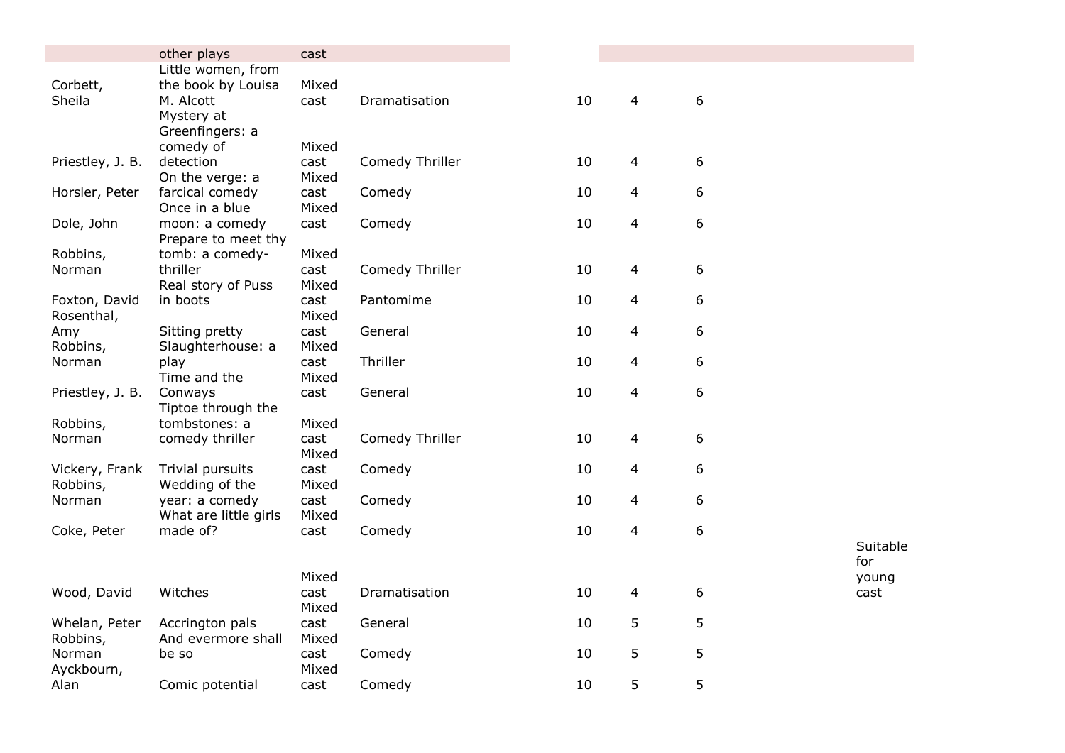|  | other plays | cast |  |  |  |  |  |
|---|---|---|---|---|---|---|---|
| Corbett, Sheila | Little women, from the book by Louisa M. Alcott | Mixed cast | Dramatisation | 10 | 4 | 6 |  |
| Priestley, J. B. | Mystery at Greenfingers: a comedy of detection | Mixed cast | Comedy Thriller | 10 | 4 | 6 |  |
| Horsler, Peter | On the verge: a farcical comedy | Mixed cast | Comedy | 10 | 4 | 6 |  |
| Dole, John | Once in a blue moon: a comedy | Mixed cast | Comedy | 10 | 4 | 6 |  |
| Robbins, Norman | Prepare to meet thy tomb: a comedy-thriller | Mixed cast | Comedy Thriller | 10 | 4 | 6 |  |
| Foxton, David | Real story of Puss in boots | Mixed cast | Pantomime | 10 | 4 | 6 |  |
| Rosenthal, Amy | Sitting pretty | Mixed cast | General | 10 | 4 | 6 |  |
| Robbins, Norman | Slaughterhouse: a play | Mixed cast | Thriller | 10 | 4 | 6 |  |
| Priestley, J. B. | Time and the Conways | Mixed cast | General | 10 | 4 | 6 |  |
| Robbins, Norman | Tiptoe through the tombstones: a comedy thriller | Mixed cast | Comedy Thriller | 10 | 4 | 6 |  |
| Vickery, Frank | Trivial pursuits | Mixed cast | Comedy | 10 | 4 | 6 |  |
| Robbins, Norman | Wedding of the year: a comedy | Mixed cast | Comedy | 10 | 4 | 6 |  |
| Coke, Peter | What are little girls made of? | Mixed cast | Comedy | 10 | 4 | 6 |  |
| Wood, David | Witches | Mixed cast | Dramatisation | 10 | 4 | 6 | Suitable for young cast |
| Whelan, Peter | Accrington pals | Mixed cast | General | 10 | 5 | 5 |  |
| Robbins, Norman | And evermore shall be so | Mixed cast | Comedy | 10 | 5 | 5 |  |
| Ayckbourn, Alan | Comic potential | Mixed cast | Comedy | 10 | 5 | 5 |  |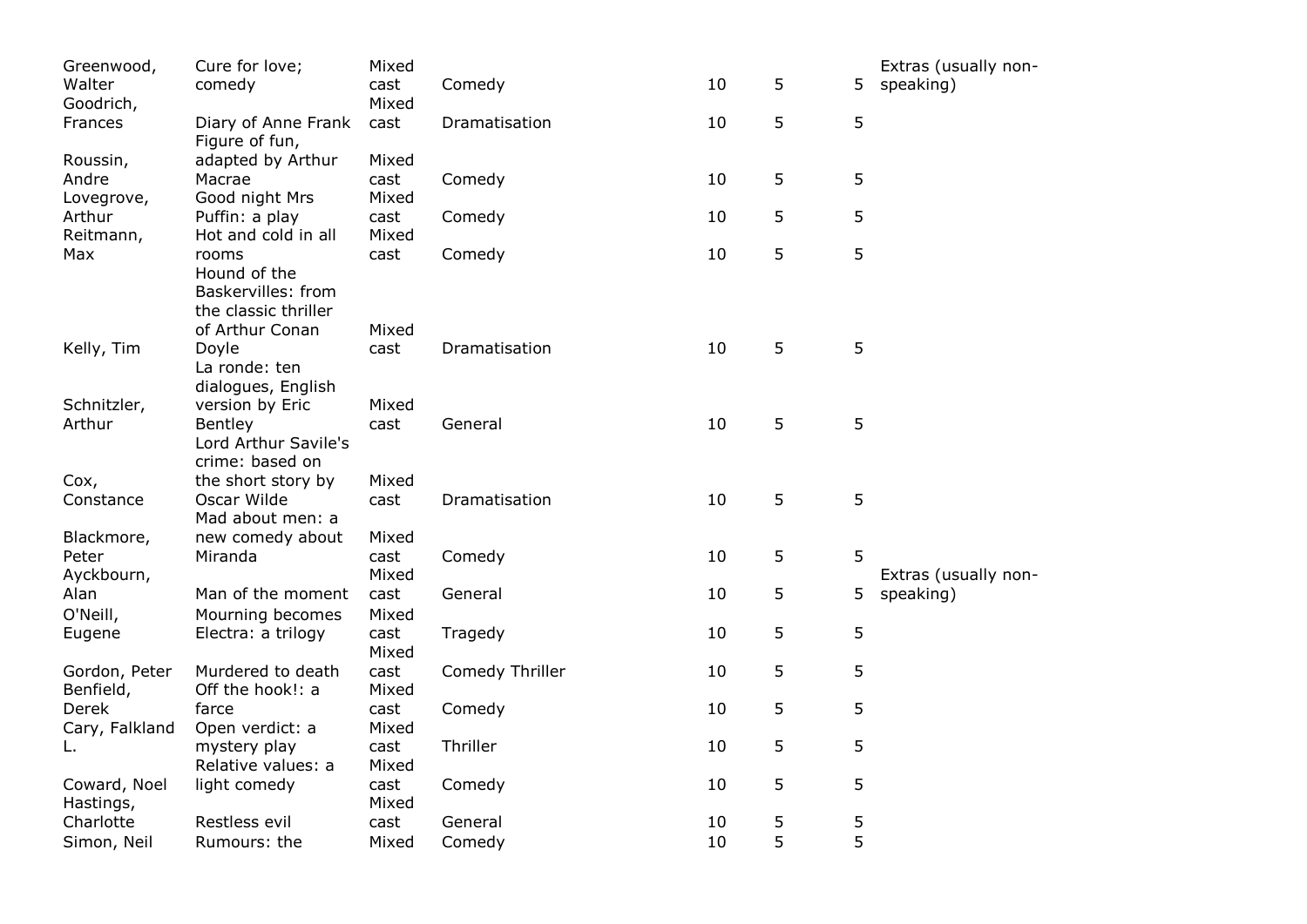| | | | | | | | |
|---|---|---|---|---|---|---|---|
| Greenwood, Walter | Cure for love; comedy | Mixed cast | Comedy | 10 | 5 | 5 | Extras (usually non-speaking) |
| Goodrich, Frances | Diary of Anne Frank | Mixed cast | Dramatisation | 10 | 5 | 5 | |
| Roussin, Andre | Figure of fun, adapted by Arthur Macrae | Mixed cast | Comedy | 10 | 5 | 5 | |
| Lovegrove, Arthur | Good night Mrs Puffin: a play | Mixed cast | Comedy | 10 | 5 | 5 | |
| Reitmann, Max | Hot and cold in all rooms | Mixed cast | Comedy | 10 | 5 | 5 | |
| Kelly, Tim | Hound of the Baskervilles: from the classic thriller of Arthur Conan Doyle | Mixed cast | Dramatisation | 10 | 5 | 5 | |
| Schnitzler, Arthur | La ronde: ten dialogues, English version by Eric Bentley | Mixed cast | General | 10 | 5 | 5 | |
| Cox, Constance | Lord Arthur Savile's crime: based on the short story by Oscar Wilde | Mixed cast | Dramatisation | 10 | 5 | 5 | |
| Blackmore, Peter | Mad about men: a new comedy about Miranda | Mixed cast | Comedy | 10 | 5 | 5 | |
| Ayckbourn, Alan | Man of the moment | Mixed cast | General | 10 | 5 | 5 | Extras (usually non-speaking) |
| O'Neill, Eugene | Mourning becomes Electra: a trilogy | Mixed cast | Tragedy | 10 | 5 | 5 | |
| Gordon, Peter | Murdered to death | Mixed cast | Comedy Thriller | 10 | 5 | 5 | |
| Benfield, Derek | Off the hook!: a farce | Mixed cast | Comedy | 10 | 5 | 5 | |
| Cary, Falkland L. | Open verdict: a mystery play | Mixed cast | Thriller | 10 | 5 | 5 | |
| Coward, Noel | Relative values: a light comedy | Mixed cast | Comedy | 10 | 5 | 5 | |
| Hastings, Charlotte | Restless evil | Mixed cast | General | 10 | 5 | 5 | |
| Simon, Neil | Rumours: the | Mixed | Comedy | 10 | 5 | 5 | |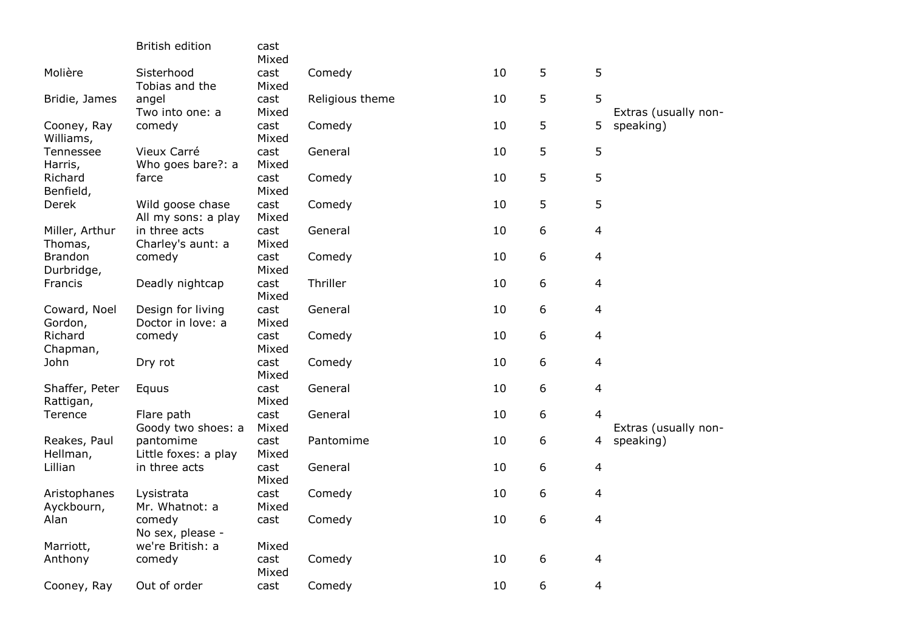| | | | | | | | |
|---|---|---|---|---|---|---|---|
| | British edition | cast | | | | | |
| Molière | Sisterhood | Mixed cast | Comedy | 10 | 5 | 5 | |
| Bridie, James | Tobias and the angel | Mixed cast | Religious theme | 10 | 5 | 5 | |
| Cooney, Ray | Two into one: a comedy | Mixed cast | Comedy | 10 | 5 | 5 | Extras (usually non-speaking) |
| Williams, Tennessee | Vieux Carré | Mixed cast | General | 10 | 5 | 5 | |
| Harris, Richard | Who goes bare?: a farce | Mixed cast | Comedy | 10 | 5 | 5 | |
| Benfield, Derek | Wild goose chase | Mixed cast | Comedy | 10 | 5 | 5 | |
| Miller, Arthur | All my sons: a play in three acts | Mixed cast | General | 10 | 6 | 4 | |
| Thomas, Brandon | Charley's aunt: a comedy | Mixed cast | Comedy | 10 | 6 | 4 | |
| Durbridge, Francis | Deadly nightcap | Mixed cast | Thriller | 10 | 6 | 4 | |
| Coward, Noel | Design for living | Mixed cast | General | 10 | 6 | 4 | |
| Gordon, Richard | Doctor in love: a comedy | Mixed cast | Comedy | 10 | 6 | 4 | |
| Chapman, John | Dry rot | Mixed cast | Comedy | 10 | 6 | 4 | |
| Shaffer, Peter | Equus | Mixed cast | General | 10 | 6 | 4 | |
| Rattigan, Terence | Flare path | Mixed cast | General | 10 | 6 | 4 | |
| Reakes, Paul | Goody two shoes: a pantomime | Mixed cast | Pantomime | 10 | 6 | 4 | Extras (usually non-speaking) |
| Hellman, Lillian | Little foxes: a play in three acts | Mixed cast | General | 10 | 6 | 4 | |
| Aristophanes | Lysistrata | Mixed cast | Comedy | 10 | 6 | 4 | |
| Ayckbourn, Alan | Mr. Whatnot: a comedy | Mixed cast | Comedy | 10 | 6 | 4 | |
| Marriott, Anthony | No sex, please - we're British: a comedy | Mixed cast | Comedy | 10 | 6 | 4 | |
| Cooney, Ray | Out of order | Mixed cast | Comedy | 10 | 6 | 4 | |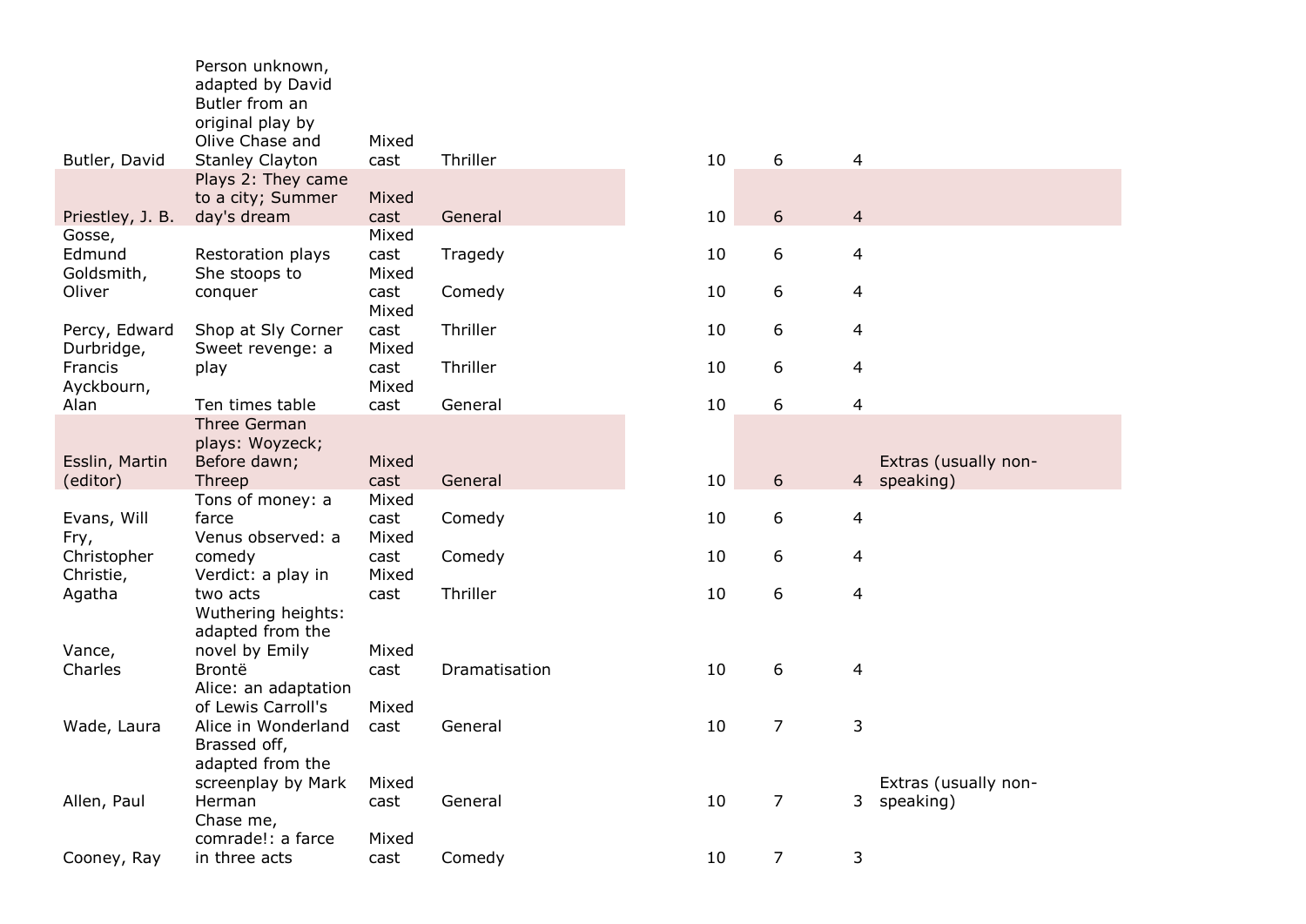| | | | | | | | | |
|---|---|---|---|---|---|---|---|---|
| Butler, David | Person unknown, adapted by David Butler from an original play by Olive Chase and Stanley Clayton | Mixed cast | Thriller | | 10 | 6 | 4 | |
| Priestley, J. B. | Plays 2: They came to a city; Summer day's dream | Mixed cast | General | | 10 | 6 | 4 | |
| Gosse, Edmund | Restoration plays | Mixed cast | Tragedy | | 10 | 6 | 4 | |
| Goldsmith, Oliver | She stoops to conquer | Mixed cast | Comedy | | 10 | 6 | 4 | |
| Percy, Edward | Shop at Sly Corner | Mixed cast | Thriller | | 10 | 6 | 4 | |
| Durbridge, Francis | Sweet revenge: a play | Mixed cast | Thriller | | 10 | 6 | 4 | |
| Ayckbourn, Alan | Ten times table | Mixed cast | General | | 10 | 6 | 4 | |
| Esslin, Martin (editor) | Three German plays: Woyzeck; Before dawn; Threep | Mixed cast | General | | 10 | 6 | 4 | Extras (usually non-speaking) |
| Evans, Will | Tons of money: a farce | Mixed cast | Comedy | | 10 | 6 | 4 | |
| Fry, Christopher | Venus observed: a comedy | Mixed cast | Comedy | | 10 | 6 | 4 | |
| Christie, Agatha | Verdict: a play in two acts | Mixed cast | Thriller | | 10 | 6 | 4 | |
| Vance, Charles | Wuthering heights: adapted from the novel by Emily Brontë | Mixed cast | Dramatisation | | 10 | 6 | 4 | |
| Wade, Laura | Alice: an adaptation of Lewis Carroll's Alice in Wonderland | Mixed cast | General | | 10 | 7 | 3 | |
| Allen, Paul | Brassed off, adapted from the screenplay by Mark Herman | Mixed cast | General | | 10 | 7 | 3 | Extras (usually non-speaking) |
| Cooney, Ray | Chase me, comrade!: a farce in three acts | Mixed cast | Comedy | | 10 | 7 | 3 | |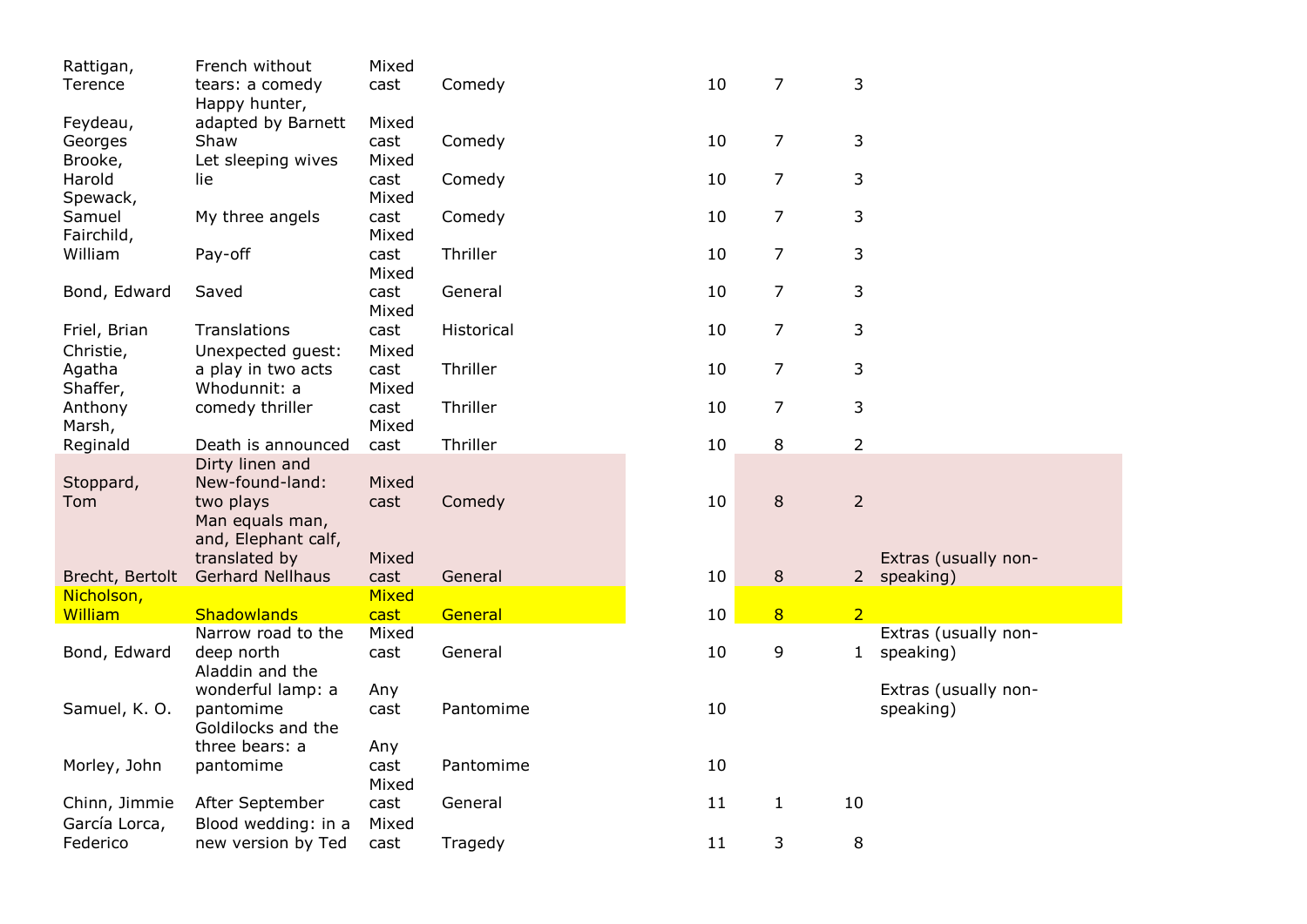| | | | | | | | |
|---|---|---|---|---|---|---|---|
| Rattigan, Terence | French without tears: a comedy | Mixed cast | Comedy | 10 | 7 | 3 | |
| Feydeau, Georges | Happy hunter, adapted by Barnett Shaw | Mixed cast | Comedy | 10 | 7 | 3 | |
| Brooke, Harold | Let sleeping wives lie | Mixed cast | Comedy | 10 | 7 | 3 | |
| Spewack, Samuel | My three angels | Mixed cast | Comedy | 10 | 7 | 3 | |
| Fairchild, William | Pay-off | Mixed cast | Thriller | 10 | 7 | 3 | |
| Bond, Edward | Saved | Mixed cast | General | 10 | 7 | 3 | |
| Friel, Brian | Translations | Mixed cast | Historical | 10 | 7 | 3 | |
| Christie, Agatha | Unexpected guest: a play in two acts | Mixed cast | Thriller | 10 | 7 | 3 | |
| Shaffer, Anthony | Whodunnit: a comedy thriller | Mixed cast | Thriller | 10 | 7 | 3 | |
| Marsh, Reginald | Death is announced | Mixed cast | Thriller | 10 | 8 | 2 | |
| Stoppard, Tom | Dirty linen and New-found-land: two plays | Mixed cast | Comedy | 10 | 8 | 2 | |
| Brecht, Bertolt | Man equals man, and, Elephant calf, translated by Gerhard Nellhaus | Mixed cast | General | 10 | 8 | 2 | Extras (usually non-speaking) |
| Nicholson, William | Shadowlands | Mixed cast | General | 10 | 8 | 2 | |
| Bond, Edward | Narrow road to the deep north | Mixed cast | General | 10 | 9 | 1 | Extras (usually non-speaking) |
| Samuel, K. O. | Aladdin and the wonderful lamp: a pantomime | Any cast | Pantomime | 10 | | | Extras (usually non-speaking) |
| Morley, John | Goldilocks and the three bears: a pantomime | Any cast | Pantomime | 10 | | | |
| Chinn, Jimmie | After September | Mixed cast | General | 11 | 1 | 10 | |
| García Lorca, Federico | Blood wedding: in a new version by Ted | Mixed cast | Tragedy | 11 | 3 | 8 | |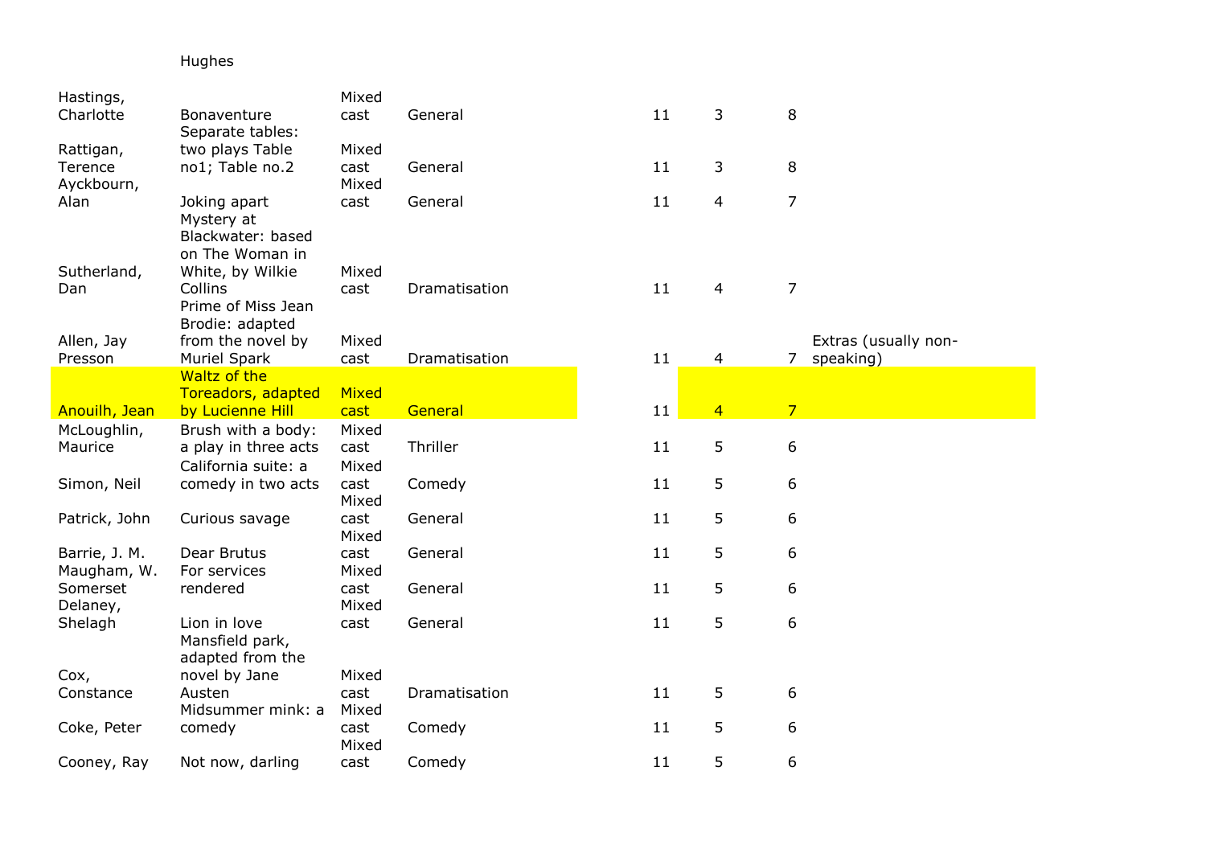| | Hughes | | | | | | |
|---|---|---|---|---|---|---|---|
| Hastings, Charlotte | Bonaventure | Mixed cast | General | 11 | 3 | 8 | |
| Rattigan, Terence | Separate tables: two plays Table no1; Table no.2 | Mixed cast | General | 11 | 3 | 8 | |
| Ayckbourn, Alan | Joking apart | Mixed cast | General | 11 | 4 | 7 | |
| Sutherland, Dan | Mystery at Blackwater: based on The Woman in White, by Wilkie Collins | Mixed cast | Dramatisation | 11 | 4 | 7 | |
| Allen, Jay Presson | Prime of Miss Jean Brodie: adapted from the novel by Muriel Spark | Mixed cast | Dramatisation | 11 | 4 | 7 | Extras (usually non-speaking) |
| Anouilh, Jean | Waltz of the Toreadors, adapted by Lucienne Hill | Mixed cast | General | 11 | 4 | 7 | |
| McLoughlin, Maurice | Brush with a body: a play in three acts | Mixed cast | Thriller | 11 | 5 | 6 | |
| Simon, Neil | California suite: a comedy in two acts | Mixed cast | Comedy | 11 | 5 | 6 | |
| Patrick, John | Curious savage | Mixed cast | General | 11 | 5 | 6 | |
| Barrie, J. M. | Dear Brutus | Mixed cast | General | 11 | 5 | 6 | |
| Maugham, W. Somerset | For services rendered | Mixed cast | General | 11 | 5 | 6 | |
| Delaney, Shelagh | Lion in love | Mixed cast | General | 11 | 5 | 6 | |
| Cox, Constance | Mansfield park, adapted from the novel by Jane Austen | Mixed cast | Dramatisation | 11 | 5 | 6 | |
| Coke, Peter | Midsummer mink: a comedy | Mixed cast | Comedy | 11 | 5 | 6 | |
| Cooney, Ray | Not now, darling | Mixed cast | Comedy | 11 | 5 | 6 | |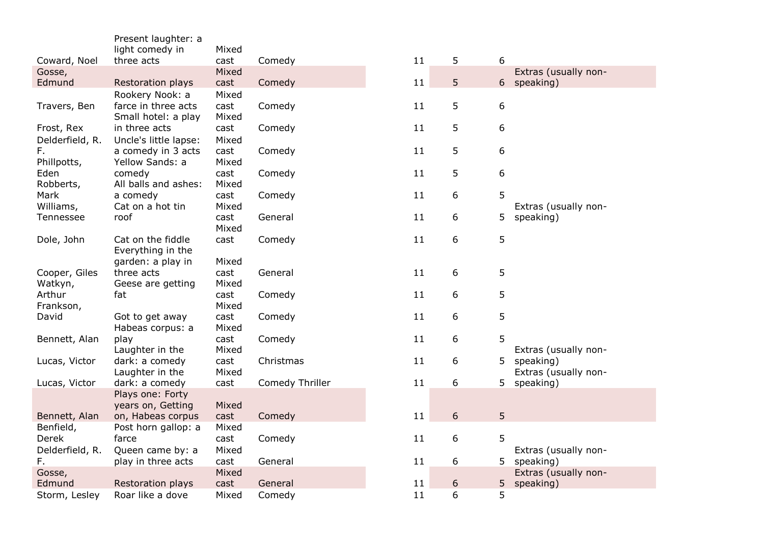| | | | | | | | | |
|---|---|---|---|---|---|---|---|---|
| Coward, Noel | Present laughter: a light comedy in three acts | Mixed cast | Comedy | | 11 | 5 | 6 | |
| Gosse, Edmund | Restoration plays | Mixed cast | Comedy | | 11 | 5 | 6 | Extras (usually non-speaking) |
| Travers, Ben | Rookery Nook: a farce in three acts | Mixed cast | Comedy | | 11 | 5 | 6 | |
| Frost, Rex | Small hotel: a play in three acts | Mixed cast | Comedy | | 11 | 5 | 6 | |
| Delderfield, R. F. | Uncle's little lapse: a comedy in 3 acts | Mixed cast | Comedy | | 11 | 5 | 6 | |
| Phillpotts, Eden | Yellow Sands: a comedy | Mixed cast | Comedy | | 11 | 5 | 6 | |
| Robberts, Mark | All balls and ashes: a comedy | Mixed cast | Comedy | | 11 | 6 | 5 | |
| Williams, Tennessee | Cat on a hot tin roof | Mixed cast | General | | 11 | 6 | 5 | Extras (usually non-speaking) |
| Dole, John | Cat on the fiddle | Mixed cast | Comedy | | 11 | 6 | 5 | |
| Cooper, Giles | Everything in the garden: a play in three acts | Mixed cast | General | | 11 | 6 | 5 | |
| Watkyn, Arthur | Geese are getting fat | Mixed cast | Comedy | | 11 | 6 | 5 | |
| Frankson, David | Got to get away | Mixed cast | Comedy | | 11 | 6 | 5 | |
| Bennett, Alan | Habeas corpus: a play | Mixed cast | Comedy | | 11 | 6 | 5 | |
| Lucas, Victor | Laughter in the dark: a comedy | Mixed cast | Christmas | | 11 | 6 | 5 | Extras (usually non-speaking) |
| Lucas, Victor | Laughter in the dark: a comedy | Mixed cast | Comedy Thriller | | 11 | 6 | 5 | Extras (usually non-speaking) |
| Bennett, Alan | Plays one: Forty years on, Getting on, Habeas corpus | Mixed cast | Comedy | | 11 | 6 | 5 | |
| Benfield, Derek | Post horn gallop: a farce | Mixed cast | Comedy | | 11 | 6 | 5 | |
| Delderfield, R. F. | Queen came by: a play in three acts | Mixed cast | General | | 11 | 6 | 5 | Extras (usually non-speaking) |
| Gosse, Edmund | Restoration plays | Mixed cast | General | | 11 | 6 | 5 | Extras (usually non-speaking) |
| Storm, Lesley | Roar like a dove | Mixed | Comedy | | 11 | 6 | 5 | |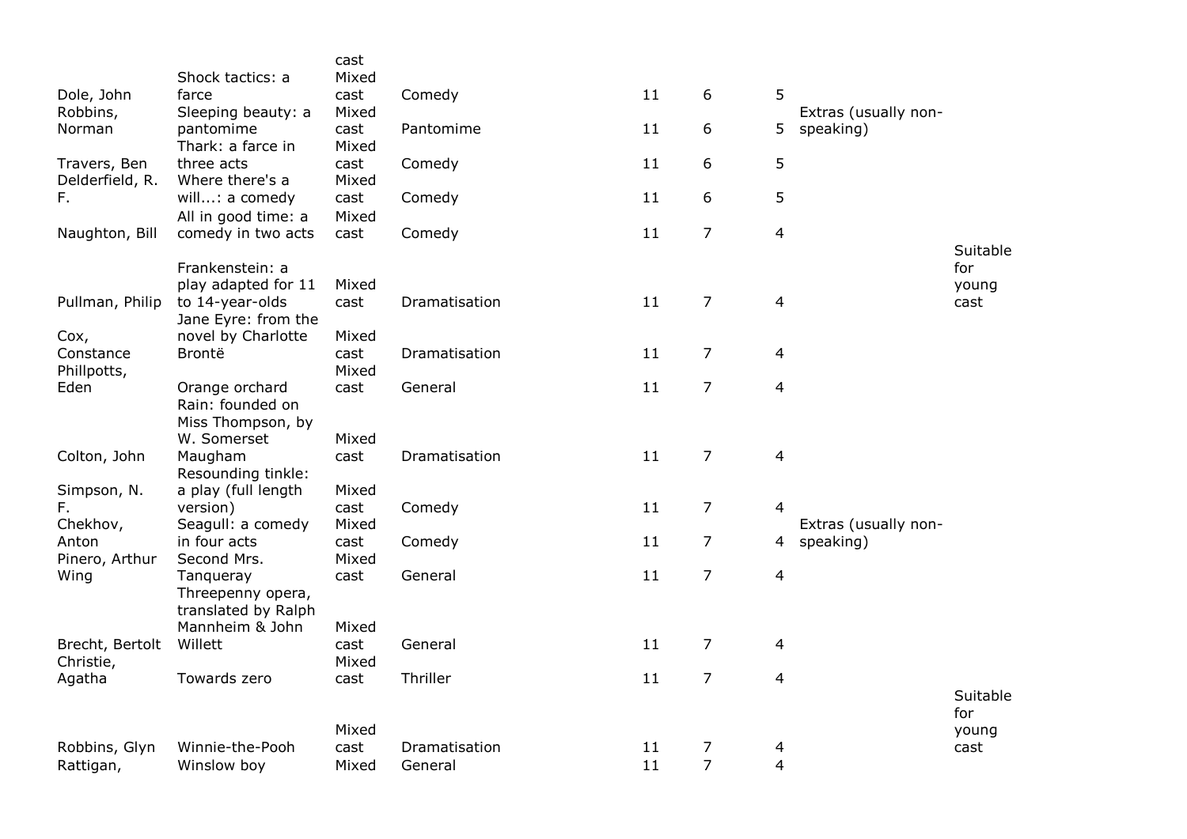| | | cast | | | | | | |
|---|---|---|---|---|---|---|---|---|
| Dole, John | Shock tactics: a farce | Mixed cast | Comedy | 11 | 6 | 5 | | |
| Robbins, Norman | Sleeping beauty: a pantomime | Mixed cast | Pantomime | 11 | 6 | 5 | Extras (usually non-speaking) | |
| Travers, Ben | Thark: a farce in three acts | Mixed cast | Comedy | 11 | 6 | 5 | | |
| Delderfield, R. F. | Where there's a will...: a comedy | Mixed cast | Comedy | 11 | 6 | 5 | | |
| Naughton, Bill | All in good time: a comedy in two acts | Mixed cast | Comedy | 11 | 7 | 4 | | |
| Pullman, Philip | Frankenstein: a play adapted for 11 to 14-year-olds | Mixed cast | Dramatisation | 11 | 7 | 4 | | Suitable for young cast |
| Cox, Constance | Jane Eyre: from the novel by Charlotte Brontë | Mixed cast | Dramatisation | 11 | 7 | 4 | | |
| Phillpotts, Eden | Orange orchard | Mixed cast | General | 11 | 7 | 4 | | |
| Colton, John | Rain: founded on Miss Thompson, by W. Somerset Maugham | Mixed cast | Dramatisation | 11 | 7 | 4 | | |
| Simpson, N. F. | Resounding tinkle: a play (full length version) | Mixed cast | Comedy | 11 | 7 | 4 | | |
| Chekhov, Anton | Seagull: a comedy in four acts | Mixed cast | Comedy | 11 | 7 | 4 | Extras (usually non-speaking) | |
| Pinero, Arthur Wing | Second Mrs. Tanqueray | Mixed cast | General | 11 | 7 | 4 | | |
| Brecht, Bertolt | Threepenny opera, translated by Ralph Mannheim & John Willett | Mixed cast | General | 11 | 7 | 4 | | |
| Christie, Agatha | Towards zero | Mixed cast | Thriller | 11 | 7 | 4 | | |
| Robbins, Glyn | Winnie-the-Pooh | Mixed cast | Dramatisation | 11 | 7 | 4 | | Suitable for young cast |
| Rattigan, | Winslow boy | Mixed | General | 11 | 7 | 4 | | |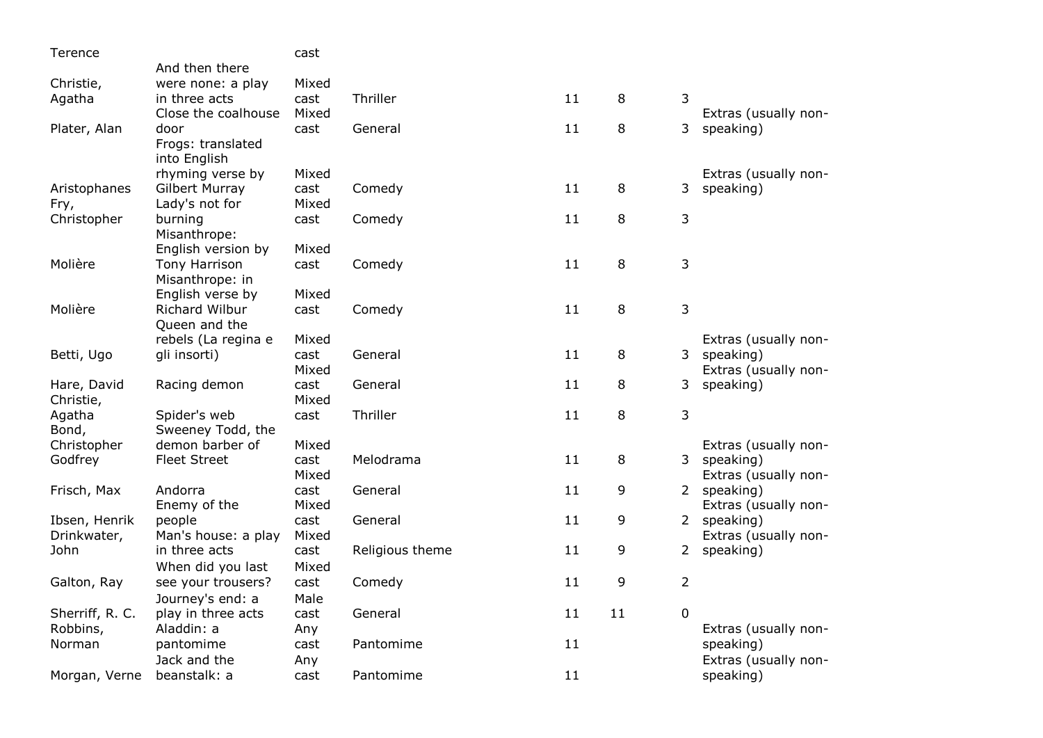| | | | | | | | |
|---|---|---|---|---|---|---|---|
| Terence | | cast | | | | | |
| Christie, Agatha | And then there were none: a play in three acts | Mixed cast | Thriller | 11 | 8 | 3 | |
| Plater, Alan | Close the coalhouse door | Mixed cast | General | 11 | 8 | 3 | Extras (usually non-speaking) |
| Aristophanes | Frogs: translated into English rhyming verse by Gilbert Murray | Mixed cast | Comedy | 11 | 8 | 3 | Extras (usually non-speaking) |
| Fry, Christopher | Lady's not for burning | Mixed cast | Comedy | 11 | 8 | 3 | |
| Molière | Misanthrope: English version by Tony Harrison | Mixed cast | Comedy | 11 | 8 | 3 | |
| Molière | Misanthrope: in English verse by Richard Wilbur | Mixed cast | Comedy | 11 | 8 | 3 | |
| Betti, Ugo | Queen and the rebels (La regina e gli insorti) | Mixed cast | General | 11 | 8 | 3 | Extras (usually non-speaking) |
| Hare, David | Racing demon | Mixed cast | General | 11 | 8 | 3 | Extras (usually non-speaking) |
| Christie, Agatha | Spider's web | Mixed cast | Thriller | 11 | 8 | 3 | |
| Bond, Christopher Godfrey | Sweeney Todd, the demon barber of Fleet Street | Mixed cast | Melodrama | 11 | 8 | 3 | Extras (usually non-speaking) |
| Frisch, Max | Andorra | Mixed cast | General | 11 | 9 | 2 | Extras (usually non-speaking) |
| Ibsen, Henrik | Enemy of the people | Mixed cast | General | 11 | 9 | 2 | Extras (usually non-speaking) |
| Drinkwater, John | Man's house: a play in three acts | Mixed cast | Religious theme | 11 | 9 | 2 | Extras (usually non-speaking) |
| Galton, Ray | When did you last see your trousers? | Mixed cast | Comedy | 11 | 9 | 2 | |
| Sherriff, R. C. | Journey's end: a play in three acts | Male cast | General | 11 | 11 | 0 | |
| Robbins, Norman | Aladdin: a pantomime | Any cast | Pantomime | 11 | | | Extras (usually non-speaking) |
| Morgan, Verne | Jack and the beanstalk: a | Any cast | Pantomime | 11 | | | Extras (usually non-speaking) |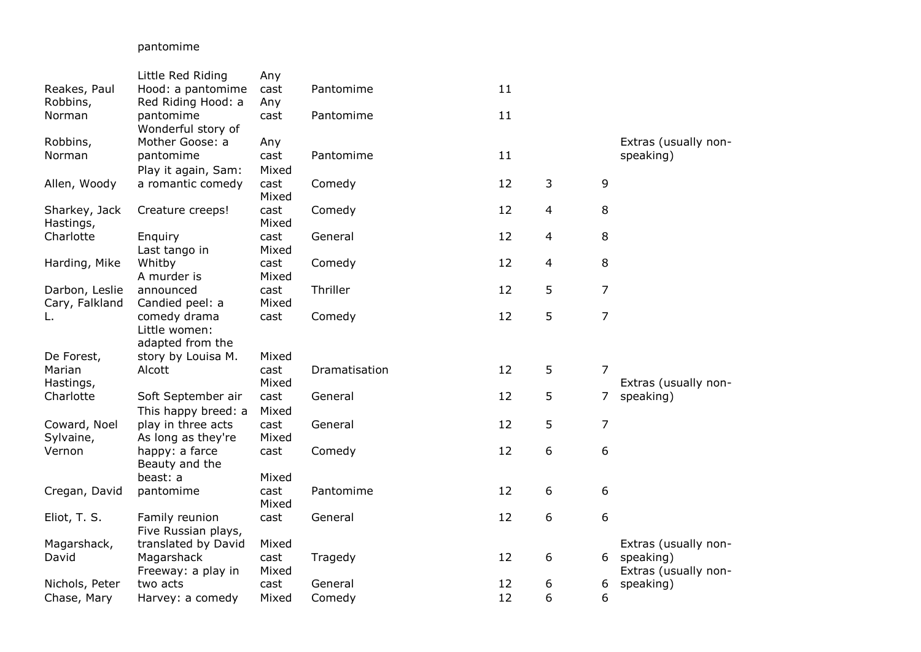| | pantomime | | | | | | |
|---|---|---|---|---|---|---|---|
| Reakes, Paul | Little Red Riding Hood: a pantomime | Any cast | Pantomime | 11 | | | |
| Robbins, Norman | Red Riding Hood: a pantomime | Any cast | Pantomime | 11 | | | |
| Robbins, Norman | Wonderful story of Mother Goose: a pantomime | Any cast | Pantomime | 11 | | | Extras (usually non-speaking) |
| Allen, Woody | Play it again, Sam: a romantic comedy | Mixed cast | Comedy | 12 | 3 | 9 | |
| Sharkey, Jack | Creature creeps! | Mixed cast | Comedy | 12 | 4 | 8 | |
| Hastings, Charlotte | Enquiry | Mixed cast | General | 12 | 4 | 8 | |
| Harding, Mike | Last tango in Whitby | Mixed cast | Comedy | 12 | 4 | 8 | |
| Darbon, Leslie | A murder is announced | Mixed cast | Thriller | 12 | 5 | 7 | |
| Cary, Falkland L. | Candied peel: a comedy drama | Mixed cast | Comedy | 12 | 5 | 7 | |
| De Forest, Marian | Little women: adapted from the story by Louisa M. Alcott | Mixed cast | Dramatisation | 12 | 5 | 7 | |
| Hastings, Charlotte | Soft September air | Mixed cast | General | 12 | 5 | 7 | Extras (usually non-speaking) |
| Coward, Noel | This happy breed: a play in three acts | Mixed cast | General | 12 | 5 | 7 | |
| Sylvaine, Vernon | As long as they're happy: a farce | Mixed cast | Comedy | 12 | 6 | 6 | |
| Cregan, David | Beauty and the beast: a pantomime | Mixed cast | Pantomime | 12 | 6 | 6 | |
| Eliot, T. S. | Family reunion | Mixed cast | General | 12 | 6 | 6 | |
| Magarshack, David | Five Russian plays, translated by David Magarshack | Mixed cast | Tragedy | 12 | 6 | 6 | Extras (usually non-speaking) |
| Nichols, Peter | Freeway: a play in two acts | Mixed cast | General | 12 | 6 | 6 | Extras (usually non-speaking) |
| Chase, Mary | Harvey: a comedy | Mixed | Comedy | 12 | 6 | 6 | |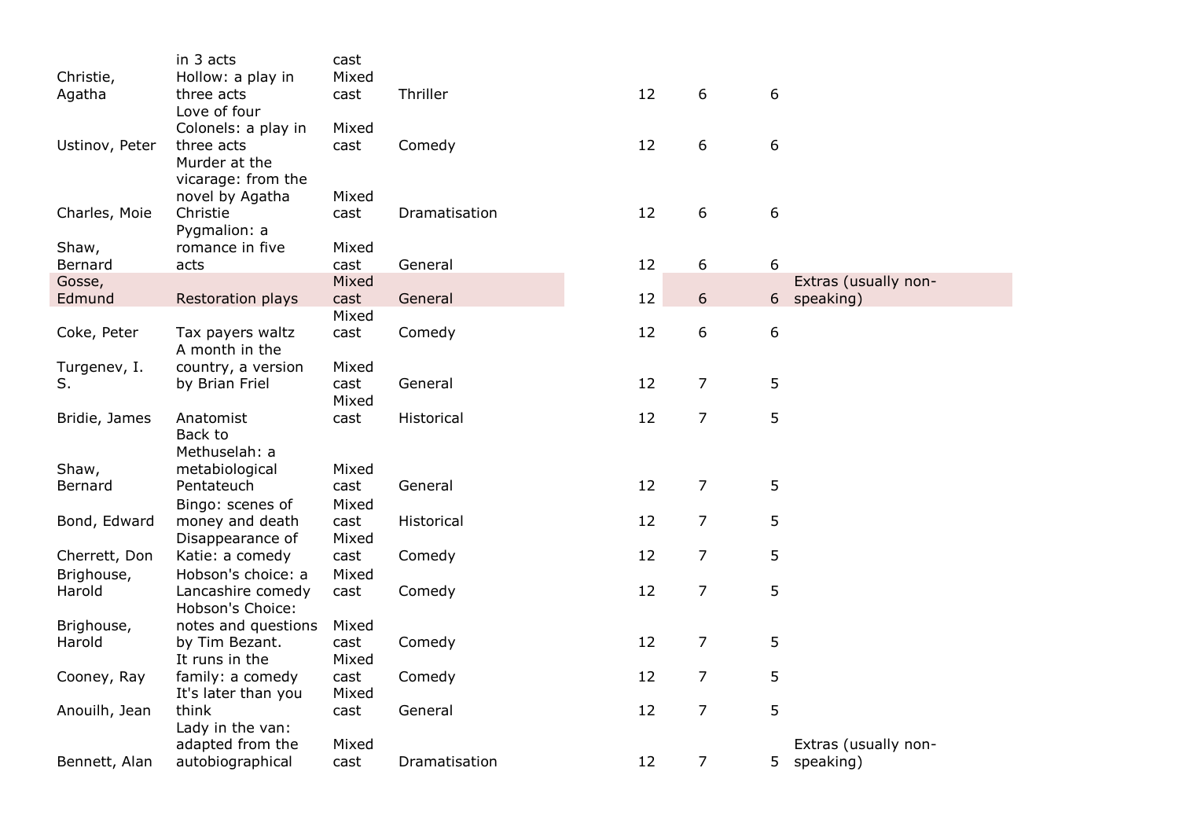| | | | | | | | |
|---|---|---|---|---|---|---|---|
| | in 3 acts | cast | | | | | |
| Christie, Agatha | Hollow: a play in three acts | Mixed cast | Thriller | 12 | 6 | 6 | |
| Ustinov, Peter | Love of four Colonels: a play in three acts | Mixed cast | Comedy | 12 | 6 | 6 | |
| Charles, Moie | Murder at the vicarage: from the novel by Agatha Christie | Mixed cast | Dramatisation | 12 | 6 | 6 | |
| Shaw, Bernard | Pygmalion: a romance in five acts | Mixed cast | General | 12 | 6 | 6 | |
| Gosse, Edmund | Restoration plays | Mixed cast | General | 12 | 6 | 6 | Extras (usually non-speaking) |
| Coke, Peter | Tax payers waltz | Mixed cast | Comedy | 12 | 6 | 6 | |
| Turgenev, I. S. | A month in the country, a version by Brian Friel | Mixed cast | General | 12 | 7 | 5 | |
| Bridie, James | Anatomist | Mixed cast | Historical | 12 | 7 | 5 | |
| Shaw, Bernard | Back to Methuselah: a metabiological Pentateuch | Mixed cast | General | 12 | 7 | 5 | |
| Bond, Edward | Bingo: scenes of money and death | Mixed cast | Historical | 12 | 7 | 5 | |
| Cherrett, Don | Disappearance of Katie: a comedy | Mixed cast | Comedy | 12 | 7 | 5 | |
| Brighouse, Harold | Hobson's choice: a Lancashire comedy | Mixed cast | Comedy | 12 | 7 | 5 | |
| Brighouse, Harold | Hobson's Choice: notes and questions by Tim Bezant. | Mixed cast | Comedy | 12 | 7 | 5 | |
| Cooney, Ray | It runs in the family: a comedy | Mixed cast | Comedy | 12 | 7 | 5 | |
| Anouilh, Jean | It's later than you think | Mixed cast | General | 12 | 7 | 5 | |
| Bennett, Alan | Lady in the van: adapted from the autobiographical | Mixed cast | Dramatisation | 12 | 7 | 5 | Extras (usually non-speaking) |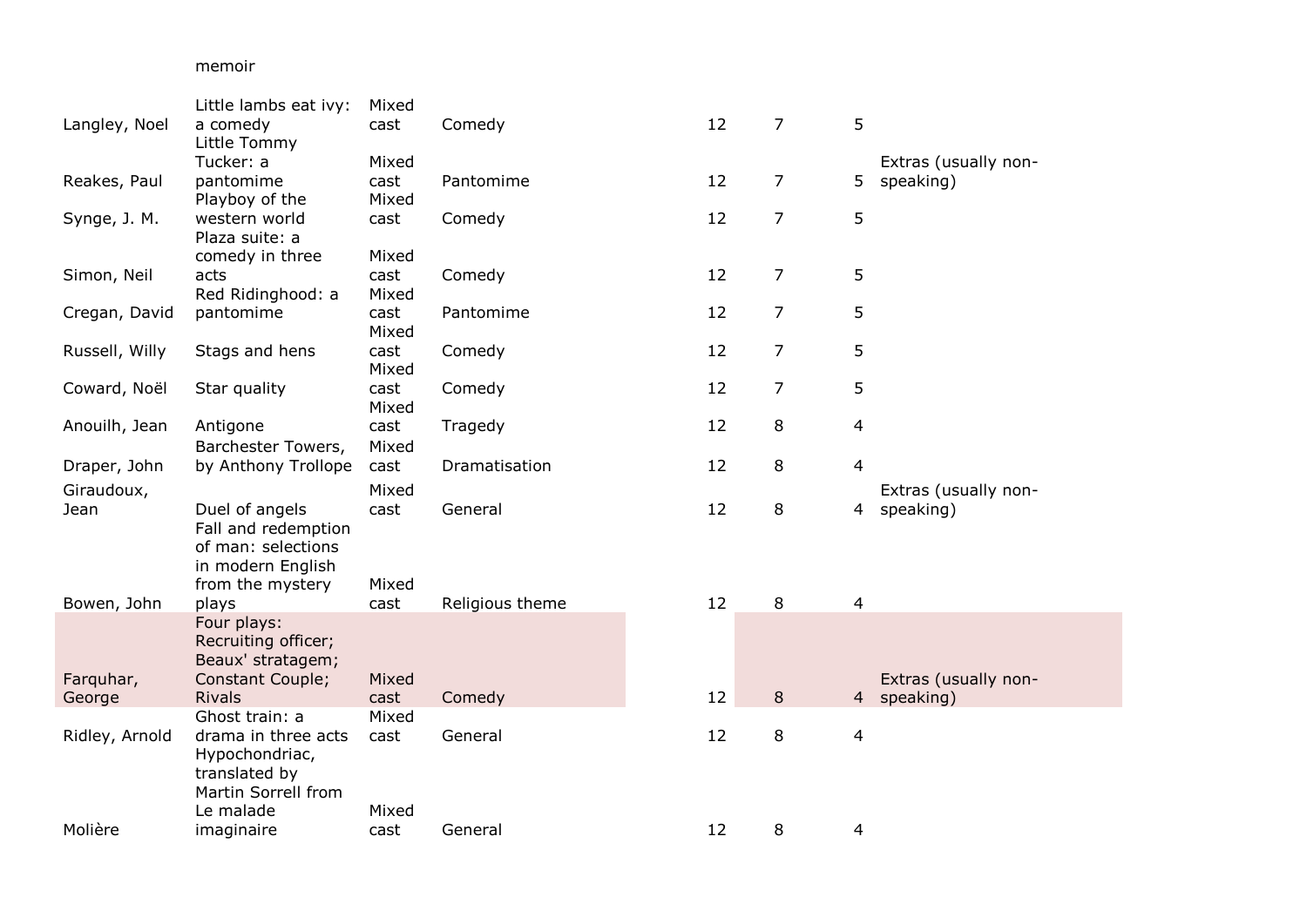| | memoir | | | | | | |
|---|---|---|---|---|---|---|---|
| Langley, Noel | Little lambs eat ivy: a comedy | Mixed cast | Comedy | 12 | 7 | 5 | |
| Reakes, Paul | Little Tommy Tucker: a pantomime | Mixed cast | Pantomime | 12 | 7 | 5 | Extras (usually non-speaking) |
| Synge, J. M. | Playboy of the western world | Mixed cast | Comedy | 12 | 7 | 5 | |
| Simon, Neil | Plaza suite: a comedy in three acts | Mixed cast | Comedy | 12 | 7 | 5 | |
| Cregan, David | Red Ridinghood: a pantomime | Mixed cast | Pantomime | 12 | 7 | 5 | |
| Russell, Willy | Stags and hens | Mixed cast | Comedy | 12 | 7 | 5 | |
| Coward, Noël | Star quality | Mixed cast | Comedy | 12 | 7 | 5 | |
| Anouilh, Jean | Antigone | Mixed cast | Tragedy | 12 | 8 | 4 | |
| Draper, John | Barchester Towers, by Anthony Trollope | Mixed cast | Dramatisation | 12 | 8 | 4 | |
| Giraudoux, Jean | Duel of angels | Mixed cast | General | 12 | 8 | 4 | Extras (usually non-speaking) |
| Bowen, John | Fall and redemption of man: selections in modern English from the mystery plays | Mixed cast | Religious theme | 12 | 8 | 4 | |
| Farquhar, George | Four plays: Recruiting officer; Beaux' stratagem; Constant Couple; Rivals | Mixed cast | Comedy | 12 | 8 | 4 | Extras (usually non-speaking) |
| Ridley, Arnold | Ghost train: a drama in three acts | Mixed cast | General | 12 | 8 | 4 | |
| Molière | Hypochondriac, translated by Martin Sorrell from Le malade imaginaire | Mixed cast | General | 12 | 8 | 4 | |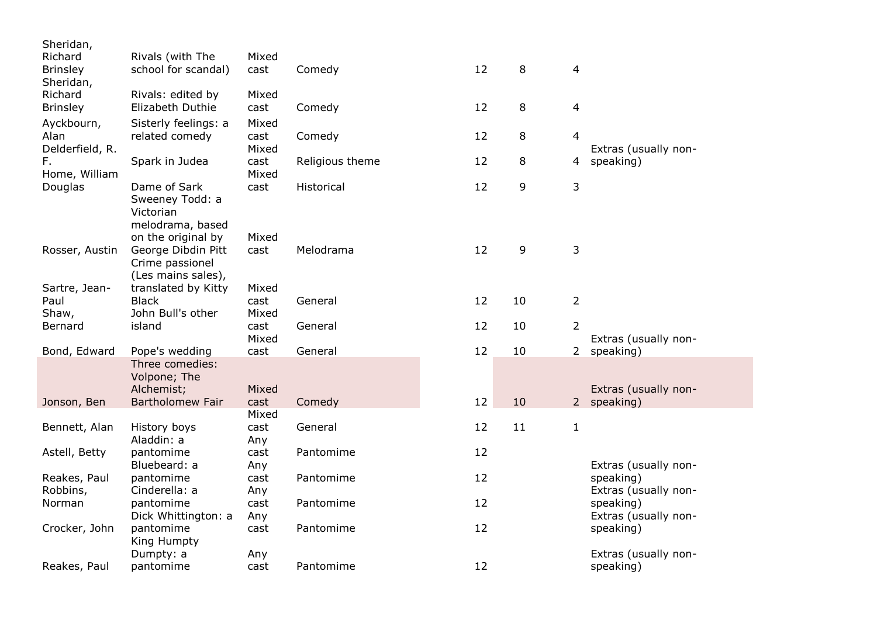| | | | | | | | |
|---|---|---|---|---|---|---|---|
| Sheridan, Richard Brinsley | Rivals (with The school for scandal) | Mixed cast | Comedy | 12 | 8 | 4 | |
| Sheridan, Richard Brinsley | Rivals: edited by Elizabeth Duthie | Mixed cast | Comedy | 12 | 8 | 4 | |
| Ayckbourn, Alan | Sisterly feelings: a related comedy | Mixed cast | Comedy | 12 | 8 | 4 | |
| Delderfield, R. F. | Spark in Judea | Mixed cast | Religious theme | 12 | 8 | 4 | Extras (usually non-speaking) |
| Home, William Douglas | Dame of Sark | Mixed cast | Historical | 12 | 9 | 3 | |
| Rosser, Austin | Sweeney Todd: a Victorian melodrama, based on the original by George Dibdin Pitt | Mixed cast | Melodrama | 12 | 9 | 3 | |
| Sartre, Jean-Paul | Crime passionel (Les mains sales), translated by Kitty Black | Mixed cast | General | 12 | 10 | 2 | |
| Shaw, Bernard | John Bull's other island | Mixed cast | General | 12 | 10 | 2 | |
| Bond, Edward | Pope's wedding | Mixed cast | General | 12 | 10 | 2 | Extras (usually non-speaking) |
| Jonson, Ben | Three comedies: Volpone; The Alchemist; Bartholomew Fair | Mixed cast | Comedy | 12 | 10 | 2 | Extras (usually non-speaking) |
| Bennett, Alan | History boys | Mixed cast | General | 12 | 11 | 1 | |
| Astell, Betty | Aladdin: a pantomime | Any cast | Pantomime | 12 | | | |
| Reakes, Paul | Bluebeard: a pantomime | Any cast | Pantomime | 12 | | | Extras (usually non-speaking) |
| Robbins, Norman | Cinderella: a pantomime | Any cast | Pantomime | 12 | | | Extras (usually non-speaking) |
| Crocker, John | Dick Whittington: a pantomime | Any cast | Pantomime | 12 | | | Extras (usually non-speaking) |
| Reakes, Paul | King Humpty Dumpty: a pantomime | Any cast | Pantomime | 12 | | | Extras (usually non-speaking) |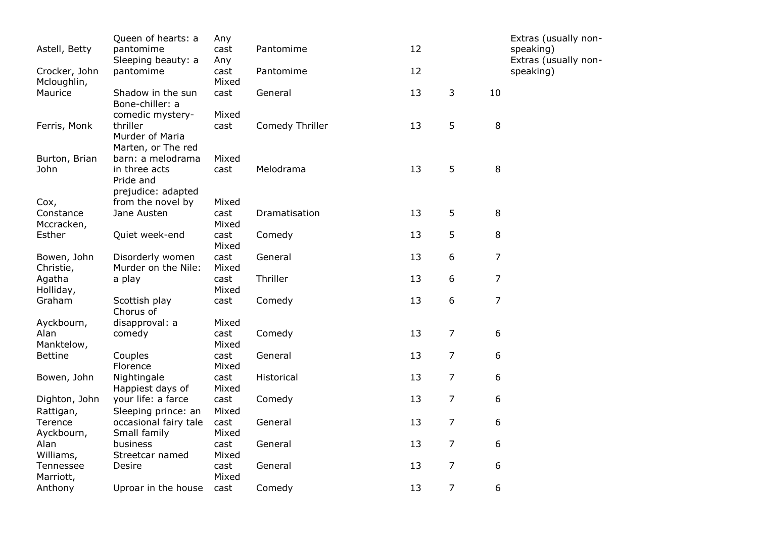| | | | | | | | |
|---|---|---|---|---|---|---|---|
| Astell, Betty | Queen of hearts: a pantomime | Any cast | Pantomime | 12 | | | Extras (usually non-speaking) |
| Crocker, John | Sleeping beauty: a pantomime | Any cast | Pantomime | 12 | | | Extras (usually non-speaking) |
| Mcloughlin, Maurice | Shadow in the sun | Mixed cast | General | 13 | 3 | 10 | |
| Ferris, Monk | Bone-chiller: a comedic mystery-thriller | Mixed cast | Comedy Thriller | 13 | 5 | 8 | |
| Burton, Brian John | Murder of Maria Marten, or The red barn: a melodrama in three acts | Mixed cast | Melodrama | 13 | 5 | 8 | |
| Cox, Constance | Pride and prejudice: adapted from the novel by Jane Austen | Mixed cast | Dramatisation | 13 | 5 | 8 | |
| Mccracken, Esther | Quiet week-end | Mixed cast | Comedy | 13 | 5 | 8 | |
| Bowen, John | Disorderly women | Mixed cast | General | 13 | 6 | 7 | |
| Christie, Agatha | Murder on the Nile: a play | Mixed cast | Thriller | 13 | 6 | 7 | |
| Holliday, Graham | Scottish play | Mixed cast | Comedy | 13 | 6 | 7 | |
| Ayckbourn, Alan | Chorus of disapproval: a comedy | Mixed cast | Comedy | 13 | 7 | 6 | |
| Manktelow, Bettine | Couples | Mixed cast | General | 13 | 7 | 6 | |
| Bowen, John | Florence Nightingale | Mixed cast | Historical | 13 | 7 | 6 | |
| Dighton, John | Happiest days of your life: a farce | Mixed cast | Comedy | 13 | 7 | 6 | |
| Rattigan, Terence | Sleeping prince: an occasional fairy tale | Mixed cast | General | 13 | 7 | 6 | |
| Ayckbourn, Alan | Small family business | Mixed cast | General | 13 | 7 | 6 | |
| Williams, Tennessee | Streetcar named Desire | Mixed cast | General | 13 | 7 | 6 | |
| Marriott, Anthony | Uproar in the house | Mixed cast | Comedy | 13 | 7 | 6 | |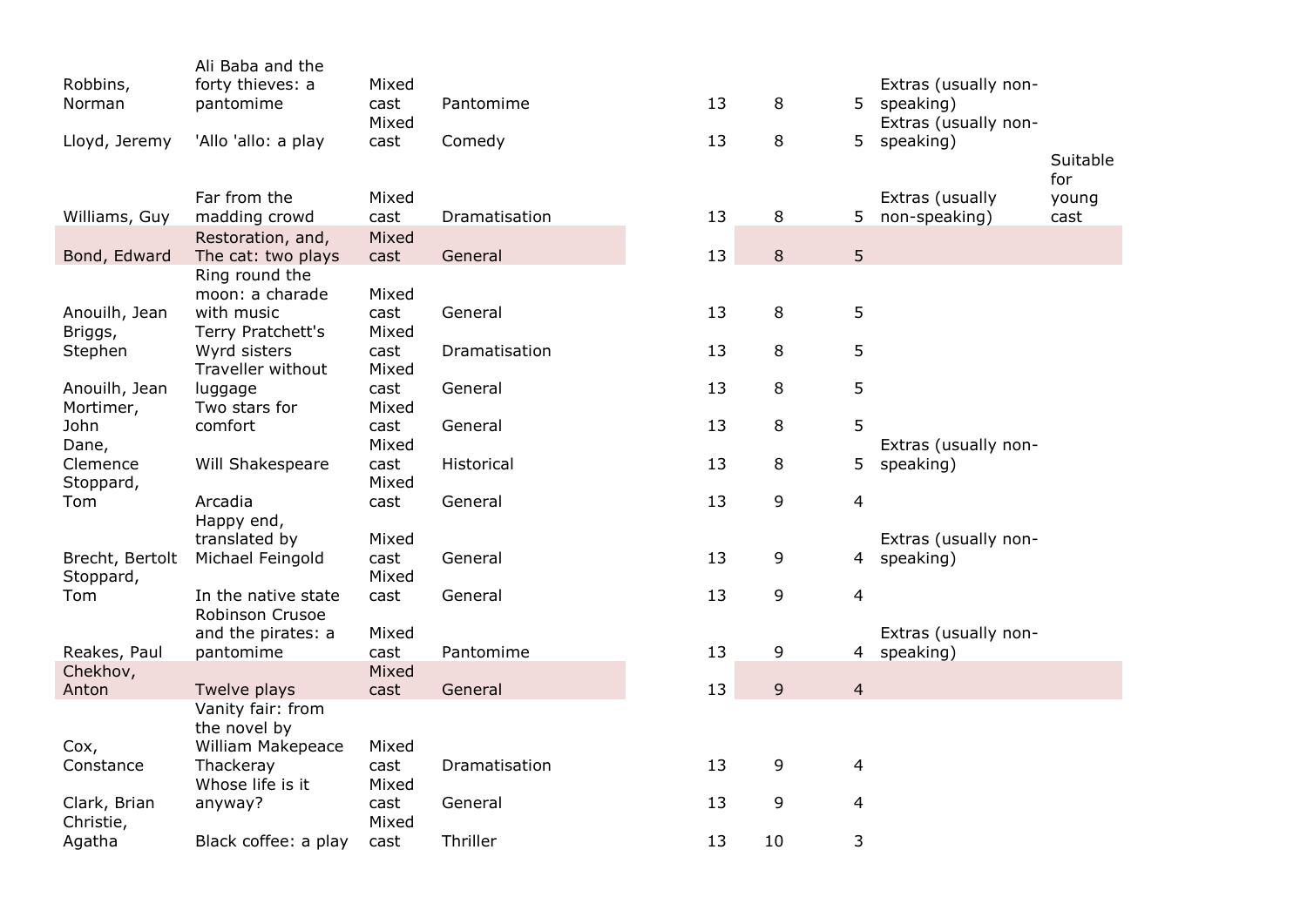| | | | | | | | | |
|---|---|---|---|---|---|---|---|---|
| Robbins, Norman | Ali Baba and the forty thieves: a pantomime | Mixed cast | Pantomime | 13 | 8 | 5 | Extras (usually non-speaking) | |
| Lloyd, Jeremy | 'Allo 'allo: a play | Mixed cast | Comedy | 13 | 8 | 5 | Extras (usually non-speaking) | |
| Williams, Guy | Far from the madding crowd | Mixed cast | Dramatisation | 13 | 8 | 5 | Extras (usually non-speaking) | Suitable for young cast |
| Bond, Edward | Restoration, and, The cat: two plays | Mixed cast | General | 13 | 8 | 5 | | |
| Anouilh, Jean | Ring round the moon: a charade with music | Mixed cast | General | 13 | 8 | 5 | | |
| Briggs, Stephen | Terry Pratchett's Wyrd sisters | Mixed cast | Dramatisation | 13 | 8 | 5 | | |
| Anouilh, Jean | Traveller without luggage | Mixed cast | General | 13 | 8 | 5 | | |
| Mortimer, John | Two stars for comfort | Mixed cast | General | 13 | 8 | 5 | | |
| Dane, Clemence | Will Shakespeare | Mixed cast | Historical | 13 | 8 | 5 | Extras (usually non-speaking) | |
| Stoppard, Tom | Arcadia | Mixed cast | General | 13 | 9 | 4 | | |
| Brecht, Bertolt | Happy end, translated by Michael Feingold | Mixed cast | General | 13 | 9 | 4 | Extras (usually non-speaking) | |
| Stoppard, Tom | In the native state | Mixed cast | General | 13 | 9 | 4 | | |
| Reakes, Paul | Robinson Crusoe and the pirates: a pantomime | Mixed cast | Pantomime | 13 | 9 | 4 | Extras (usually non-speaking) | |
| Chekhov, Anton | Twelve plays | Mixed cast | General | 13 | 9 | 4 | | |
| Cox, Constance | Vanity fair: from the novel by William Makepeace Thackeray | Mixed cast | Dramatisation | 13 | 9 | 4 | | |
| Clark, Brian | Whose life is it anyway? | Mixed cast | General | 13 | 9 | 4 | | |
| Christie, Agatha | Black coffee: a play | Mixed cast | Thriller | 13 | 10 | 3 | | |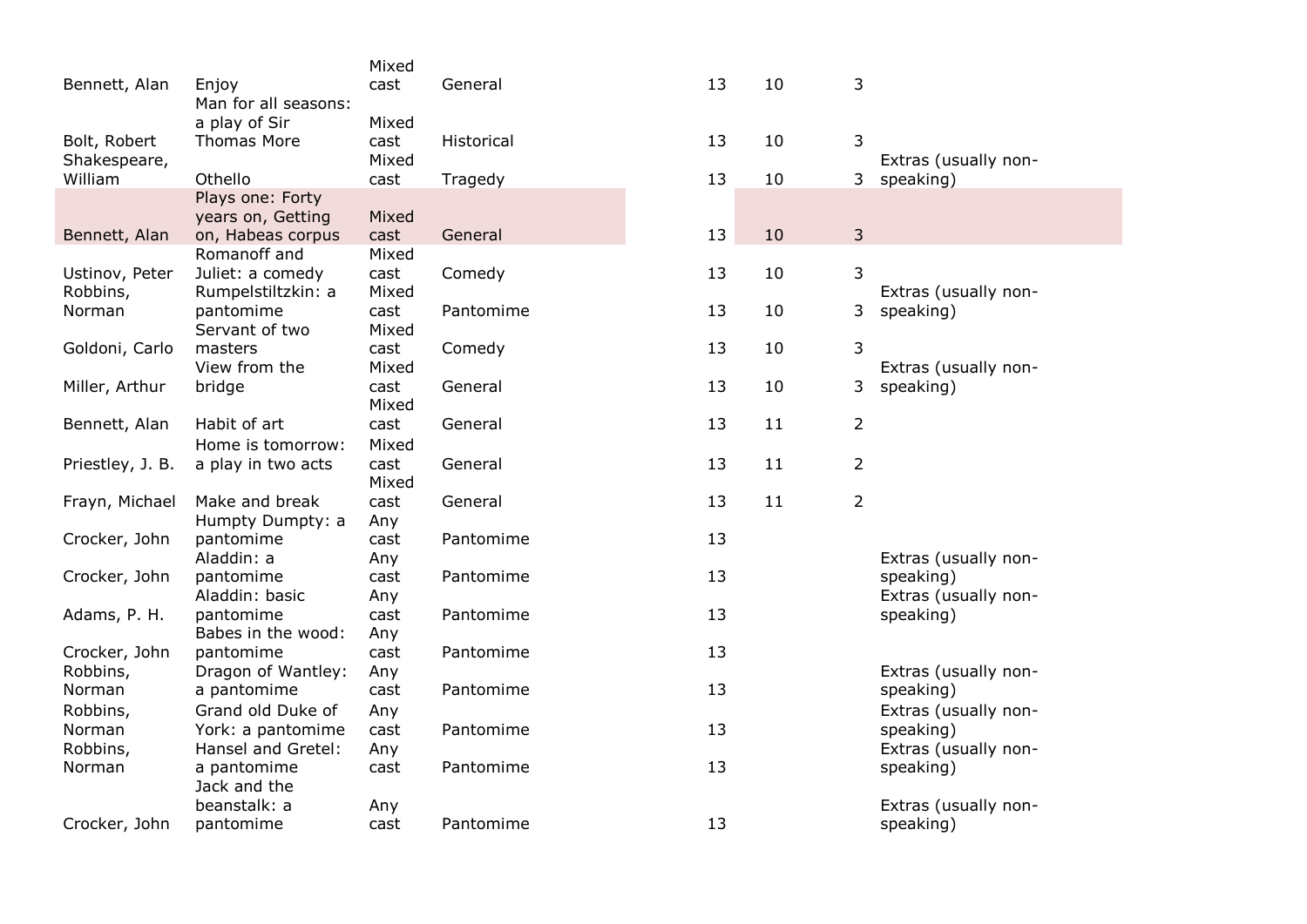| | | | | | | | | |
|---|---|---|---|---|---|---|---|---|
| Bennett, Alan | Enjoy | Mixed cast | General | | 13 | 10 | 3 | |
| Bolt, Robert | Man for all seasons: a play of Sir Thomas More | Mixed cast | Historical | | 13 | 10 | 3 | |
| Shakespeare, William | Othello | Mixed cast | Tragedy | | 13 | 10 | 3 | Extras (usually non-speaking) |
| Bennett, Alan | Plays one: Forty years on, Getting on, Habeas corpus | Mixed cast | General | | 13 | 10 | 3 | |
| Ustinov, Peter | Romanoff and Juliet: a comedy | Mixed cast | Comedy | | 13 | 10 | 3 | |
| Robbins, Norman | Rumpelstiltzkin: a pantomime | Mixed cast | Pantomime | | 13 | 10 | 3 | Extras (usually non-speaking) |
| Goldoni, Carlo | Servant of two masters | Mixed cast | Comedy | | 13 | 10 | 3 | |
| Miller, Arthur | View from the bridge | Mixed cast | General | | 13 | 10 | 3 | Extras (usually non-speaking) |
| Bennett, Alan | Habit of art | Mixed cast | General | | 13 | 11 | 2 | |
| Priestley, J. B. | Home is tomorrow: a play in two acts | Mixed cast | General | | 13 | 11 | 2 | |
| Frayn, Michael | Make and break | Mixed cast | General | | 13 | 11 | 2 | |
| Crocker, John | Humpty Dumpty: a pantomime | Any cast | Pantomime | | 13 | | | |
| Crocker, John | Aladdin: a pantomime | Any cast | Pantomime | | 13 | | | Extras (usually non-speaking) |
| Adams, P. H. | Aladdin: basic pantomime | Any cast | Pantomime | | 13 | | | Extras (usually non-speaking) |
| Crocker, John | Babes in the wood: pantomime | Any cast | Pantomime | | 13 | | | |
| Robbins, Norman | Dragon of Wantley: a pantomime | Any cast | Pantomime | | 13 | | | Extras (usually non-speaking) |
| Robbins, Norman | Grand old Duke of York: a pantomime | Any cast | Pantomime | | 13 | | | Extras (usually non-speaking) |
| Robbins, Norman | Hansel and Gretel: a pantomime | Any cast | Pantomime | | 13 | | | Extras (usually non-speaking) |
| Crocker, John | Jack and the beanstalk: a pantomime | Any cast | Pantomime | | 13 | | | Extras (usually non-speaking) |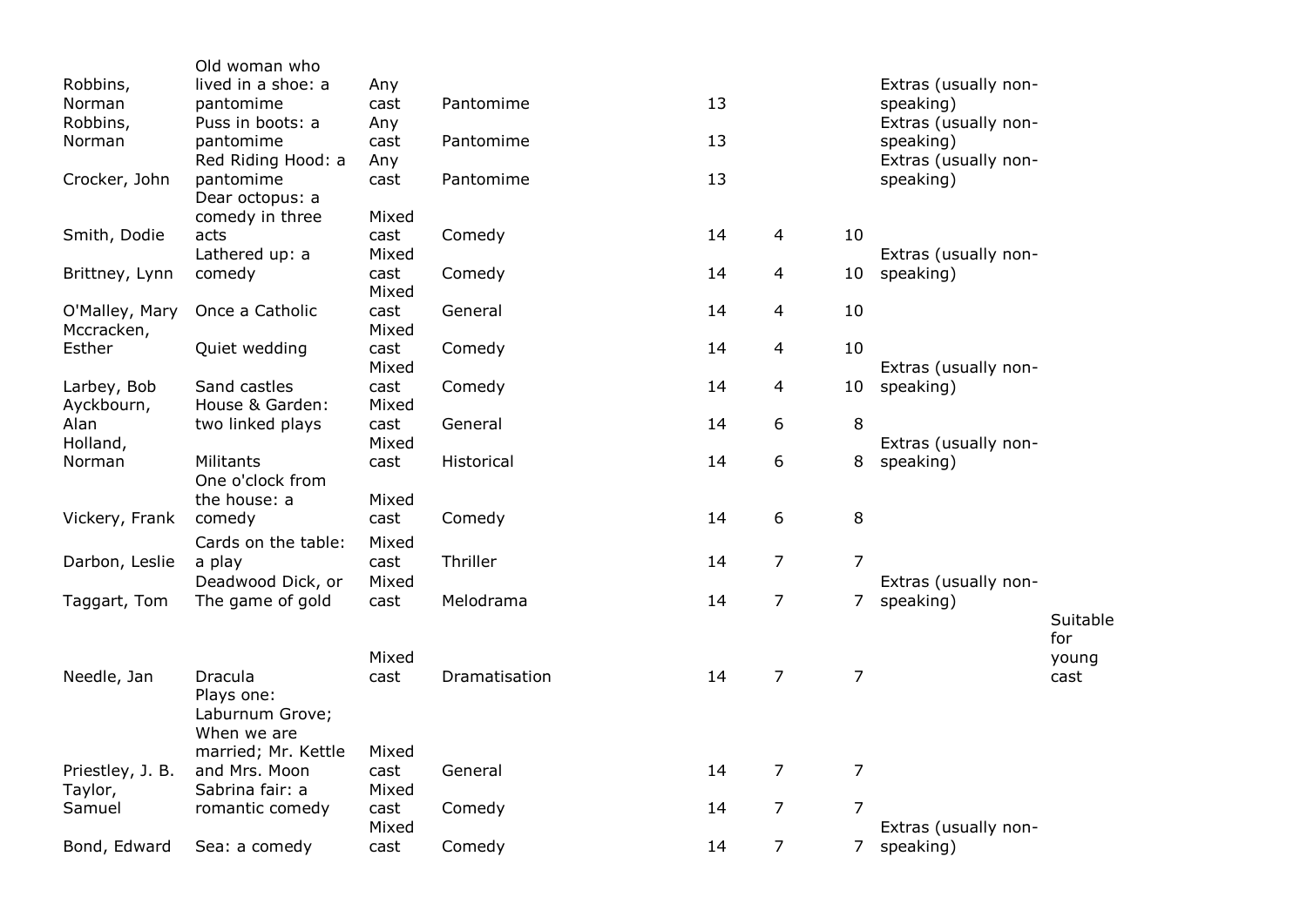| | | | | | | | | |
|---|---|---|---|---|---|---|---|---|
| Robbins, Norman | Old woman who lived in a shoe: a pantomime | Any cast | Pantomime | 13 | | | Extras (usually non-speaking) | |
| Robbins, Norman | Puss in boots: a pantomime | Any cast | Pantomime | 13 | | | Extras (usually non-speaking) | |
| Crocker, John | Red Riding Hood: a pantomime | Any cast | Pantomime | 13 | | | Extras (usually non-speaking) | |
| Smith, Dodie | Dear octopus: a comedy in three acts | Mixed cast | Comedy | 14 | 4 | 10 | | |
| Brittney, Lynn | Lathered up: a comedy | Mixed cast | Comedy | 14 | 4 | 10 | Extras (usually non-speaking) | |
| O'Malley, Mary | Once a Catholic | Mixed cast | General | 14 | 4 | 10 | | |
| Mccracken, Esther | Quiet wedding | Mixed cast | Comedy | 14 | 4 | 10 | | |
| Larbey, Bob | Sand castles | Mixed cast | Comedy | 14 | 4 | 10 | Extras (usually non-speaking) | |
| Ayckbourn, Alan | House & Garden: two linked plays | Mixed cast | General | 14 | 6 | 8 | | |
| Holland, Norman | Militants | Mixed cast | Historical | 14 | 6 | 8 | Extras (usually non-speaking) | |
| Vickery, Frank | One o'clock from the house: a comedy | Mixed cast | Comedy | 14 | 6 | 8 | | |
| Darbon, Leslie | Cards on the table: a play | Mixed cast | Thriller | 14 | 7 | 7 | | |
| Taggart, Tom | Deadwood Dick, or The game of gold | Mixed cast | Melodrama | 14 | 7 | 7 | Extras (usually non-speaking) | |
| Needle, Jan | Dracula | Mixed cast | Dramatisation | 14 | 7 | 7 | | Suitable for young cast |
| Priestley, J. B. | Plays one: Laburnum Grove; When we are married; Mr. Kettle and Mrs. Moon | Mixed cast | General | 14 | 7 | 7 | | |
| Taylor, Samuel | Sabrina fair: a romantic comedy | Mixed cast | Comedy | 14 | 7 | 7 | | |
| Bond, Edward | Sea: a comedy | Mixed cast | Comedy | 14 | 7 | 7 | Extras (usually non-speaking) | |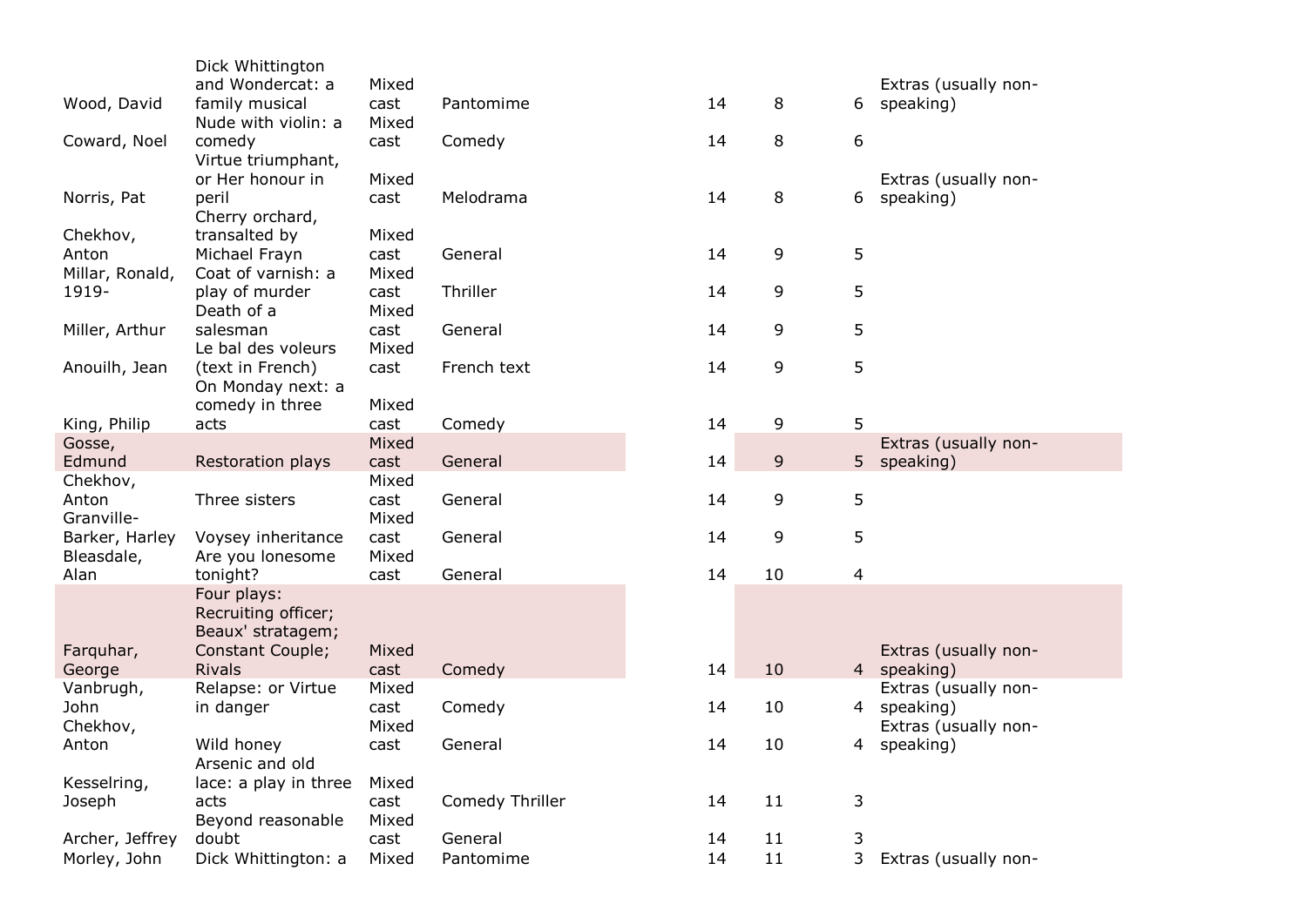| | | | | | | | |
|---|---|---|---|---|---|---|---|
| Wood, David | Dick Whittington and Wondercat: a family musical | Mixed cast | Pantomime | 14 | 8 | 6 | Extras (usually non-speaking) |
| Coward, Noel | Nude with violin: a comedy | Mixed cast | Comedy | 14 | 8 | 6 | |
| Norris, Pat | Virtue triumphant, or Her honour in peril | Mixed cast | Melodrama | 14 | 8 | 6 | Extras (usually non-speaking) |
| Chekhov, Anton | Cherry orchard, transalted by Michael Frayn | Mixed cast | General | 14 | 9 | 5 | |
| Millar, Ronald, 1919- | Coat of varnish: a play of murder | Mixed cast | Thriller | 14 | 9 | 5 | |
| Miller, Arthur | Death of a salesman | Mixed cast | General | 14 | 9 | 5 | |
| Anouilh, Jean | Le bal des voleurs (text in French) | Mixed cast | French text | 14 | 9 | 5 | |
| King, Philip | On Monday next: a comedy in three acts | Mixed cast | Comedy | 14 | 9 | 5 | |
| Gosse, Edmund | Restoration plays | Mixed cast | General | 14 | 9 | 5 | Extras (usually non-speaking) |
| Chekhov, Anton | Three sisters | Mixed cast | General | 14 | 9 | 5 | |
| Granville-Barker, Harley | Voysey inheritance | Mixed cast | General | 14 | 9 | 5 | |
| Bleasdale, Alan | Are you lonesome tonight? | Mixed cast | General | 14 | 10 | 4 | |
| Farquhar, George | Four plays: Recruiting officer; Beaux' stratagem; Constant Couple; Rivals | Mixed cast | Comedy | 14 | 10 | 4 | Extras (usually non-speaking) |
| Vanbrugh, John | Relapse: or Virtue in danger | Mixed cast | Comedy | 14 | 10 | 4 | Extras (usually non-speaking) |
| Chekhov, Anton | Wild honey | Mixed cast | General | 14 | 10 | 4 | Extras (usually non-speaking) |
| Kesselring, Joseph | Arsenic and old lace: a play in three acts | Mixed cast | Comedy Thriller | 14 | 11 | 3 | |
| Archer, Jeffrey | Beyond reasonable doubt | Mixed cast | General | 14 | 11 | 3 | |
| Morley, John | Dick Whittington: a | Mixed | Pantomime | 14 | 11 | 3 | Extras (usually non- |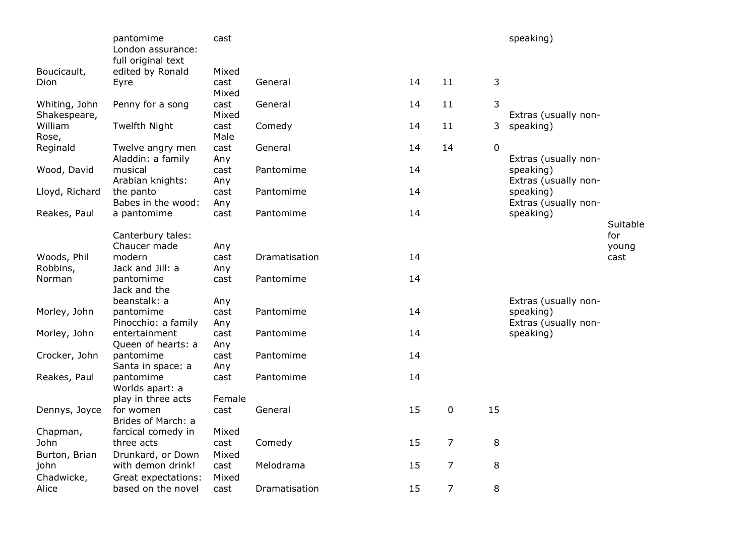| | | | | | | | | |
|---|---|---|---|---|---|---|---|---|
| | pantomime | cast | | | | | speaking) | |
| Boucicault, Dion | London assurance: full original text edited by Ronald Eyre | Mixed cast | General | 14 | 11 | 3 | | |
| Whiting, John | Penny for a song | Mixed cast | General | 14 | 11 | 3 | | |
| Shakespeare, William | Twelfth Night | Mixed cast | Comedy | 14 | 11 | 3 | Extras (usually non-speaking) | |
| Rose, Reginald | Twelve angry men | Male cast | General | 14 | 14 | 0 | | |
| Wood, David | Aladdin: a family musical | Any cast | Pantomime | 14 | | | Extras (usually non-speaking) | |
| Lloyd, Richard | Arabian knights: the panto | Any cast | Pantomime | 14 | | | Extras (usually non-speaking) | |
| Reakes, Paul | Babes in the wood: a pantomime | Any cast | Pantomime | 14 | | | Extras (usually non-speaking) | |
| Woods, Phil | Canterbury tales: Chaucer made modern | Any cast | Dramatisation | 14 | | | | Suitable for young cast |
| Robbins, Norman | Jack and Jill: a pantomime | Any cast | Pantomime | 14 | | | | |
| Morley, John | Jack and the beanstalk: a pantomime | Any cast | Pantomime | 14 | | | Extras (usually non-speaking) | |
| Morley, John | Pinocchio: a family entertainment | Any cast | Pantomime | 14 | | | Extras (usually non-speaking) | |
| Crocker, John | Queen of hearts: a pantomime | Any cast | Pantomime | 14 | | | | |
| Reakes, Paul | Santa in space: a pantomime | Any cast | Pantomime | 14 | | | | |
| Dennys, Joyce | Worlds apart: a play in three acts for women | Female cast | General | 15 | 0 | 15 | | |
| Chapman, John | Brides of March: a farcical comedy in three acts | Mixed cast | Comedy | 15 | 7 | 8 | | |
| Burton, Brian john | Drunkard, or Down with demon drink! | Mixed cast | Melodrama | 15 | 7 | 8 | | |
| Chadwicke, Alice | Great expectations: based on the novel | Mixed cast | Dramatisation | 15 | 7 | 8 | | |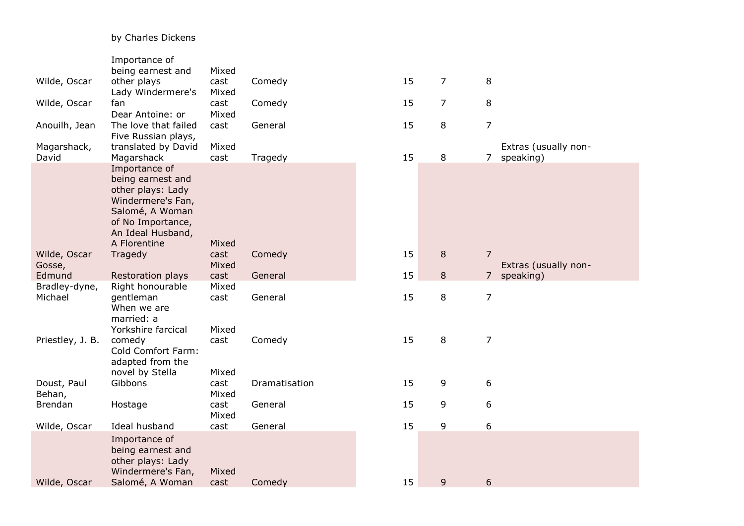|  | by Charles Dickens |  |  |  |  |  |  |  |
|---|---|---|---|---|---|---|---|---|
| Wilde, Oscar | Importance of being earnest and other plays | Mixed cast | Comedy |  | 15 | 7 | 8 |  |
| Wilde, Oscar | Lady Windermere's fan | Mixed cast | Comedy |  | 15 | 7 | 8 |  |
| Anouilh, Jean | Dear Antoine: or The love that failed | Mixed cast | General |  | 15 | 8 | 7 |  |
| Magarshack, David | Five Russian plays, translated by David Magarshack | Mixed cast | Tragedy |  | 15 | 8 | 7 | Extras (usually non-speaking) |
| Wilde, Oscar | Importance of being earnest and other plays: Lady Windermere's Fan, Salomé, A Woman of No Importance, An Ideal Husband, A Florentine Tragedy | Mixed cast | Comedy |  | 15 | 8 | 7 |  |
| Gosse, Edmund | Restoration plays | Mixed cast | General |  | 15 | 8 | 7 | Extras (usually non-speaking) |
| Bradley-dyne, Michael | Right honourable gentleman | Mixed cast | General |  | 15 | 8 | 7 |  |
| Priestley, J. B. | When we are married: a Yorkshire farcical comedy | Mixed cast | Comedy |  | 15 | 8 | 7 |  |
| Doust, Paul | Cold Comfort Farm: adapted from the novel by Stella Gibbons | Mixed cast | Dramatisation |  | 15 | 9 | 6 |  |
| Behan, Brendan | Hostage | Mixed cast | General |  | 15 | 9 | 6 |  |
| Wilde, Oscar | Ideal husband | Mixed cast | General |  | 15 | 9 | 6 |  |
| Wilde, Oscar | Importance of being earnest and other plays: Lady Windermere's Fan, Salomé, A Woman | Mixed cast | Comedy |  | 15 | 9 | 6 |  |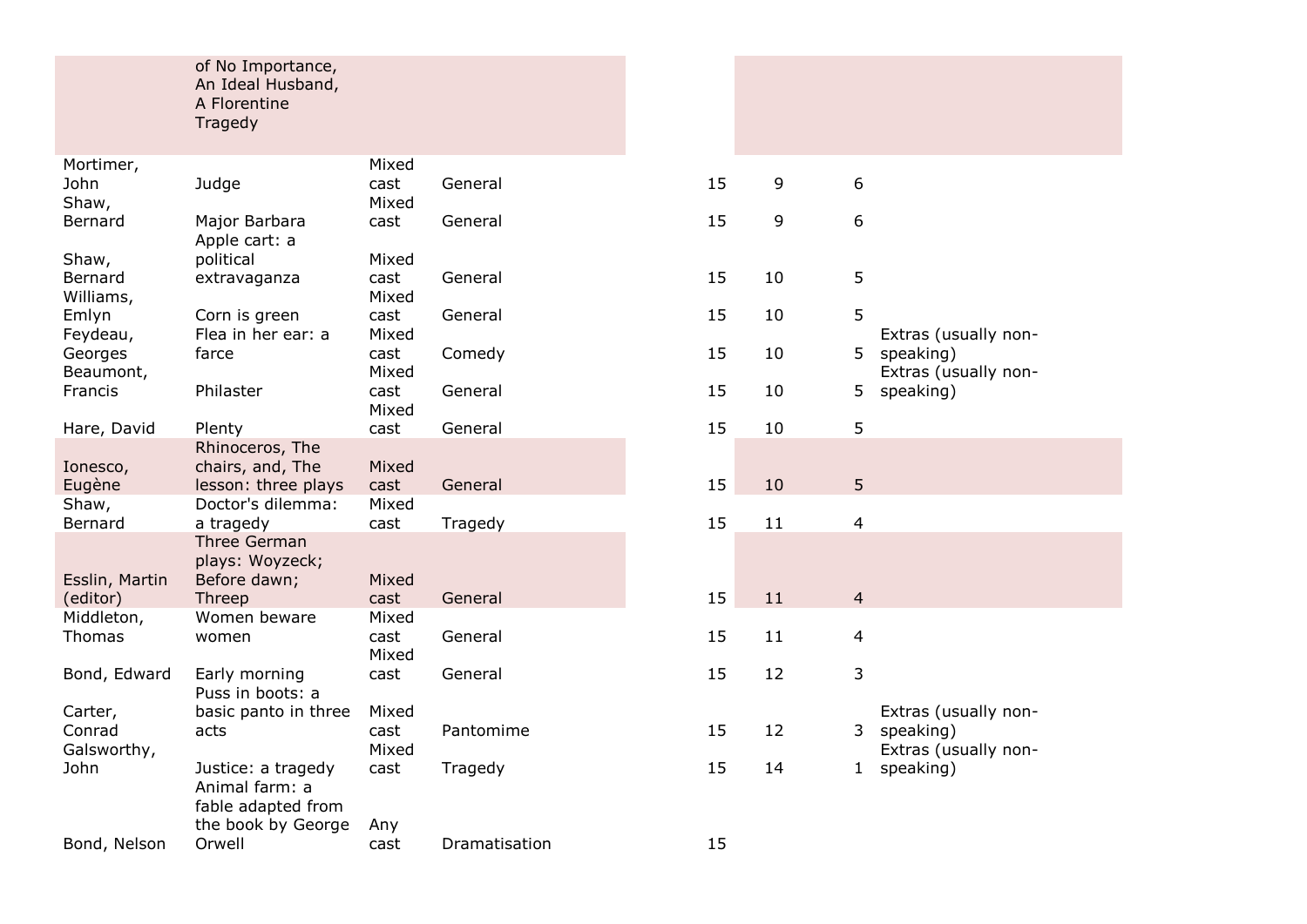| | | | | | | | |
|---|---|---|---|---|---|---|---|
| | of No Importance, An Ideal Husband, A Florentine Tragedy | | | | | | |
| Mortimer, John | Judge | Mixed cast | General | 15 | 9 | 6 | |
| Shaw, Bernard | Major Barbara | Mixed cast | General | 15 | 9 | 6 | |
| Shaw, Bernard | Apple cart: a political extravaganza | Mixed cast | General | 15 | 10 | 5 | |
| Williams, Emlyn | Corn is green | Mixed cast | General | 15 | 10 | 5 | |
| Feydeau, Georges | Flea in her ear: a farce | Mixed cast | Comedy | 15 | 10 | 5 | Extras (usually non-speaking) |
| Beaumont, Francis | Philaster | Mixed cast | General | 15 | 10 | 5 | Extras (usually non-speaking) |
| Hare, David | Plenty | Mixed cast | General | 15 | 10 | 5 | |
| Ionesco, Eugène | Rhinoceros, The chairs, and, The lesson: three plays | Mixed cast | General | 15 | 10 | 5 | |
| Shaw, Bernard | Doctor's dilemma: a tragedy | Mixed cast | Tragedy | 15 | 11 | 4 | |
| Esslin, Martin (editor) | Three German plays: Woyzeck; Before dawn; Threep | Mixed cast | General | 15 | 11 | 4 | |
| Middleton, Thomas | Women beware women | Mixed cast | General | 15 | 11 | 4 | |
| Bond, Edward | Early morning | Mixed cast | General | 15 | 12 | 3 | |
| Carter, Conrad | Puss in boots: a basic panto in three acts | Mixed cast | Pantomime | 15 | 12 | 3 | Extras (usually non-speaking) |
| Galsworthy, John | Justice: a tragedy | Mixed cast | Tragedy | 15 | 14 | 1 | Extras (usually non-speaking) |
| Bond, Nelson | Animal farm: a fable adapted from the book by George Orwell | Any cast | Dramatisation | 15 | | | |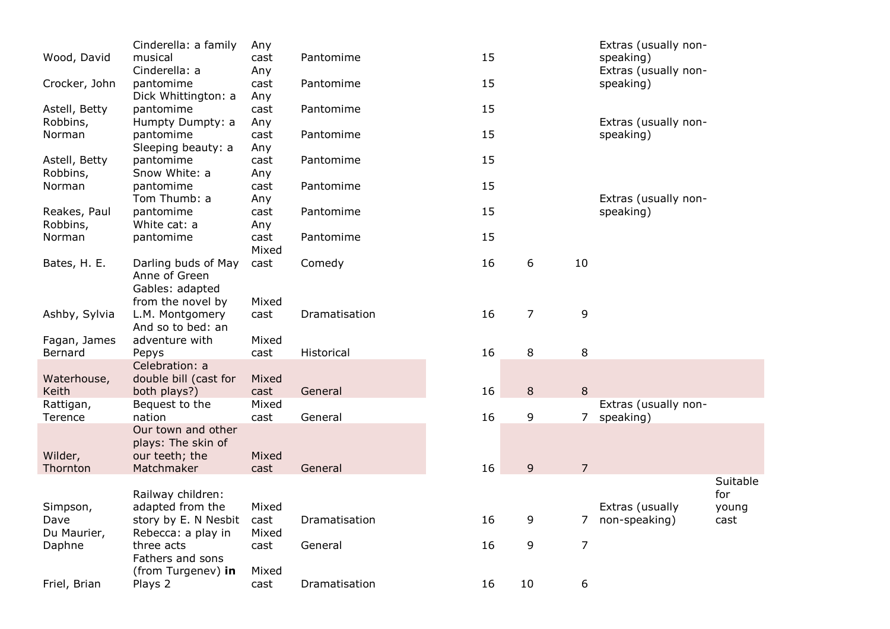| | | | | | | | | |
|---|---|---|---|---|---|---|---|---|
| Wood, David | Cinderella: a family musical | Any cast | Pantomime | 15 | | | Extras (usually non-speaking) | |
| Crocker, John | Cinderella: a pantomime | Any cast | Pantomime | 15 | | | Extras (usually non-speaking) | |
| Astell, Betty | Dick Whittington: a pantomime | Any cast | Pantomime | 15 | | | | |
| Robbins, Norman | Humpty Dumpty: a pantomime | Any cast | Pantomime | 15 | | | Extras (usually non-speaking) | |
| Astell, Betty | Sleeping beauty: a pantomime | Any cast | Pantomime | 15 | | | | |
| Robbins, Norman | Snow White: a pantomime | Any cast | Pantomime | 15 | | | | |
| Reakes, Paul | Tom Thumb: a pantomime | Any cast | Pantomime | 15 | | | Extras (usually non-speaking) | |
| Robbins, Norman | White cat: a pantomime | Any cast | Pantomime | 15 | | | | |
| Bates, H. E. | Darling buds of May | Mixed cast | Comedy | 16 | 6 | 10 | | |
| Ashby, Sylvia | Anne of Green Gables: adapted from the novel by L.M. Montgomery | Mixed cast | Dramatisation | 16 | 7 | 9 | | |
| Fagan, James Bernard | And so to bed: an adventure with Pepys | Mixed cast | Historical | 16 | 8 | 8 | | |
| Waterhouse, Keith | Celebration: a double bill (cast for both plays?) | Mixed cast | General | 16 | 8 | 8 | | |
| Rattigan, Terence | Bequest to the nation | Mixed cast | General | 16 | 9 | 7 | Extras (usually non-speaking) | |
| Wilder, Thornton | Our town and other plays: The skin of our teeth; the Matchmaker | Mixed cast | General | 16 | 9 | 7 | | |
| Simpson, Dave | Railway children: adapted from the story by E. N Nesbit | Mixed cast | Dramatisation | 16 | 9 | 7 | Extras (usually non-speaking) | Suitable for young cast |
| Du Maurier, Daphne | Rebecca: a play in three acts | Mixed cast | General | 16 | 9 | 7 | | |
| Friel, Brian | Fathers and sons (from Turgenev) **in** Plays 2 | Mixed cast | Dramatisation | 16 | 10 | 6 | | |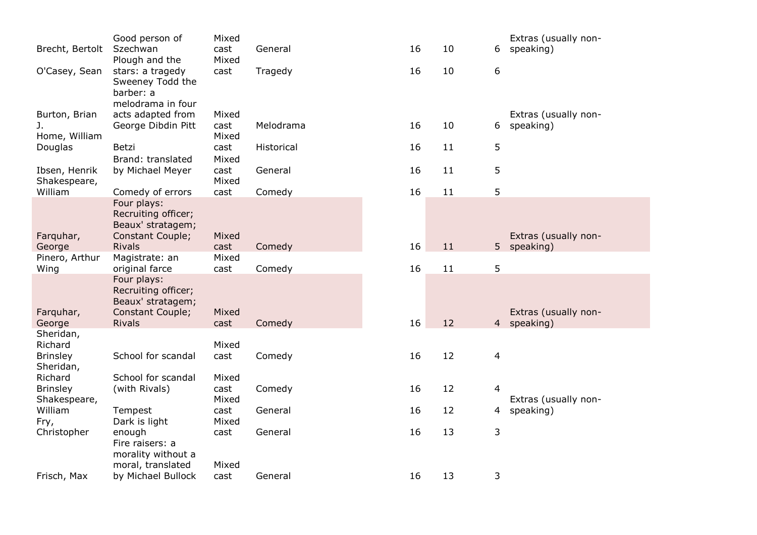| | | | | | | | |
|---|---|---|---|---|---|---|---|
| Brecht, Bertolt | Good person of Szechwan | Mixed cast | General | 16 | 10 | 6 | Extras (usually non-speaking) |
| O'Casey, Sean | Plough and the stars: a tragedy | Mixed cast | Tragedy | 16 | 10 | 6 | |
| Burton, Brian J. | Sweeney Todd the barber: a melodrama in four acts adapted from George Dibdin Pitt | Mixed cast | Melodrama | 16 | 10 | 6 | Extras (usually non-speaking) |
| Home, William Douglas | Betzi | Mixed cast | Historical | 16 | 11 | 5 | |
| Ibsen, Henrik | Brand: translated by Michael Meyer | Mixed cast | General | 16 | 11 | 5 | |
| Shakespeare, William | Comedy of errors | Mixed cast | Comedy | 16 | 11 | 5 | |
| Farquhar, George | Four plays: Recruiting officer; Beaux' stratagem; Constant Couple; Rivals | Mixed cast | Comedy | 16 | 11 | 5 | Extras (usually non-speaking) |
| Pinero, Arthur Wing | Magistrate: an original farce | Mixed cast | Comedy | 16 | 11 | 5 | |
| Farquhar, George | Four plays: Recruiting officer; Beaux' stratagem; Constant Couple; Rivals | Mixed cast | Comedy | 16 | 12 | 4 | Extras (usually non-speaking) |
| Sheridan, Richard Brinsley | School for scandal | Mixed cast | Comedy | 16 | 12 | 4 | |
| Sheridan, Richard Brinsley | School for scandal (with Rivals) | Mixed cast | Comedy | 16 | 12 | 4 | |
| Shakespeare, William | Tempest | Mixed cast | General | 16 | 12 | 4 | Extras (usually non-speaking) |
| Fry, Christopher | Dark is light enough | Mixed cast | General | 16 | 13 | 3 | |
| Frisch, Max | Fire raisers: a morality without a moral, translated by Michael Bullock | Mixed cast | General | 16 | 13 | 3 | |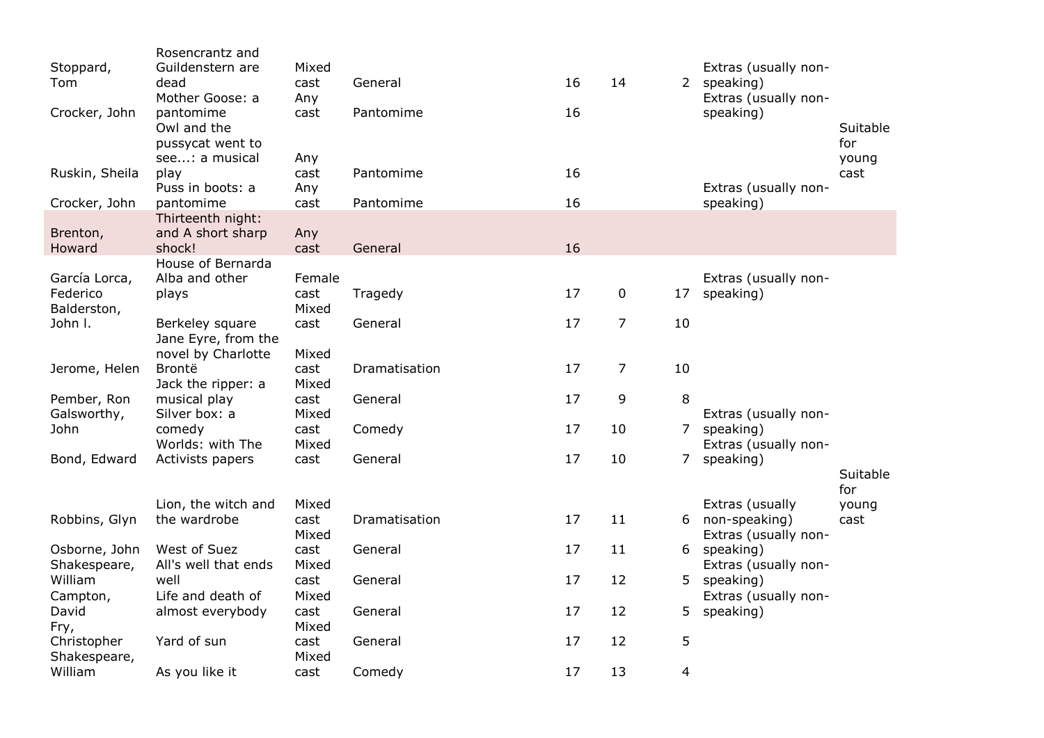| | | | | | | | | |
|---|---|---|---|---|---|---|---|---|
| Stoppard, Tom | Rosencrantz and Guildenstern are dead | Mixed cast | General | 16 | 14 | 2 | Extras (usually non-speaking) | |
| Crocker, John | Mother Goose: a pantomime | Any cast | Pantomime | 16 | | | Extras (usually non-speaking) | |
| Ruskin, Sheila | Owl and the pussycat went to see...: a musical play | Any cast | Pantomime | 16 | | | | Suitable for young cast |
| Crocker, John | Puss in boots: a pantomime | Any cast | Pantomime | 16 | | | Extras (usually non-speaking) | |
| Brenton, Howard | Thirteenth night: and A short sharp shock! | Any cast | General | 16 | | | | |
| García Lorca, Federico | House of Bernarda Alba and other plays | Female cast | Tragedy | 17 | 0 | 17 | Extras (usually non-speaking) | |
| Balderston, John l. | Berkeley square | Mixed cast | General | 17 | 7 | 10 | | |
| Jerome, Helen | Jane Eyre, from the novel by Charlotte Brontë | Mixed cast | Dramatisation | 17 | 7 | 10 | | |
| Pember, Ron | Jack the ripper: a musical play | Mixed cast | General | 17 | 9 | 8 | | |
| Galsworthy, John | Silver box: a comedy | Mixed cast | Comedy | 17 | 10 | 7 | Extras (usually non-speaking) | |
| Bond, Edward | Worlds: with The Activists papers | Mixed cast | General | 17 | 10 | 7 | Extras (usually non-speaking) | |
| Robbins, Glyn | Lion, the witch and the wardrobe | Mixed cast | Dramatisation | 17 | 11 | 6 | Extras (usually non-speaking) | Suitable for young cast |
| Osborne, John | West of Suez | Mixed cast | General | 17 | 11 | 6 | Extras (usually non-speaking) | |
| Shakespeare, William | All's well that ends well | Mixed cast | General | 17 | 12 | 5 | Extras (usually non-speaking) | |
| Campton, David | Life and death of almost everybody | Mixed cast | General | 17 | 12 | 5 | Extras (usually non-speaking) | |
| Fry, Christopher | Yard of sun | Mixed cast | General | 17 | 12 | 5 | | |
| Shakespeare, William | As you like it | Mixed cast | Comedy | 17 | 13 | 4 | | |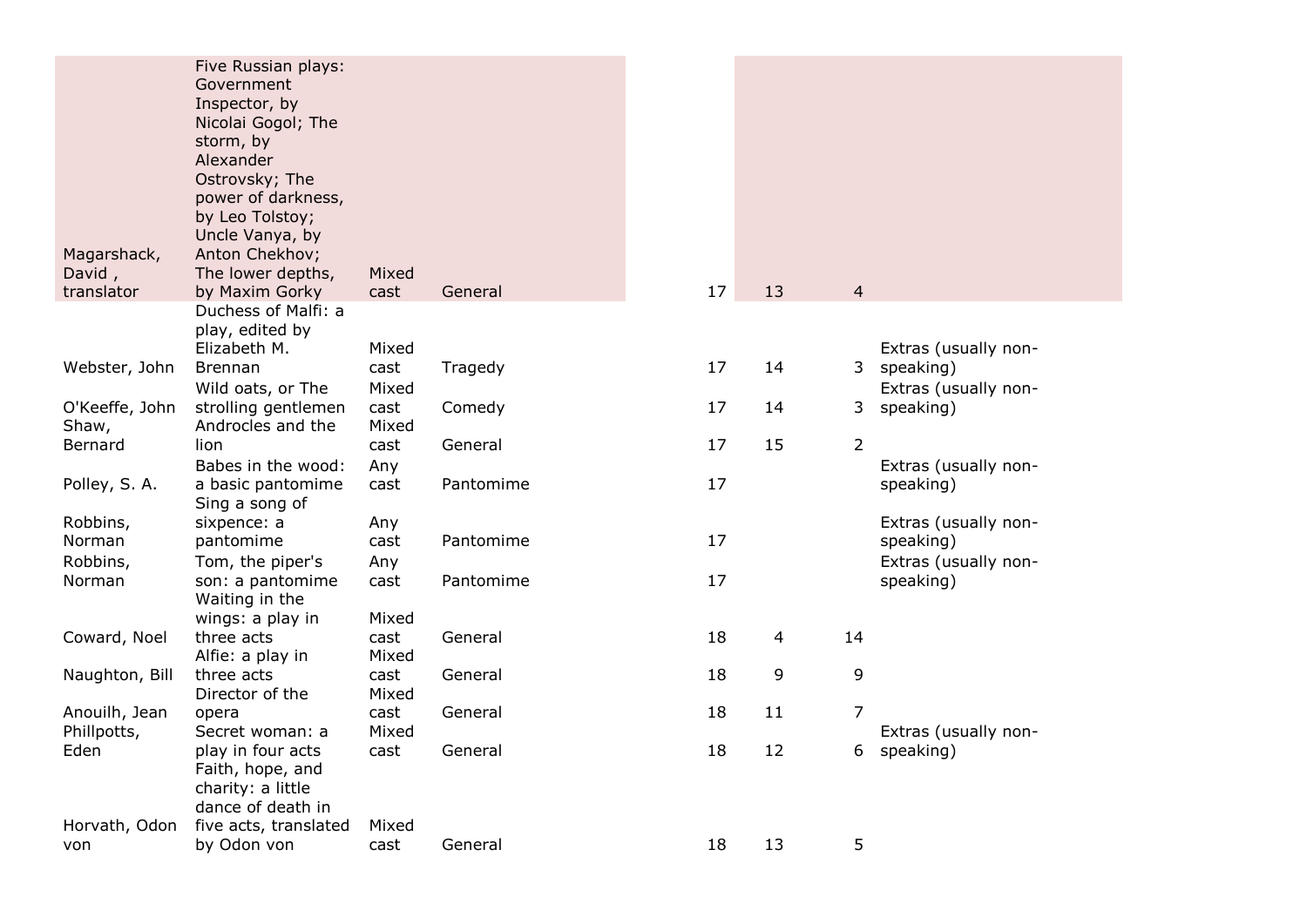| | | | | | | | |
|---|---|---|---|---|---|---|---|
| Magarshack, David , translator | Five Russian plays: Government Inspector, by Nicolai Gogol; The storm, by Alexander Ostrovsky; The power of darkness, by Leo Tolstoy; Uncle Vanya, by Anton Chekhov; The lower depths, by Maxim Gorky | Mixed cast | General | 17 | 13 | 4 | |
| Webster, John | Duchess of Malfi: a play, edited by Elizabeth M. Brennan | Mixed cast | Tragedy | 17 | 14 | 3 | Extras (usually non-speaking) |
| O'Keeffe, John | Wild oats, or The strolling gentlemen | Mixed cast | Comedy | 17 | 14 | 3 | Extras (usually non-speaking) |
| Shaw, Bernard | Androcles and the lion | Mixed cast | General | 17 | 15 | 2 | |
| Polley, S. A. | Babes in the wood: a basic pantomime | Any cast | Pantomime | 17 | | | Extras (usually non-speaking) |
| Robbins, Norman | Sing a song of sixpence: a pantomime | Any cast | Pantomime | 17 | | | Extras (usually non-speaking) |
| Robbins, Norman | Tom, the piper's son: a pantomime | Any cast | Pantomime | 17 | | | Extras (usually non-speaking) |
| Coward, Noel | Waiting in the wings: a play in three acts | Mixed cast | General | 18 | 4 | 14 | |
| Naughton, Bill | Alfie: a play in three acts | Mixed cast | General | 18 | 9 | 9 | |
| Anouilh, Jean | Director of the opera | Mixed cast | General | 18 | 11 | 7 | |
| Phillpotts, Eden | Secret woman: a play in four acts | Mixed cast | General | 18 | 12 | 6 | Extras (usually non-speaking) |
| Horvath, Odon von | Faith, hope, and charity: a little dance of death in five acts, translated by Odon von | Mixed cast | General | 18 | 13 | 5 | |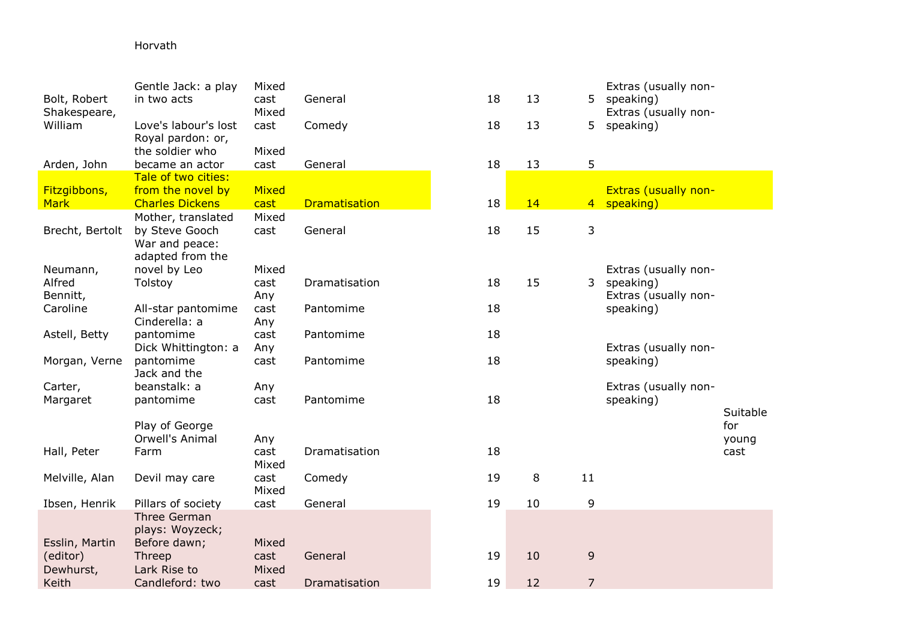| | | | | | | | | |
|---|---|---|---|---|---|---|---|---|
| | Horvath | | | | | | | |
| Bolt, Robert | Gentle Jack: a play in two acts | Mixed cast | General | 18 | 13 | 5 | Extras (usually non-speaking) | |
| Shakespeare, William | Love's labour's lost | Mixed cast | Comedy | 18 | 13 | 5 | Extras (usually non-speaking) | |
| Arden, John | Royal pardon: or, the soldier who became an actor | Mixed cast | General | 18 | 13 | 5 | | |
| Fitzgibbons, Mark | Tale of two cities: from the novel by Charles Dickens | Mixed cast | Dramatisation | 18 | 14 | 4 | Extras (usually non-speaking) | |
| Brecht, Bertolt | Mother, translated by Steve Gooch | Mixed cast | General | 18 | 15 | 3 | | |
| Neumann, Alfred | War and peace: adapted from the novel by Leo Tolstoy | Mixed cast | Dramatisation | 18 | 15 | 3 | Extras (usually non-speaking) | |
| Bennitt, Caroline | All-star pantomime | Any cast | Pantomime | 18 | | | Extras (usually non-speaking) | |
| Astell, Betty | Cinderella: a pantomime | Any cast | Pantomime | 18 | | | | |
| Morgan, Verne | Dick Whittington: a pantomime | Any cast | Pantomime | 18 | | | Extras (usually non-speaking) | |
| Carter, Margaret | Jack and the beanstalk: a pantomime | Any cast | Pantomime | 18 | | | Extras (usually non-speaking) | |
| Hall, Peter | Play of George Orwell's Animal Farm | Any cast | Dramatisation | 18 | | | | Suitable for young cast |
| Melville, Alan | Devil may care | Mixed cast | Comedy | 19 | 8 | 11 | | |
| Ibsen, Henrik | Pillars of society | Mixed cast | General | 19 | 10 | 9 | | |
| Esslin, Martin (editor) | Three German plays: Woyzeck; Before dawn; Threep | Mixed cast | General | 19 | 10 | 9 | | |
| Dewhurst, Keith | Lark Rise to Candleford: two | Mixed cast | Dramatisation | 19 | 12 | 7 | | |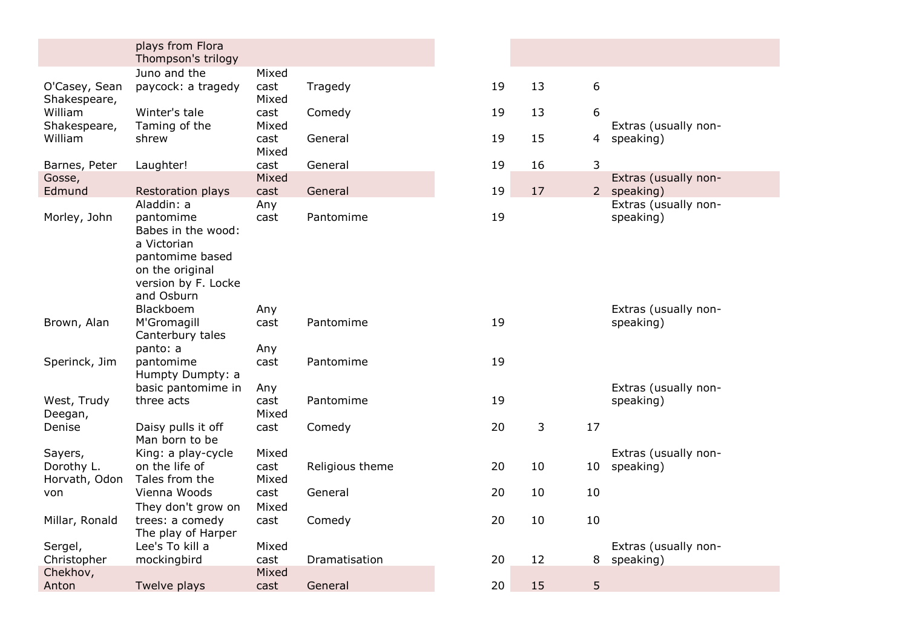| | | | | | | | |
|---|---|---|---|---|---|---|---|
| | plays from Flora Thompson's trilogy | | | | | | |
| O'Casey, Sean | Juno and the paycock: a tragedy | Mixed cast | Tragedy | 19 | 13 | 6 | |
| Shakespeare, William | Winter's tale | Mixed cast | Comedy | 19 | 13 | 6 | |
| Shakespeare, William | Taming of the shrew | Mixed cast | General | 19 | 15 | 4 | Extras (usually non-speaking) |
| Barnes, Peter | Laughter! | Mixed cast | General | 19 | 16 | 3 | |
| Gosse, Edmund | Restoration plays | Mixed cast | General | 19 | 17 | 2 | Extras (usually non-speaking) |
| Morley, John | Aladdin: a pantomime | Any cast | Pantomime | 19 | | | Extras (usually non-speaking) |
| Brown, Alan | Babes in the wood: a Victorian pantomime based on the original version by F. Locke and Osburn Blackboem M'Gromagill | Any cast | Pantomime | 19 | | | Extras (usually non-speaking) |
| Sperinck, Jim | Canterbury tales panto: a pantomime | Any cast | Pantomime | 19 | | | |
| West, Trudy | Humpty Dumpty: a basic pantomime in three acts | Any cast | Pantomime | 19 | | | Extras (usually non-speaking) |
| Deegan, Denise | Daisy pulls it off | Mixed cast | Comedy | 20 | 3 | 17 | |
| Sayers, Dorothy L. | Man born to be King: a play-cycle on the life of | Mixed cast | Religious theme | 20 | 10 | 10 | Extras (usually non-speaking) |
| Horvath, Odon von | Tales from the Vienna Woods | Mixed cast | General | 20 | 10 | 10 | |
| Millar, Ronald | They don't grow on trees: a comedy | Mixed cast | Comedy | 20 | 10 | 10 | |
| Sergel, Christopher | The play of Harper Lee's To kill a mockingbird | Mixed cast | Dramatisation | 20 | 12 | 8 | Extras (usually non-speaking) |
| Chekhov, Anton | Twelve plays | Mixed cast | General | 20 | 15 | 5 | |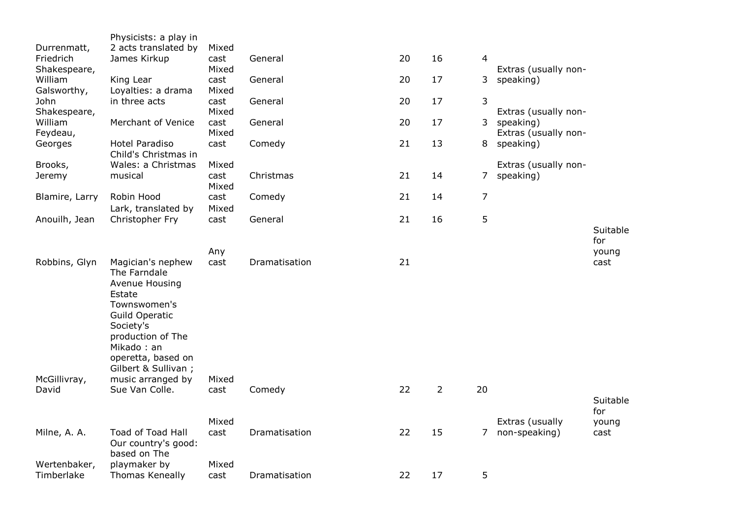| | | | | | | | | |
|---|---|---|---|---|---|---|---|---|
| Durrenmatt, Friedrich | Physicists: a play in 2 acts translated by James Kirkup | Mixed cast | General | 20 | 16 | 4 | | |
| Shakespeare, William | King Lear | Mixed cast | General | 20 | 17 | 3 | Extras (usually non-speaking) | |
| Galsworthy, John | Loyalties: a drama in three acts | Mixed cast | General | 20 | 17 | 3 | | |
| Shakespeare, William | Merchant of Venice | Mixed cast | General | 20 | 17 | 3 | Extras (usually non-speaking) | |
| Feydeau, Georges | Hotel Paradiso | Mixed cast | Comedy | 21 | 13 | 8 | Extras (usually non-speaking) | |
| Brooks, Jeremy | Child's Christmas in Wales: a Christmas musical | Mixed cast | Christmas | 21 | 14 | 7 | Extras (usually non-speaking) | |
| Blamire, Larry | Robin Hood | Mixed cast | Comedy | 21 | 14 | 7 | | |
| Anouilh, Jean | Lark, translated by Christopher Fry | Mixed cast | General | 21 | 16 | 5 | | |
| Robbins, Glyn | Magician's nephew | Any cast | Dramatisation | 21 | | | | Suitable for young cast |
| McGillivray, David | The Farndale Avenue Housing Estate Townswomen's Guild Operatic Society's production of The Mikado : an operetta, based on Gilbert & Sullivan ; music arranged by Sue Van Colle. | Mixed cast | Comedy | 22 | 2 | 20 | | |
| Milne, A. A. | Toad of Toad Hall | Mixed cast | Dramatisation | 22 | 15 | 7 | Extras (usually non-speaking) | Suitable for young cast |
| Wertenbaker, Timberlake | Our country's good: based on The playmaker by Thomas Keneally | Mixed cast | Dramatisation | 22 | 17 | 5 | | |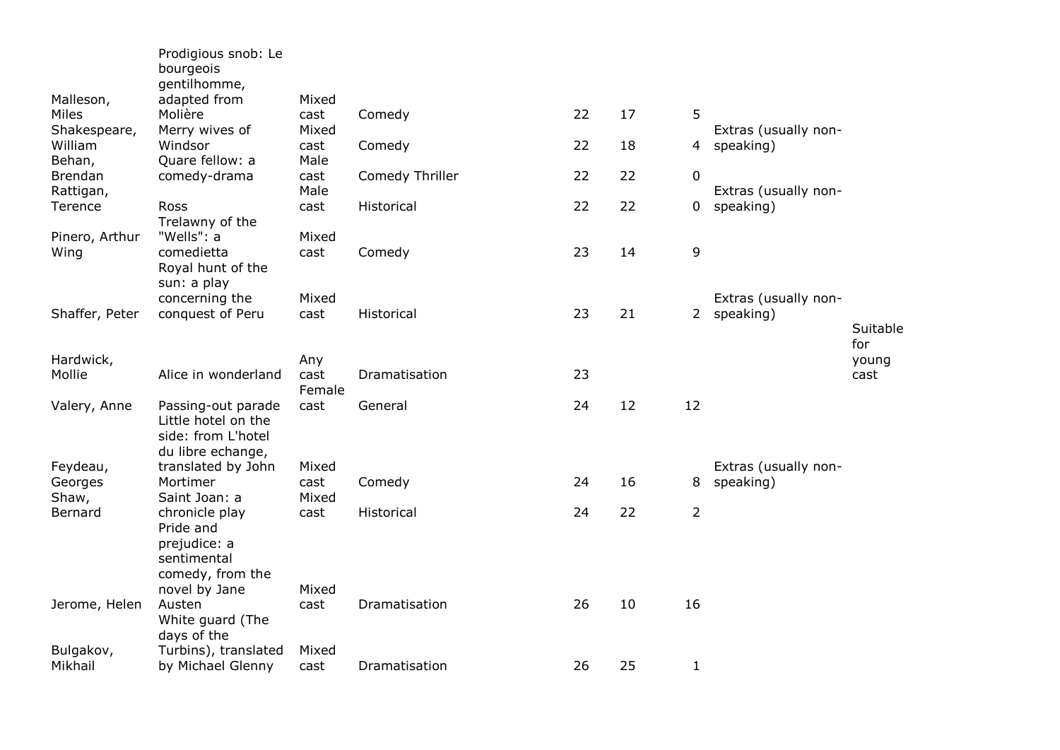| | | | | | | | | |
|---|---|---|---|---|---|---|---|---|
| Malleson, Miles | Prodigious snob: Le bourgeois gentilhomme, adapted from Molière | Mixed cast | Comedy | 22 | 17 | 5 | | |
| Shakespeare, William | Merry wives of Windsor | Mixed cast | Comedy | 22 | 18 | 4 | Extras (usually non-speaking) | |
| Behan, Brendan | Quare fellow: a comedy-drama | Male cast | Comedy Thriller | 22 | 22 | 0 | | |
| Rattigan, Terence | Ross | Male cast | Historical | 22 | 22 | 0 | Extras (usually non-speaking) | |
| Pinero, Arthur Wing | Trelawny of the "Wells": a comedietta | Mixed cast | Comedy | 23 | 14 | 9 | | |
| Shaffer, Peter | Royal hunt of the sun: a play concerning the conquest of Peru | Mixed cast | Historical | 23 | 21 | 2 | Extras (usually non-speaking) | |
| Hardwick, Mollie | Alice in wonderland | Any cast | Dramatisation | 23 | | | | Suitable for young cast |
| Valery, Anne | Passing-out parade | Female cast | General | 24 | 12 | 12 | | |
| Feydeau, Georges | Little hotel on the side: from L'hotel du libre echange, translated by John Mortimer | Mixed cast | Comedy | 24 | 16 | 8 | Extras (usually non-speaking) | |
| Shaw, Bernard | Saint Joan: a chronicle play | Mixed cast | Historical | 24 | 22 | 2 | | |
| Jerome, Helen | Pride and prejudice: a sentimental comedy, from the novel by Jane Austen | Mixed cast | Dramatisation | 26 | 10 | 16 | | |
| Bulgakov, Mikhail | White guard (The days of the Turbins), translated by Michael Glenny | Mixed cast | Dramatisation | 26 | 25 | 1 | | |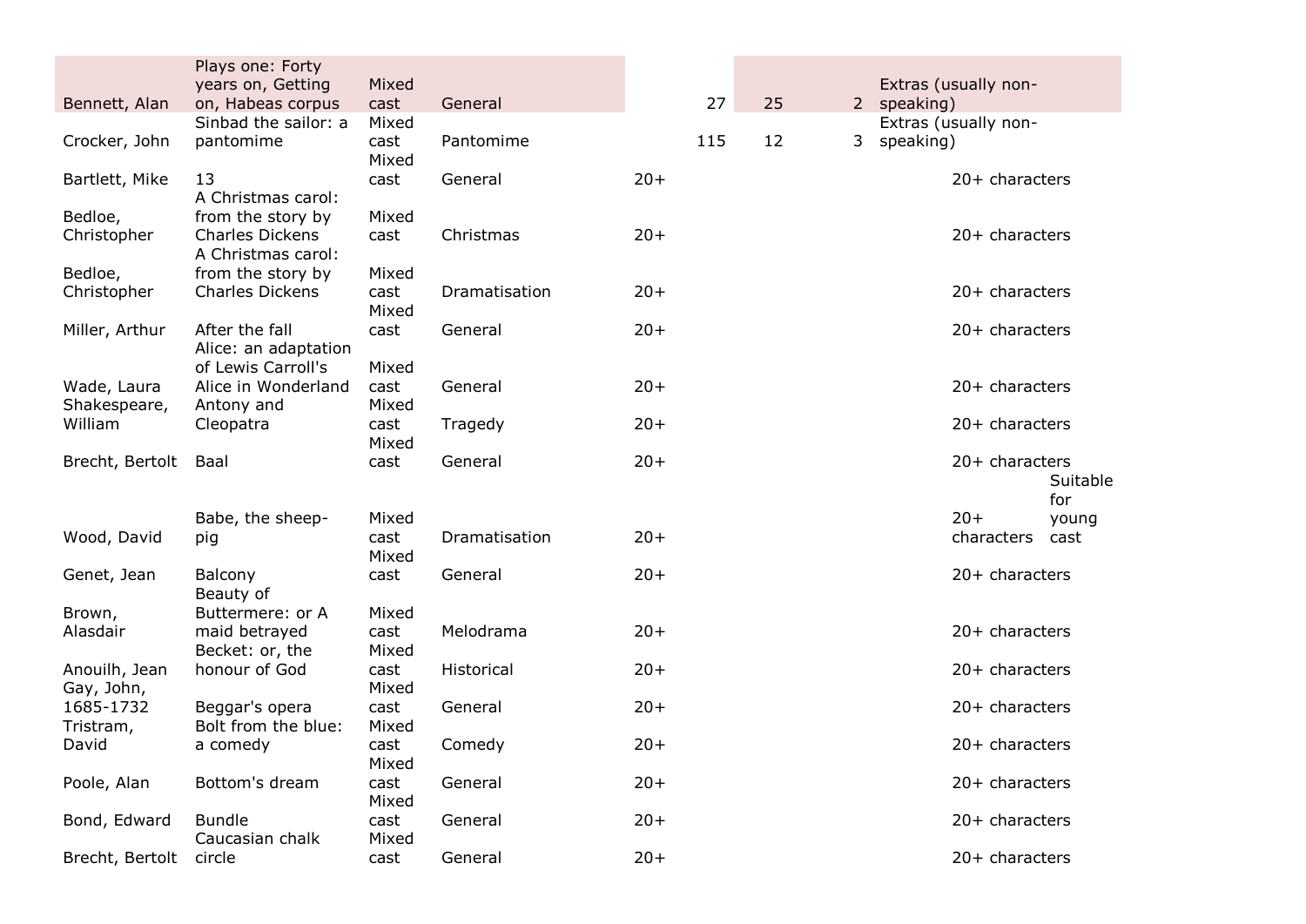| | | | | | | | | | |
|---|---|---|---|---|---|---|---|---|---|
| Bennett, Alan | Plays one: Forty years on, Getting on, Habeas corpus | Mixed cast | General | | 27 | 25 | 2 | Extras (usually non-speaking) | |
| Crocker, John | Sinbad the sailor: a pantomime | Mixed cast | Pantomime | | 115 | 12 | 3 | Extras (usually non-speaking) | |
| Bartlett, Mike | 13 | Mixed cast | General | 20+ | | | | 20+ characters | |
| Bedloe, Christopher | A Christmas carol: from the story by Charles Dickens | Mixed cast | Christmas | 20+ | | | | 20+ characters | |
| Bedloe, Christopher | A Christmas carol: from the story by Charles Dickens | Mixed cast | Dramatisation | 20+ | | | | 20+ characters | |
| Miller, Arthur | After the fall | Mixed cast | General | 20+ | | | | 20+ characters | |
| Wade, Laura | Alice: an adaptation of Lewis Carroll's Alice in Wonderland | Mixed cast | General | 20+ | | | | 20+ characters | |
| Shakespeare, William | Antony and Cleopatra | Mixed cast | Tragedy | 20+ | | | | 20+ characters | |
| Brecht, Bertolt | Baal | Mixed cast | General | 20+ | | | | 20+ characters | |
| Wood, David | Babe, the sheep-pig | Mixed cast | Dramatisation | 20+ | | | | 20+ characters | Suitable for young cast |
| Genet, Jean | Balcony | Mixed cast | General | 20+ | | | | 20+ characters | |
| Brown, Alasdair | Beauty of Buttermere: or A maid betrayed | Mixed cast | Melodrama | 20+ | | | | 20+ characters | |
| Anouilh, Jean | Becket: or, the honour of God | Mixed cast | Historical | 20+ | | | | 20+ characters | |
| Gay, John, 1685-1732 | Beggar's opera | Mixed cast | General | 20+ | | | | 20+ characters | |
| Tristram, David | Bolt from the blue: a comedy | Mixed cast | Comedy | 20+ | | | | 20+ characters | |
| Poole, Alan | Bottom's dream | Mixed cast | General | 20+ | | | | 20+ characters | |
| Bond, Edward | Bundle | Mixed cast | General | 20+ | | | | 20+ characters | |
| Brecht, Bertolt | Caucasian chalk circle | Mixed cast | General | 20+ | | | | 20+ characters | |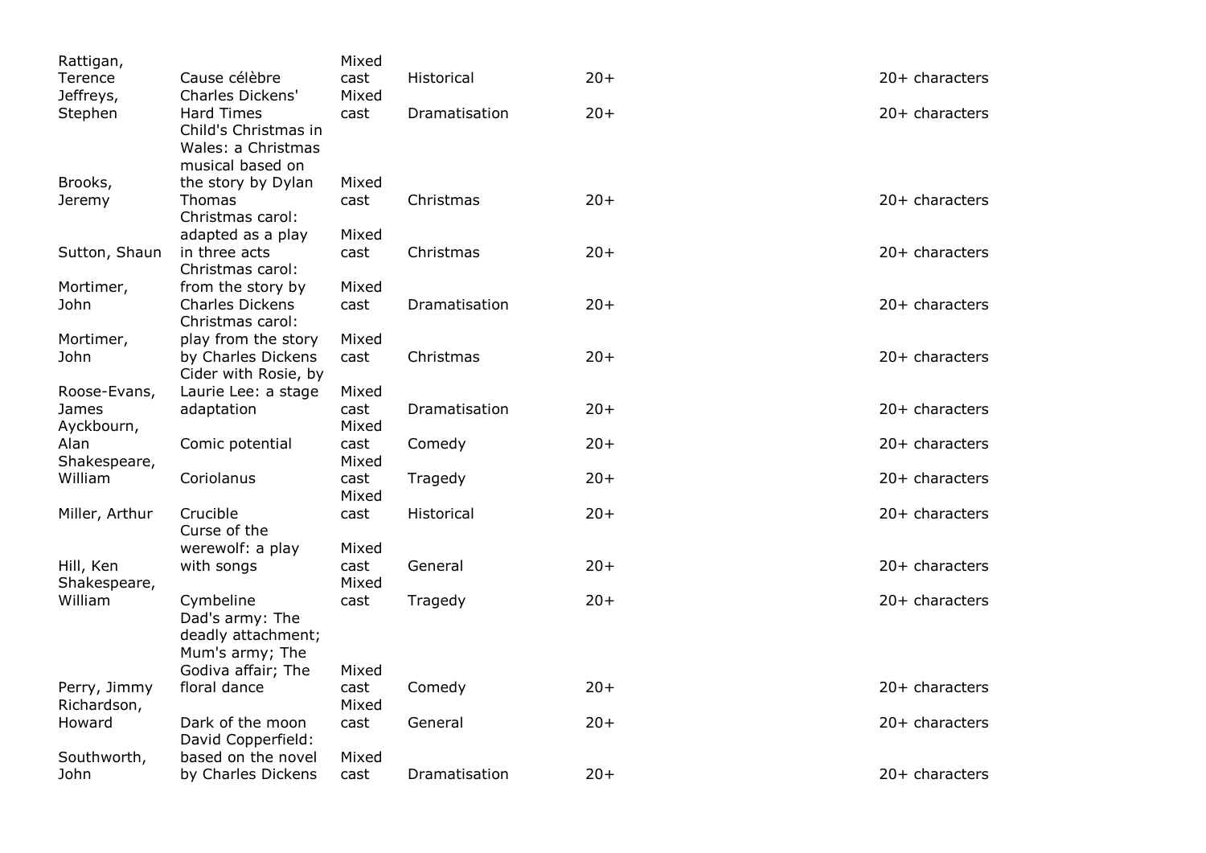| | | | | | |
|---|---|---|---|---|---|
| Rattigan, Terence | Cause célèbre | Mixed cast | Historical | 20+ | 20+ characters |
| Jeffreys, Stephen | Charles Dickens' Hard Times | Mixed cast | Dramatisation | 20+ | 20+ characters |
| Brooks, Jeremy | Child's Christmas in Wales: a Christmas musical based on the story by Dylan Thomas | Mixed cast | Christmas | 20+ | 20+ characters |
| Sutton, Shaun | Christmas carol: adapted as a play in three acts | Mixed cast | Christmas | 20+ | 20+ characters |
| Mortimer, John | Christmas carol: from the story by Charles Dickens | Mixed cast | Dramatisation | 20+ | 20+ characters |
| Mortimer, John | Christmas carol: play from the story by Charles Dickens | Mixed cast | Christmas | 20+ | 20+ characters |
| Roose-Evans, James | Cider with Rosie, by Laurie Lee: a stage adaptation | Mixed cast | Dramatisation | 20+ | 20+ characters |
| Ayckbourn, Alan | Comic potential | Mixed cast | Comedy | 20+ | 20+ characters |
| Shakespeare, William | Coriolanus | Mixed cast | Tragedy | 20+ | 20+ characters |
| Miller, Arthur | Crucible | Mixed cast | Historical | 20+ | 20+ characters |
| Hill, Ken | Curse of the werewolf: a play with songs | Mixed cast | General | 20+ | 20+ characters |
| Shakespeare, William | Cymbeline | Mixed cast | Tragedy | 20+ | 20+ characters |
| Perry, Jimmy | Dad's army: The deadly attachment; Mum's army; The Godiva affair; The floral dance | Mixed cast | Comedy | 20+ | 20+ characters |
| Richardson, Howard | Dark of the moon | Mixed cast | General | 20+ | 20+ characters |
| Southworth, John | David Copperfield: based on the novel by Charles Dickens | Mixed cast | Dramatisation | 20+ | 20+ characters |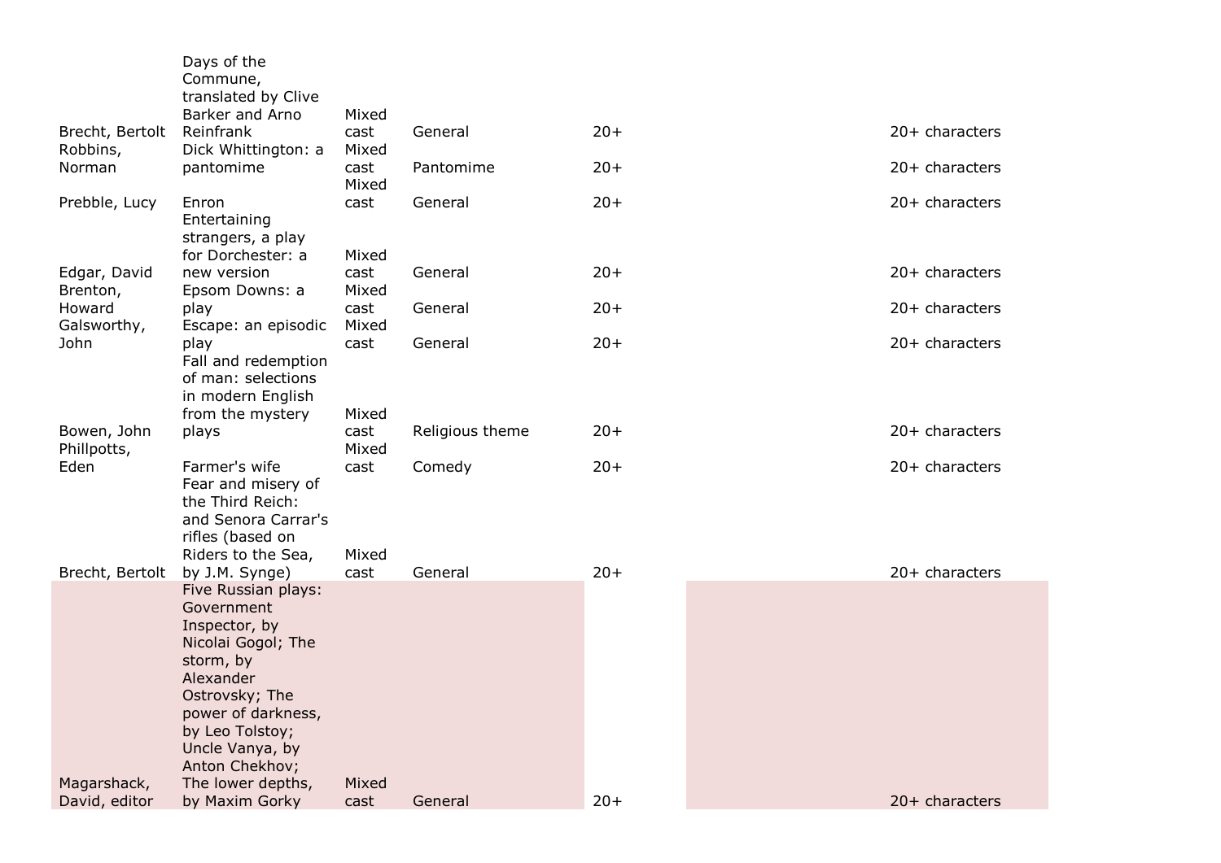| | | | | | | |
|---|---|---|---|---|---|---|
| Brecht, Bertolt | Days of the Commune, translated by Clive Barker and Arno Reinfrank | Mixed cast | General | 20+ | | 20+ characters |
| Robbins, Norman | Dick Whittington: a pantomime | Mixed cast | Pantomime | 20+ | | 20+ characters |
| Prebble, Lucy | Enron | Mixed cast | General | 20+ | | 20+ characters |
| Edgar, David | Entertaining strangers, a play for Dorchester: a new version | Mixed cast | General | 20+ | | 20+ characters |
| Brenton, Howard | Epsom Downs: a play | Mixed cast | General | 20+ | | 20+ characters |
| Galsworthy, John | Escape: an episodic play | Mixed cast | General | 20+ | | 20+ characters |
| Bowen, John | Fall and redemption of man: selections in modern English from the mystery plays | Mixed cast | Religious theme | 20+ | | 20+ characters |
| Phillpotts, Eden | Farmer's wife | Mixed cast | Comedy | 20+ | | 20+ characters |
| Brecht, Bertolt | Fear and misery of the Third Reich: and Senora Carrar's rifles (based on Riders to the Sea, by J.M. Synge) | Mixed cast | General | 20+ | | 20+ characters |
| Magarshack, David, editor | Five Russian plays: Government Inspector, by Nicolai Gogol; The storm, by Alexander Ostrovsky; The power of darkness, by Leo Tolstoy; Uncle Vanya, by Anton Chekhov; The lower depths, by Maxim Gorky | Mixed cast | General | 20+ | | 20+ characters |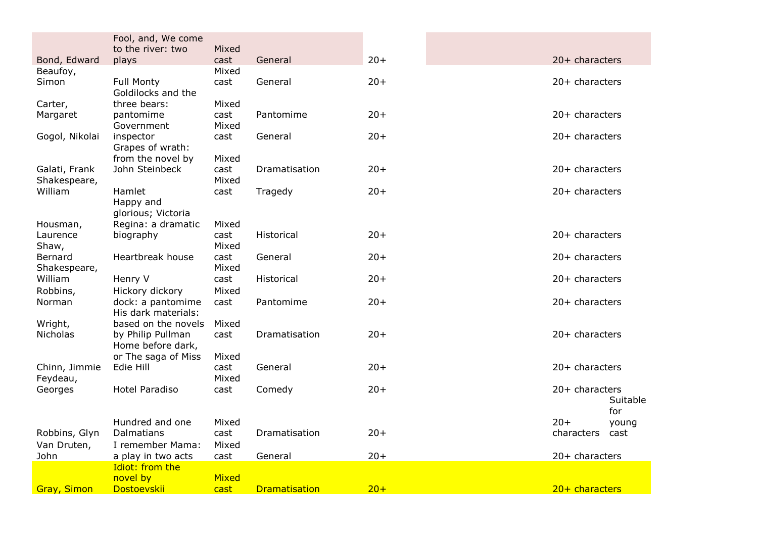| | | | | | | | |
|---|---|---|---|---|---|---|---|
| Bond, Edward | Fool, and, We come to the river: two plays | Mixed cast | General | 20+ | | 20+ characters | |
| Beaufoy, Simon | Full Monty | Mixed cast | General | 20+ | | 20+ characters | |
| Carter, Margaret | Goldilocks and the three bears: pantomime | Mixed cast | Pantomime | 20+ | | 20+ characters | |
| Gogol, Nikolai | Government inspector | Mixed cast | General | 20+ | | 20+ characters | |
| Galati, Frank | Grapes of wrath: from the novel by John Steinbeck | Mixed cast | Dramatisation | 20+ | | 20+ characters | |
| Shakespeare, William | Hamlet | Mixed cast | Tragedy | 20+ | | 20+ characters | |
| Housman, Laurence | Happy and glorious; Victoria Regina: a dramatic biography | Mixed cast | Historical | 20+ | | 20+ characters | |
| Shaw, Bernard | Heartbreak house | Mixed cast | General | 20+ | | 20+ characters | |
| Shakespeare, William | Henry V | Mixed cast | Historical | 20+ | | 20+ characters | |
| Robbins, Norman | Hickory dickory dock: a pantomime | Mixed cast | Pantomime | 20+ | | 20+ characters | |
| Wright, Nicholas | His dark materials: based on the novels by Philip Pullman | Mixed cast | Dramatisation | 20+ | | 20+ characters | |
| Chinn, Jimmie | Home before dark, or The saga of Miss Edie Hill | Mixed cast | General | 20+ | | 20+ characters | |
| Feydeau, Georges | Hotel Paradiso | Mixed cast | Comedy | 20+ | | 20+ characters | |
| Robbins, Glyn | Hundred and one Dalmatians | Mixed cast | Dramatisation | 20+ | | 20+ characters | Suitable for young cast |
| Van Druten, John | I remember Mama: a play in two acts | Mixed cast | General | 20+ | | 20+ characters | |
| Gray, Simon | Idiot: from the novel by Dostoevskii | Mixed cast | Dramatisation | 20+ | | 20+ characters | |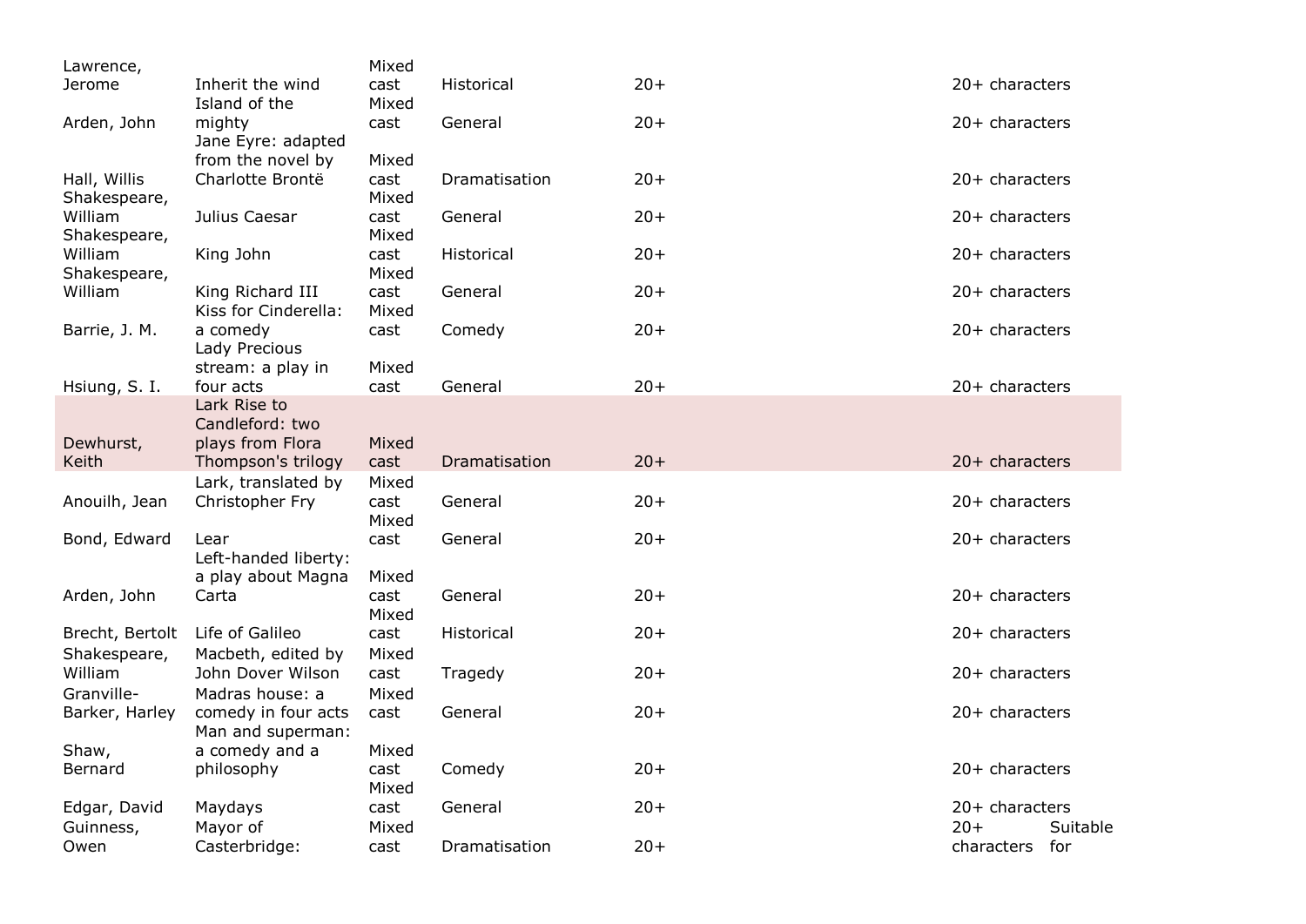| | | | | | | |
|---|---|---|---|---|---|---|
| Lawrence, Jerome | Inherit the wind | Mixed cast | Historical | 20+ | 20+ characters | |
| Arden, John | Island of the mighty | Mixed cast | General | 20+ | 20+ characters | |
| Hall, Willis | Jane Eyre: adapted from the novel by Charlotte Brontë | Mixed cast | Dramatisation | 20+ | 20+ characters | |
| Shakespeare, William | Julius Caesar | Mixed cast | General | 20+ | 20+ characters | |
| Shakespeare, William | King John | Mixed cast | Historical | 20+ | 20+ characters | |
| Shakespeare, William | King Richard III | Mixed cast | General | 20+ | 20+ characters | |
| Barrie, J. M. | Kiss for Cinderella: a comedy | Mixed cast | Comedy | 20+ | 20+ characters | |
| Hsiung, S. I. | Lady Precious stream: a play in four acts | Mixed cast | General | 20+ | 20+ characters | |
| Dewhurst, Keith | Lark Rise to Candleford: two plays from Flora Thompson's trilogy | Mixed cast | Dramatisation | 20+ | 20+ characters | |
| Anouilh, Jean | Lark, translated by Christopher Fry | Mixed cast | General | 20+ | 20+ characters | |
| Bond, Edward | Lear | Mixed cast | General | 20+ | 20+ characters | |
| Arden, John | Left-handed liberty: a play about Magna Carta | Mixed cast | General | 20+ | 20+ characters | |
| Brecht, Bertolt | Life of Galileo | Mixed cast | Historical | 20+ | 20+ characters | |
| Shakespeare, William | Macbeth, edited by John Dover Wilson | Mixed cast | Tragedy | 20+ | 20+ characters | |
| Granville-Barker, Harley | Madras house: a comedy in four acts | Mixed cast | General | 20+ | 20+ characters | |
| Shaw, Bernard | Man and superman: a comedy and a philosophy | Mixed cast | Comedy | 20+ | 20+ characters | |
| Edgar, David | Maydays | Mixed cast | General | 20+ | 20+ characters | |
| Guinness, Owen | Mayor of Casterbridge: | Mixed cast | Dramatisation | 20+ | 20+ characters | Suitable for |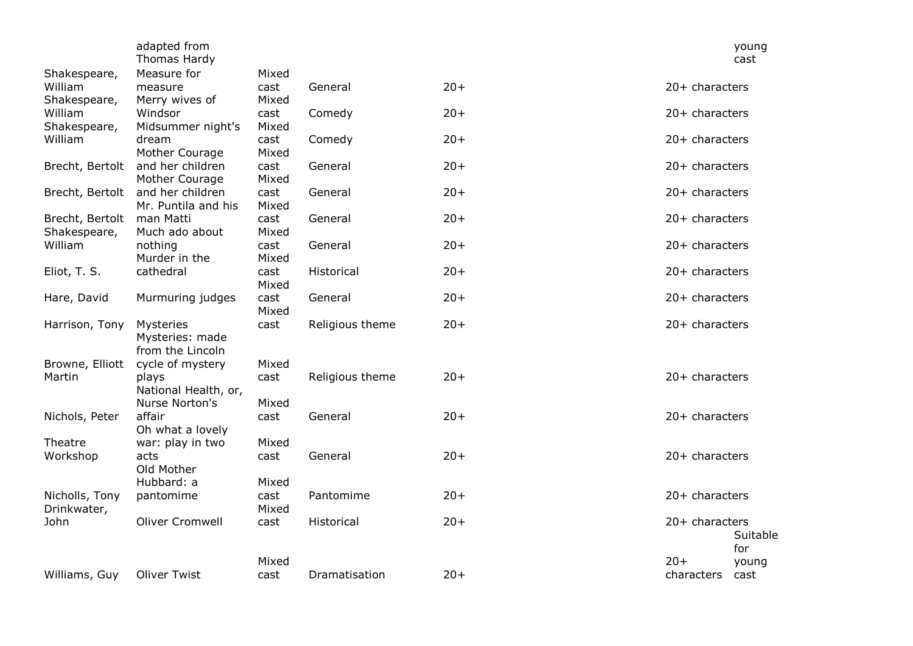| | | | | | | |
|---|---|---|---|---|---|---|
| | adapted from Thomas Hardy | | | | | young cast |
| Shakespeare, William | Measure for measure | Mixed cast | General | 20+ | 20+ characters | |
| Shakespeare, William | Merry wives of Windsor | Mixed cast | Comedy | 20+ | 20+ characters | |
| Shakespeare, William | Midsummer night's dream | Mixed cast | Comedy | 20+ | 20+ characters | |
| Brecht, Bertolt | Mother Courage and her children | Mixed cast | General | 20+ | 20+ characters | |
| Brecht, Bertolt | Mother Courage and her children | Mixed cast | General | 20+ | 20+ characters | |
| Brecht, Bertolt | Mr. Puntila and his man Matti | Mixed cast | General | 20+ | 20+ characters | |
| Shakespeare, William | Much ado about nothing | Mixed cast | General | 20+ | 20+ characters | |
| Eliot, T. S. | Murder in the cathedral | Mixed cast | Historical | 20+ | 20+ characters | |
| Hare, David | Murmuring judges | Mixed cast | General | 20+ | 20+ characters | |
| Harrison, Tony | Mysteries | Mixed cast | Religious theme | 20+ | 20+ characters | |
| Browne, Elliott Martin | Mysteries: made from the Lincoln cycle of mystery plays | Mixed cast | Religious theme | 20+ | 20+ characters | |
| Nichols, Peter | National Health, or, Nurse Norton's affair | Mixed cast | General | 20+ | 20+ characters | |
| Theatre Workshop | Oh what a lovely war: play in two acts | Mixed cast | General | 20+ | 20+ characters | |
| Nicholls, Tony | Old Mother Hubbard: a pantomime | Mixed cast | Pantomime | 20+ | 20+ characters | |
| Drinkwater, John | Oliver Cromwell | Mixed cast | Historical | 20+ | 20+ characters | |
| Williams, Guy | Oliver Twist | Mixed cast | Dramatisation | 20+ | 20+ characters | Suitable for young cast |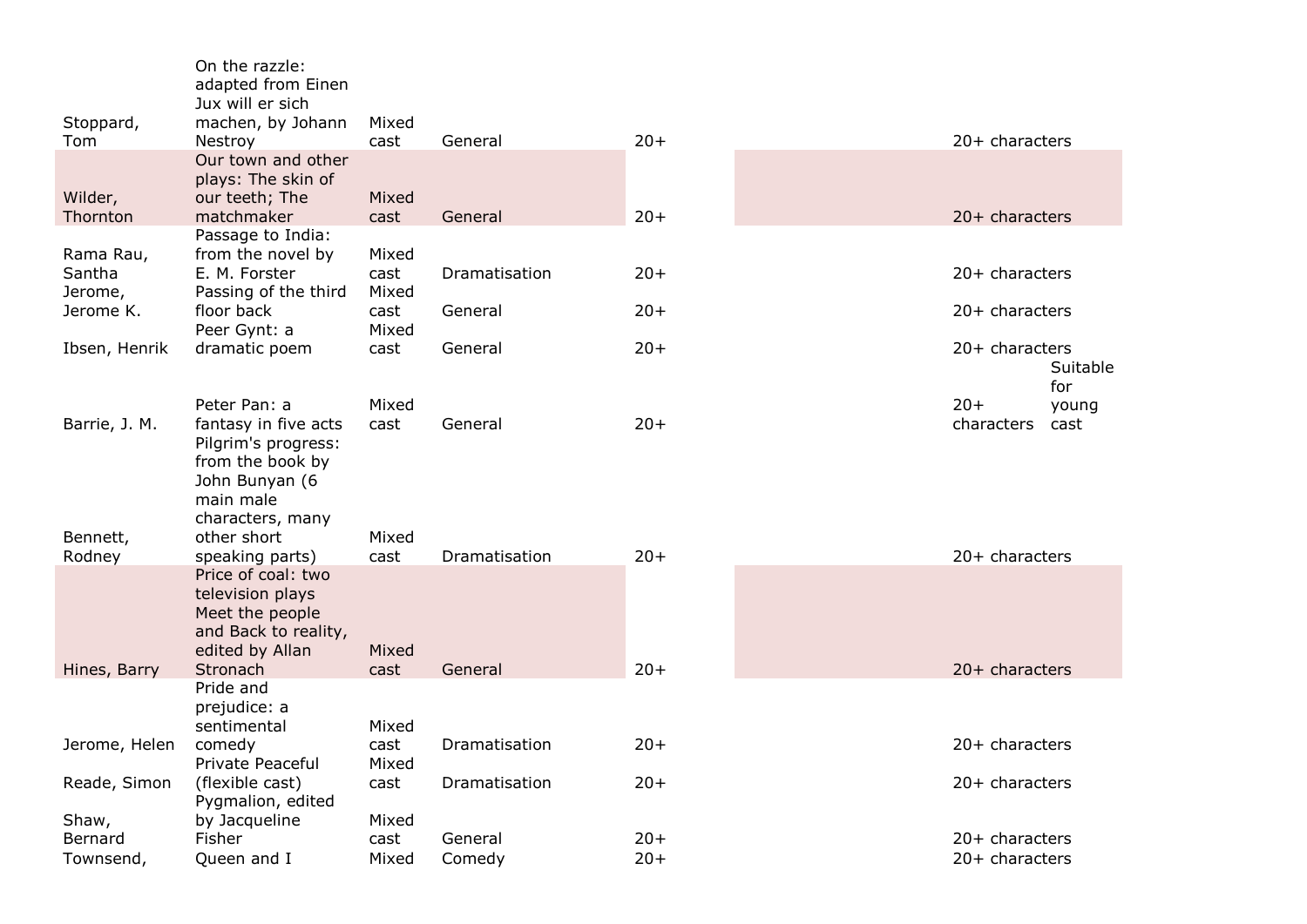| | | | | | | | |
|---|---|---|---|---|---|---|---|
| Stoppard, Tom | On the razzle: adapted from Einen Jux will er sich machen, by Johann Nestroy | Mixed cast | General | 20+ | | 20+ characters | |
| Wilder, Thornton | Our town and other plays: The skin of our teeth; The matchmaker | Mixed cast | General | 20+ | | 20+ characters | |
| Rama Rau, Santha | Passage to India: from the novel by E. M. Forster | Mixed cast | Dramatisation | 20+ | | 20+ characters | |
| Jerome, Jerome K. | Passing of the third floor back | Mixed cast | General | 20+ | | 20+ characters | |
| Ibsen, Henrik | Peer Gynt: a dramatic poem | Mixed cast | General | 20+ | | 20+ characters | |
| Barrie, J. M. | Peter Pan: a fantasy in five acts | Mixed cast | General | 20+ | | 20+ characters | Suitable for young cast |
| Bennett, Rodney | Pilgrim's progress: from the book by John Bunyan (6 main male characters, many other short speaking parts) | Mixed cast | Dramatisation | 20+ | | 20+ characters | |
| Hines, Barry | Price of coal: two television plays Meet the people and Back to reality, edited by Allan Stronach | Mixed cast | General | 20+ | | 20+ characters | |
| Jerome, Helen | Pride and prejudice: a sentimental comedy | Mixed cast | Dramatisation | 20+ | | 20+ characters | |
| Reade, Simon | Private Peaceful (flexible cast) | Mixed cast | Dramatisation | 20+ | | 20+ characters | |
| Shaw, Bernard | Pygmalion, edited by Jacqueline Fisher | Mixed cast | General | 20+ | | 20+ characters | |
| Townsend, | Queen and I | Mixed | Comedy | 20+ | | 20+ characters | |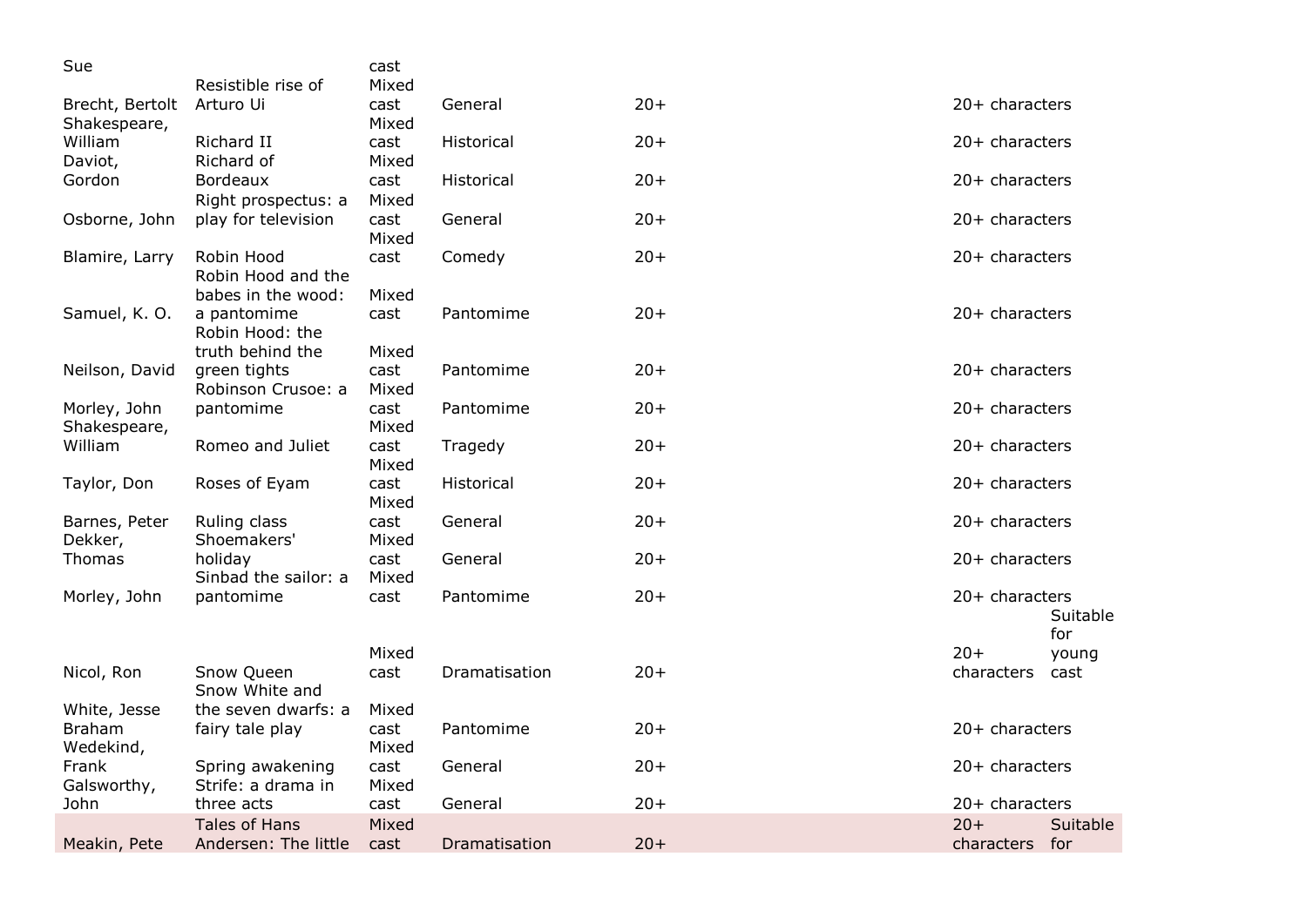| | | | | | | |
|---|---|---|---|---|---|---|
| Sue | | cast | | | | |
| Brecht, Bertolt | Resistible rise of Arturo Ui | Mixed cast | General | 20+ | 20+ characters | |
| Shakespeare, William | Richard II | Mixed cast | Historical | 20+ | 20+ characters | |
| Daviot, Gordon | Richard of Bordeaux | Mixed cast | Historical | 20+ | 20+ characters | |
| Osborne, John | Right prospectus: a play for television | Mixed cast | General | 20+ | 20+ characters | |
| Blamire, Larry | Robin Hood | Mixed cast | Comedy | 20+ | 20+ characters | |
| Samuel, K. O. | Robin Hood and the babes in the wood: a pantomime | Mixed cast | Pantomime | 20+ | 20+ characters | |
| Neilson, David | Robin Hood: the truth behind the green tights | Mixed cast | Pantomime | 20+ | 20+ characters | |
| Morley, John | Robinson Crusoe: a pantomime | Mixed cast | Pantomime | 20+ | 20+ characters | |
| Shakespeare, William | Romeo and Juliet | Mixed cast | Tragedy | 20+ | 20+ characters | |
| Taylor, Don | Roses of Eyam | Mixed cast | Historical | 20+ | 20+ characters | |
| Barnes, Peter | Ruling class | Mixed cast | General | 20+ | 20+ characters | |
| Dekker, Thomas | Shoemakers' holiday | Mixed cast | General | 20+ | 20+ characters | |
| Morley, John | Sinbad the sailor: a pantomime | Mixed cast | Pantomime | 20+ | 20+ characters | |
| Nicol, Ron | Snow Queen | Mixed cast | Dramatisation | 20+ | 20+ characters | Suitable for young cast |
| White, Jesse Braham | Snow White and the seven dwarfs: a fairy tale play | Mixed cast | Pantomime | 20+ | 20+ characters | |
| Wedekind, Frank | Spring awakening | Mixed cast | General | 20+ | 20+ characters | |
| Galsworthy, John | Strife: a drama in three acts | Mixed cast | General | 20+ | 20+ characters | |
| Meakin, Pete | Tales of Hans Andersen: The little | Mixed cast | Dramatisation | 20+ | 20+ characters | Suitable for |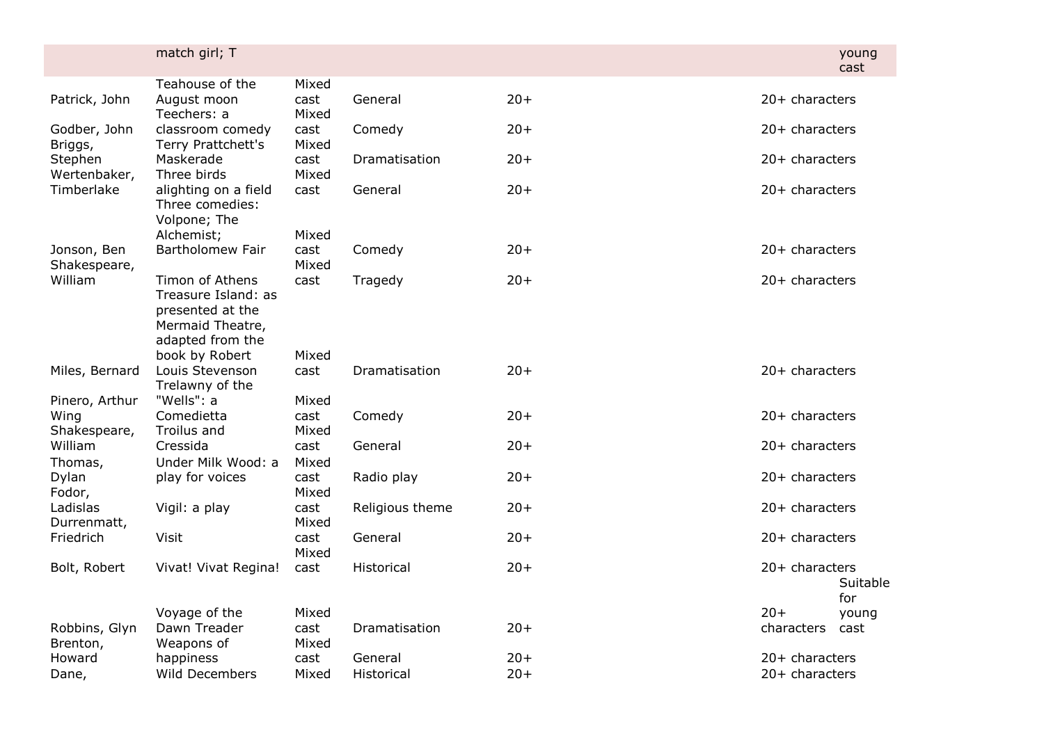| | | | | | | | |
|---|---|---|---|---|---|---|---|
| | match girl; T | | | | | | young cast |
| Patrick, John | Teahouse of the August moon | Mixed cast | General | 20+ | | 20+ characters | |
| Godber, John | Teechers: a classroom comedy | Mixed cast | Comedy | 20+ | | 20+ characters | |
| Briggs, Stephen | Terry Prattchett's Maskerade | Mixed cast | Dramatisation | 20+ | | 20+ characters | |
| Wertenbaker, Timberlake | Three birds alighting on a field | Mixed cast | General | 20+ | | 20+ characters | |
| Jonson, Ben | Three comedies: Volpone; The Alchemist; Bartholomew Fair | Mixed cast | Comedy | 20+ | | 20+ characters | |
| Shakespeare, William | Timon of Athens | Mixed cast | Tragedy | 20+ | | 20+ characters | |
| Miles, Bernard | Treasure Island: as presented at the Mermaid Theatre, adapted from the book by Robert Louis Stevenson | Mixed cast | Dramatisation | 20+ | | 20+ characters | |
| Pinero, Arthur Wing | Trelawny of the "Wells": a Comedietta | Mixed cast | Comedy | 20+ | | 20+ characters | |
| Shakespeare, William | Troilus and Cressida | Mixed cast | General | 20+ | | 20+ characters | |
| Thomas, Dylan | Under Milk Wood: a play for voices | Mixed cast | Radio play | 20+ | | 20+ characters | |
| Fodor, Ladislas | Vigil: a play | Mixed cast | Religious theme | 20+ | | 20+ characters | |
| Durrenmatt, Friedrich | Visit | Mixed cast | General | 20+ | | 20+ characters | |
| Bolt, Robert | Vivat! Vivat Regina! | Mixed cast | Historical | 20+ | | 20+ characters | |
| Robbins, Glyn | Voyage of the Dawn Treader | Mixed cast | Dramatisation | 20+ | | 20+ characters | Suitable for young cast |
| Brenton, Howard | Weapons of happiness | Mixed cast | General | 20+ | | 20+ characters | |
| Dane, | Wild Decembers | Mixed | Historical | 20+ | | 20+ characters | |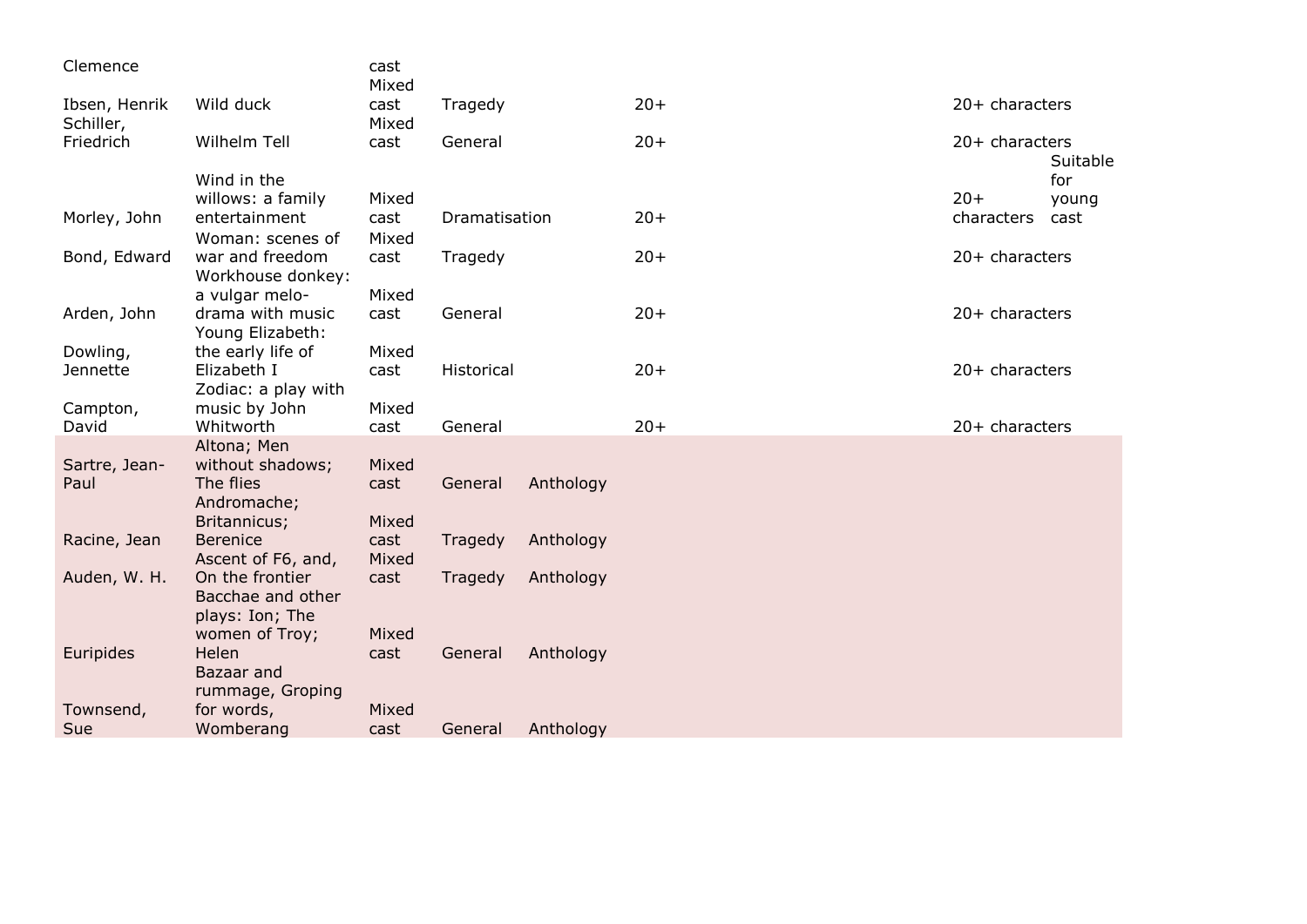| | | | | | | | | |
|---|---|---|---|---|---|---|---|---|
| Clemence | | cast | | | | | | |
| Ibsen, Henrik | Wild duck | Mixed cast | Tragedy | | 20+ | | 20+ characters | |
| Schiller, Friedrich | Wilhelm Tell | Mixed cast | General | | 20+ | | 20+ characters | |
| Morley, John | Wind in the willows: a family entertainment | Mixed cast | Dramatisation | | 20+ | | 20+ characters | Suitable for young cast |
| Bond, Edward | Woman: scenes of war and freedom | Mixed cast | Tragedy | | 20+ | | 20+ characters | |
| Arden, John | Workhouse donkey: a vulgar melo-drama with music | Mixed cast | General | | 20+ | | 20+ characters | |
| Dowling, Jennette | Young Elizabeth: the early life of Elizabeth I | Mixed cast | Historical | | 20+ | | 20+ characters | |
| Campton, David | Zodiac: a play with music by John Whitworth | Mixed cast | General | | 20+ | | 20+ characters | |
| Sartre, Jean-Paul | Altona; Men without shadows; The flies | Mixed cast | General | Anthology | | | | |
| Racine, Jean | Andromache; Britannicus; Berenice | Mixed cast | Tragedy | Anthology | | | | |
| Auden, W. H. | Ascent of F6, and, On the frontier | Mixed cast | Tragedy | Anthology | | | | |
| Euripides | Bacchae and other plays: Ion; The women of Troy; Helen | Mixed cast | General | Anthology | | | | |
| Townsend, Sue | Bazaar and rummage, Groping for words, Womberang | Mixed cast | General | Anthology | | | | |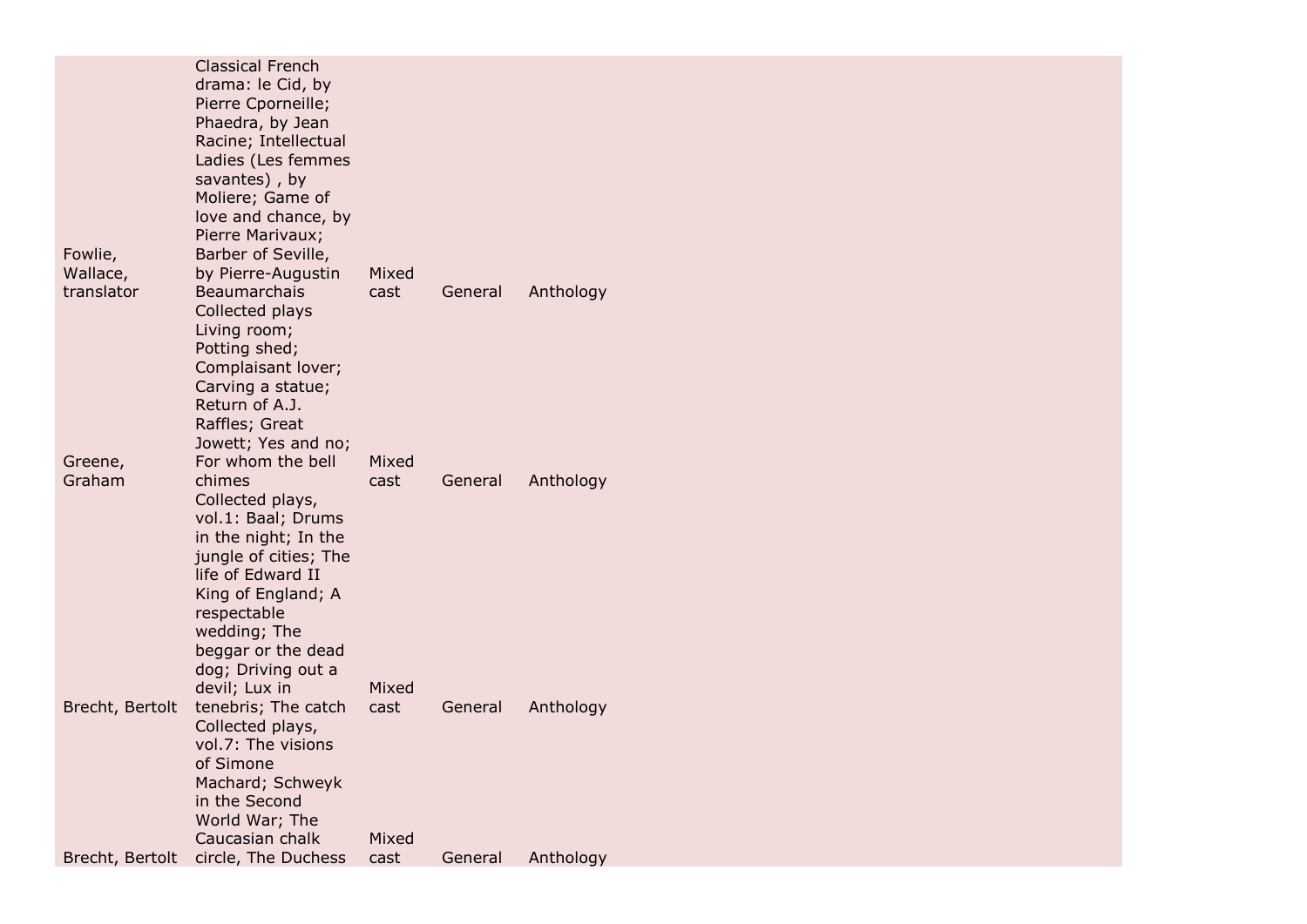| | | | | |
|---|---|---|---|---|
| Fowlie, Wallace, translator | Classical French drama: le Cid, by Pierre Cporneille; Phaedra, by Jean Racine; Intellectual Ladies (Les femmes savantes) , by Moliere; Game of love and chance, by Pierre Marivaux; Barber of Seville, by Pierre-Augustin Beaumarchais | Mixed cast | General | Anthology |
| Greene, Graham | Collected plays Living room; Potting shed; Complaisant lover; Carving a statue; Return of A.J. Raffles; Great Jowett; Yes and no; For whom the bell chimes | Mixed cast | General | Anthology |
| Brecht, Bertolt | Collected plays, vol.1: Baal; Drums in the night; In the jungle of cities; The life of Edward II King of England; A respectable wedding; The beggar or the dead dog; Driving out a devil; Lux in tenebris; The catch | Mixed cast | General | Anthology |
| Brecht, Bertolt | Collected plays, vol.7: The visions of Simone Machard; Schweyk in the Second World War; The Caucasian chalk circle, The Duchess | Mixed cast | General | Anthology |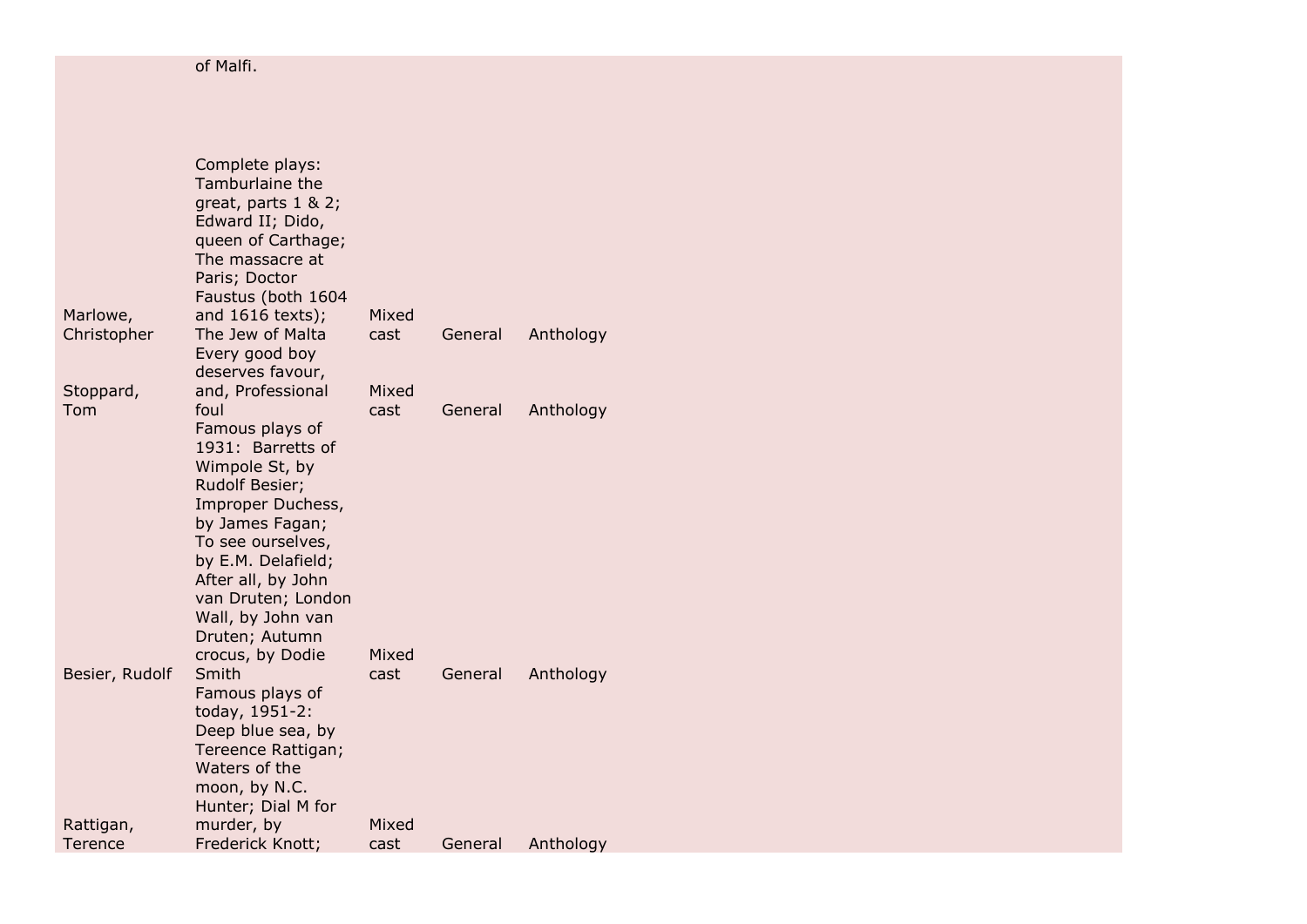| | | | | |
|---|---|---|---|---|
| | of Malfi. | | | |
| Marlowe, Christopher | Complete plays: Tamburlaine the great, parts 1 & 2; Edward II; Dido, queen of Carthage; The massacre at Paris; Doctor Faustus (both 1604 and 1616 texts); The Jew of Malta | Mixed cast | General | Anthology |
| Stoppard, Tom | Every good boy deserves favour, and, Professional foul | Mixed cast | General | Anthology |
| Besier, Rudolf | Famous plays of 1931: Barretts of Wimpole St, by Rudolf Besier; Improper Duchess, by James Fagan; To see ourselves, by E.M. Delafield; After all, by John van Druten; London Wall, by John van Druten; Autumn crocus, by Dodie Smith | Mixed cast | General | Anthology |
| Rattigan, Terence | Famous plays of today, 1951-2: Deep blue sea, by Tereence Rattigan; Waters of the moon, by N.C. Hunter; Dial M for murder, by Frederick Knott; | Mixed cast | General | Anthology |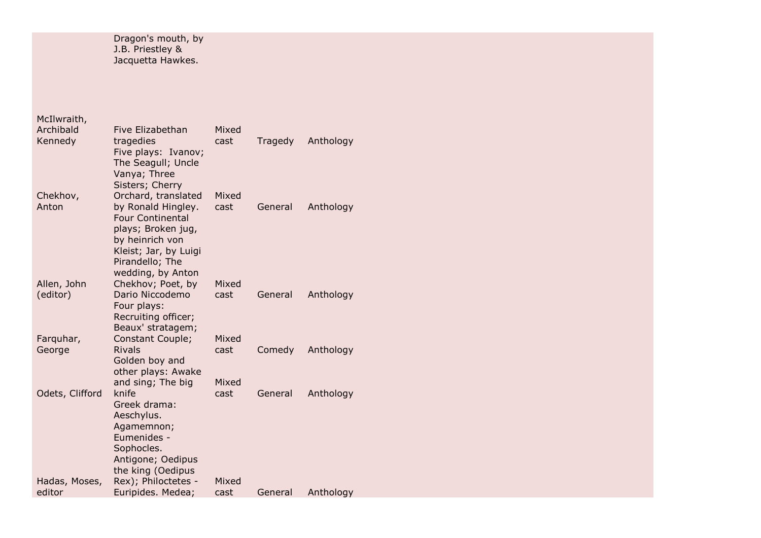| | | | | |
|---|---|---|---|---|
| | Dragon's mouth, by J.B. Priestley & Jacquetta Hawkes. | | | |
| McIlwraith, Archibald Kennedy | Five Elizabethan tragedies | Mixed cast | Tragedy | Anthology |
| Chekhov, Anton | Five plays: Ivanov; The Seagull; Uncle Vanya; Three Sisters; Cherry Orchard, translated by Ronald Hingley. | Mixed cast | General | Anthology |
| Allen, John (editor) | Four Continental plays; Broken jug, by heinrich von Kleist; Jar, by Luigi Pirandello; The wedding, by Anton Chekhov; Poet, by Dario Niccodemo | Mixed cast | General | Anthology |
| Farquhar, George | Four plays: Recruiting officer; Beaux' stratagem; Constant Couple; Rivals | Mixed cast | Comedy | Anthology |
| Odets, Clifford | Golden boy and other plays: Awake and sing; The big knife | Mixed cast | General | Anthology |
| Hadas, Moses, editor | Greek drama: Aeschylus. Agamemnon; Eumenides - Sophocles. Antigone; Oedipus the king (Oedipus Rex); Philoctetes - Euripides. Medea; | Mixed cast | General | Anthology |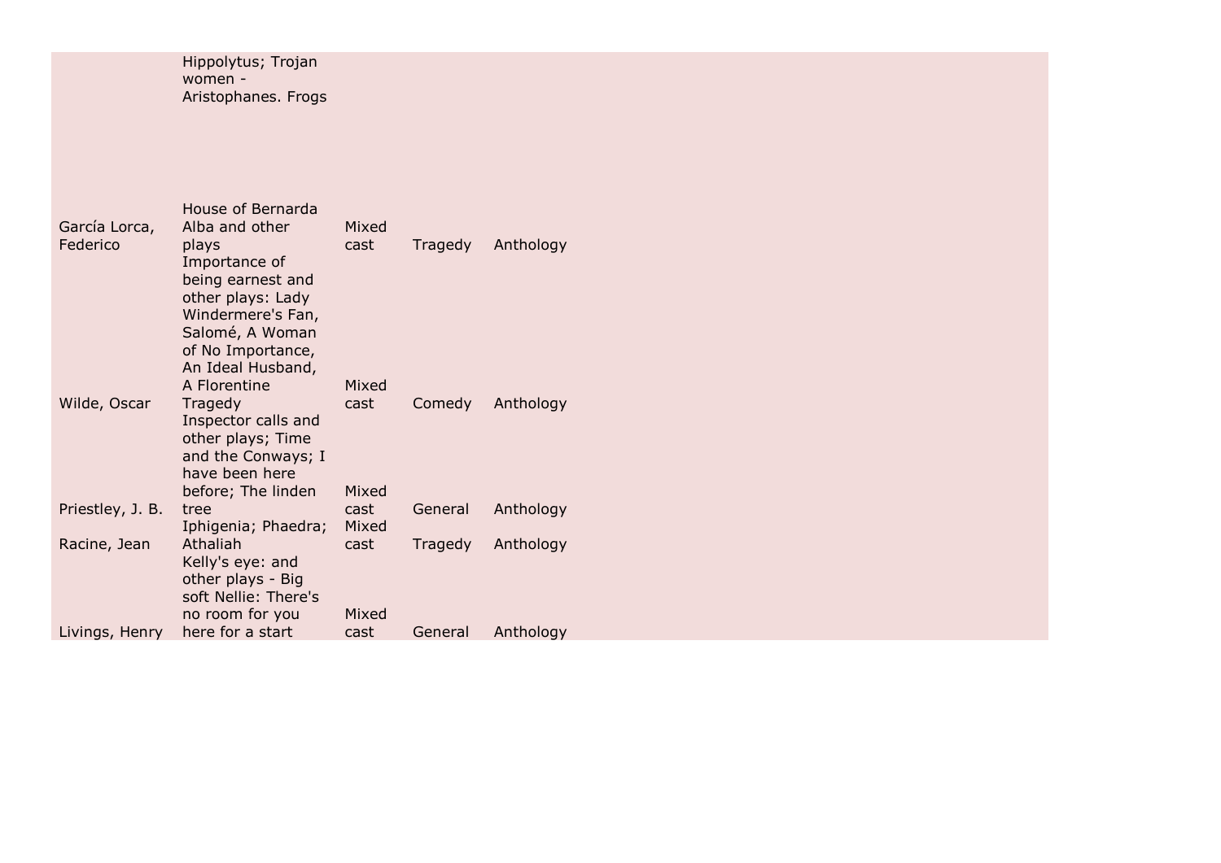| | | | | |
|---|---|---|---|---|
| | Hippolytus; Trojan women - Aristophanes. Frogs | | | |
| García Lorca, Federico | House of Bernarda Alba and other plays | Mixed cast | Tragedy | Anthology |
| Wilde, Oscar | Importance of being earnest and other plays: Lady Windermere's Fan, Salomé, A Woman of No Importance, An Ideal Husband, A Florentine Tragedy | Mixed cast | Comedy | Anthology |
| Priestley, J. B. | Inspector calls and other plays; Time and the Conways; I have been here before; The linden tree | Mixed cast | General | Anthology |
| Racine, Jean | Iphigenia; Phaedra; Athaliah | Mixed cast | Tragedy | Anthology |
| Livings, Henry | Kelly's eye: and other plays - Big soft Nellie: There's no room for you here for a start | Mixed cast | General | Anthology |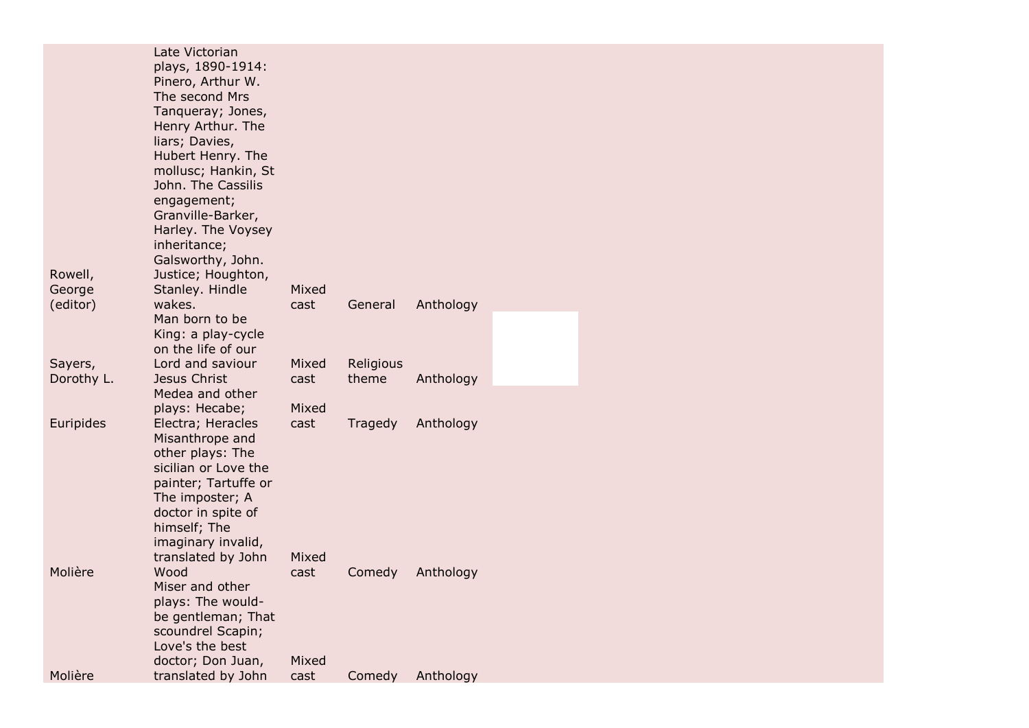| | | | | |
|---|---|---|---|---|
| Rowell, George (editor) | Late Victorian plays, 1890-1914: Pinero, Arthur W. The second Mrs Tanqueray; Jones, Henry Arthur. The liars; Davies, Hubert Henry. The mollusc; Hankin, St John. The Cassilis engagement; Granville-Barker, Harley. The Voysey inheritance; Galsworthy, John. Justice; Houghton, Stanley. Hindle wakes. | Mixed cast | General | Anthology |
| Sayers, Dorothy L. | Man born to be King: a play-cycle on the life of our Lord and saviour Jesus Christ | Mixed cast | Religious theme | Anthology |
| Euripides | Medea and other plays: Hecabe; Electra; Heracles | Mixed cast | Tragedy | Anthology |
| Molière | Misanthrope and other plays: The sicilian or Love the painter; Tartuffe or The imposter; A doctor in spite of himself; The imaginary invalid, translated by John Wood | Mixed cast | Comedy | Anthology |
| Molière | Miser and other plays: The would-be gentleman; That scoundrel Scapin; Love's the best doctor; Don Juan, translated by John | Mixed cast | Comedy | Anthology |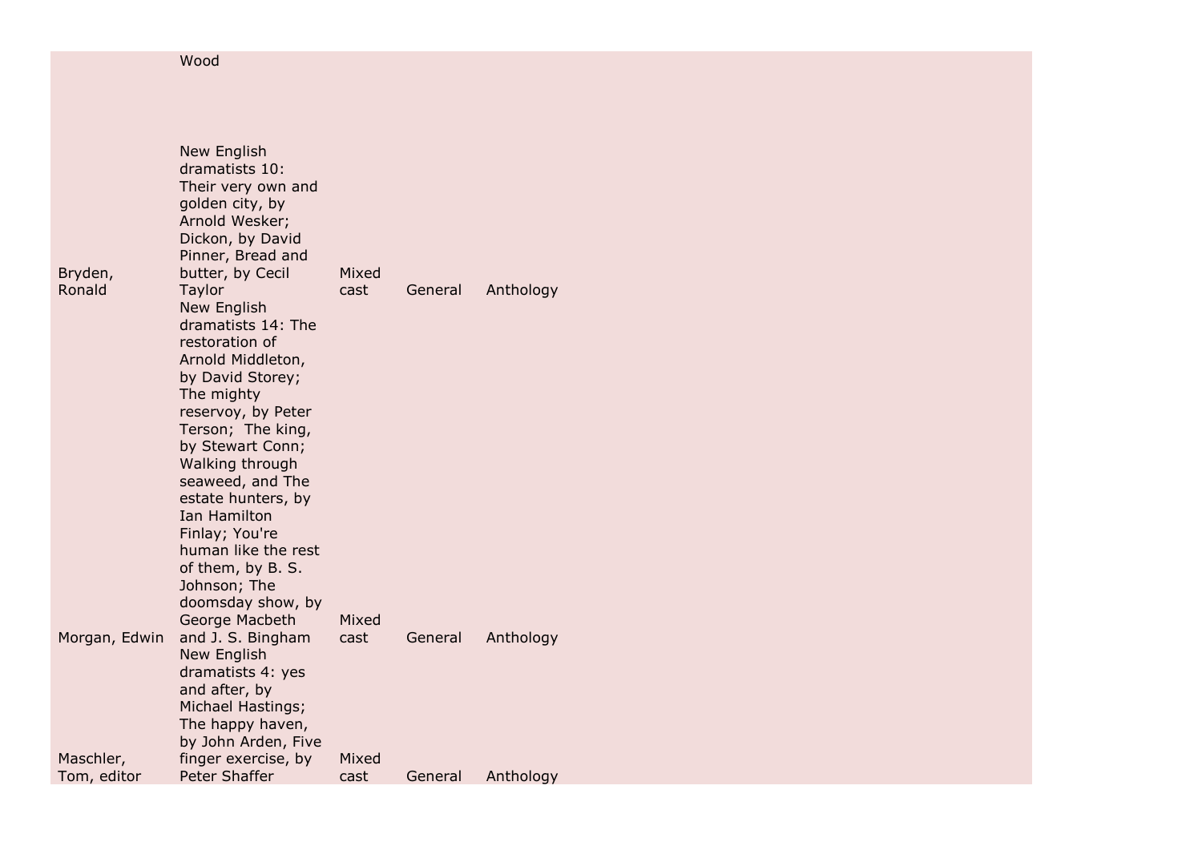| | | | | |
|---|---|---|---|---|
| | Wood | | | |
| Bryden, Ronald | New English dramatists 10: Their very own and golden city, by Arnold Wesker; Dickon, by David Pinner, Bread and butter, by Cecil Taylor | Mixed cast | General | Anthology |
| Morgan, Edwin | New English dramatists 14: The restoration of Arnold Middleton, by David Storey; The mighty reservoy, by Peter Terson; The king, by Stewart Conn; Walking through seaweed, and The estate hunters, by Ian Hamilton Finlay; You're human like the rest of them, by B. S. Johnson; The doomsday show, by George Macbeth and J. S. Bingham | Mixed cast | General | Anthology |
| Maschler, Tom, editor | New English dramatists 4: yes and after, by Michael Hastings; The happy haven, by John Arden, Five finger exercise, by Peter Shaffer | Mixed cast | General | Anthology |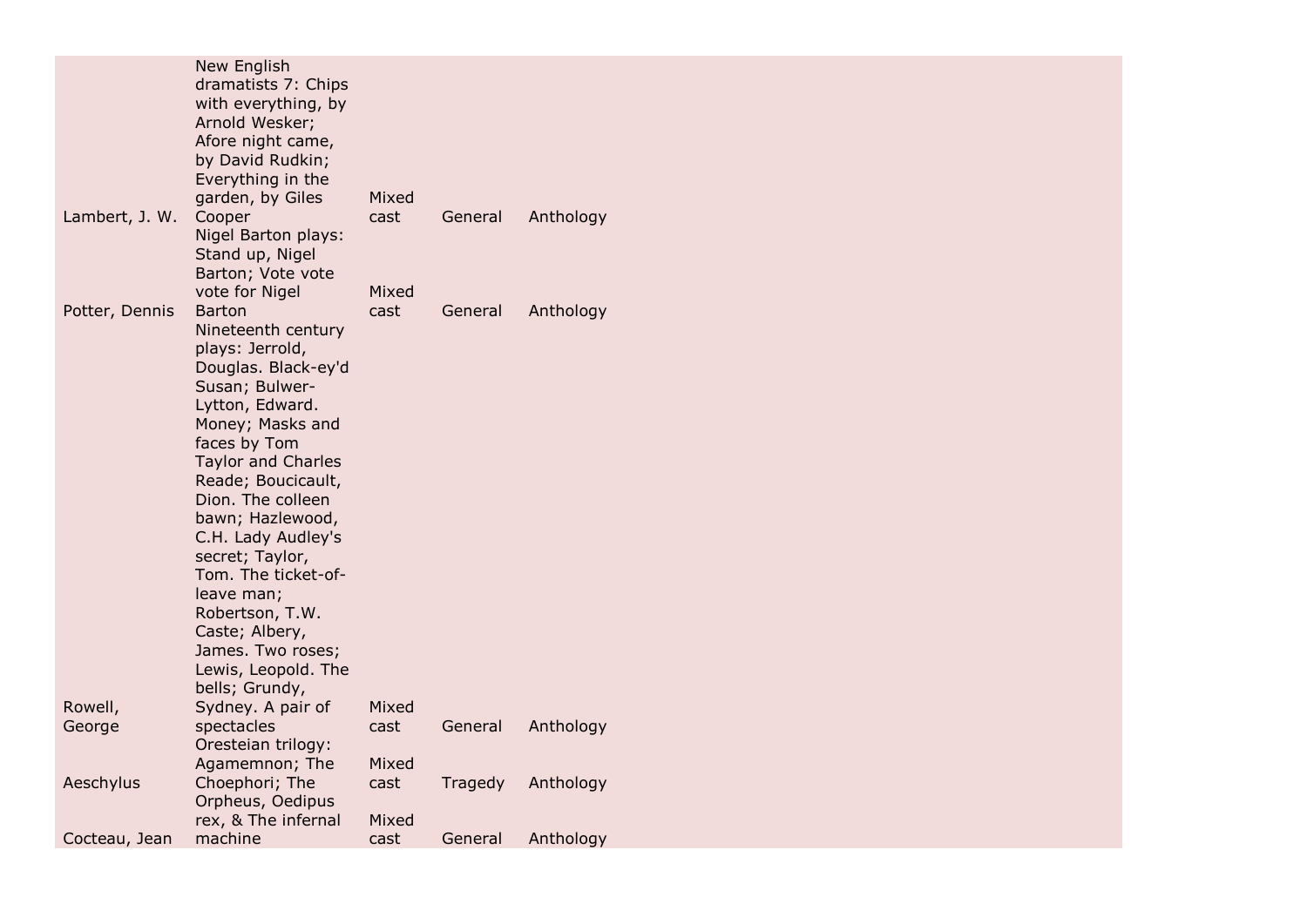| | | | | |
|---|---|---|---|---|
| Lambert, J. W. | New English dramatists 7: Chips with everything, by Arnold Wesker; Afore night came, by David Rudkin; Everything in the garden, by Giles Cooper | Mixed cast | General | Anthology |
| Potter, Dennis | Nigel Barton plays: Stand up, Nigel Barton; Vote vote vote for Nigel Barton | Mixed cast | General | Anthology |
| Rowell, George | Nineteenth century plays: Jerrold, Douglas. Black-ey'd Susan; Bulwer-Lytton, Edward. Money; Masks and faces by Tom Taylor and Charles Reade; Boucicault, Dion. The colleen bawn; Hazlewood, C.H. Lady Audley's secret; Taylor, Tom. The ticket-of-leave man; Robertson, T.W. Caste; Albery, James. Two roses; Lewis, Leopold. The bells; Grundy, Sydney. A pair of spectacles | Mixed cast | General | Anthology |
| Aeschylus | Oresteian trilogy: Agamemnon; The Choephori; The | Mixed cast | Tragedy | Anthology |
| Cocteau, Jean | Orpheus, Oedipus rex, & The infernal machine | Mixed cast | General | Anthology |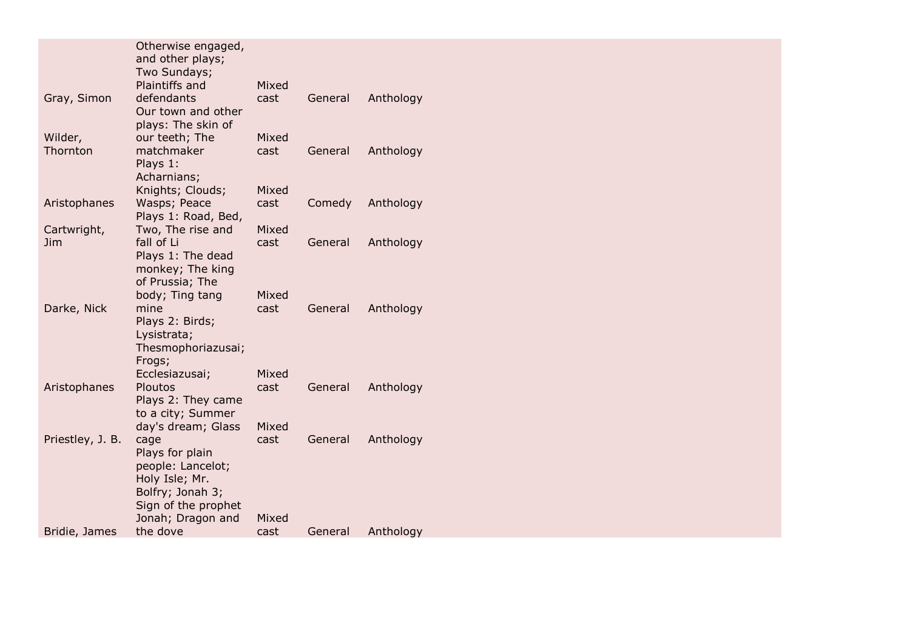| | | | | |
|---|---|---|---|---|
| Gray, Simon | Otherwise engaged, and other plays; Two Sundays; Plaintiffs and defendants | Mixed cast | General | Anthology |
| Wilder, Thornton | Our town and other plays: The skin of our teeth; The matchmaker | Mixed cast | General | Anthology |
| Aristophanes | Plays 1: Acharnians; Knights; Clouds; Wasps; Peace | Mixed cast | Comedy | Anthology |
| Cartwright, Jim | Plays 1: Road, Bed, Two, The rise and fall of Li | Mixed cast | General | Anthology |
| Darke, Nick | Plays 1: The dead monkey; The king of Prussia; The body; Ting tang mine | Mixed cast | General | Anthology |
| Aristophanes | Plays 2: Birds; Lysistrata; Thesmophoriazusai; Frogs; Ecclesiazusai; Ploutos | Mixed cast | General | Anthology |
| Priestley, J. B. | Plays 2: They came to a city; Summer day's dream; Glass cage | Mixed cast | General | Anthology |
| Bridie, James | Plays for plain people: Lancelot; Holy Isle; Mr. Bolfry; Jonah 3; Sign of the prophet Jonah; Dragon and the dove | Mixed cast | General | Anthology |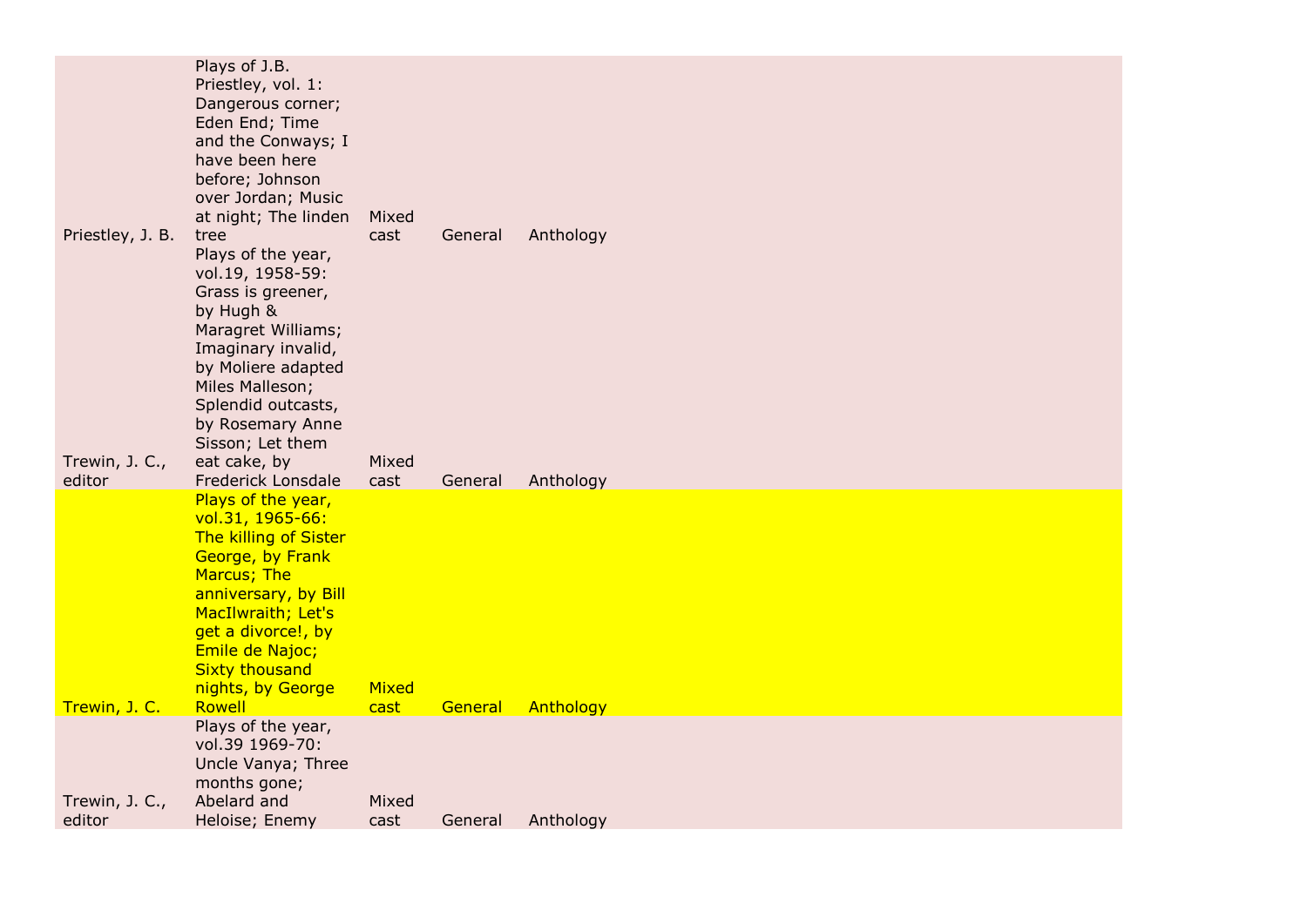| | | | | |
|---|---|---|---|---|
| Priestley, J. B. | Plays of J.B. Priestley, vol. 1: Dangerous corner; Eden End; Time and the Conways; I have been here before; Johnson over Jordan; Music at night; The linden tree | Mixed cast | General | Anthology |
| Trewin, J. C., editor | Plays of the year, vol.19, 1958-59: Grass is greener, by Hugh & Maragret Williams; Imaginary invalid, by Moliere adapted Miles Malleson; Splendid outcasts, by Rosemary Anne Sisson; Let them eat cake, by Frederick Lonsdale | Mixed cast | General | Anthology |
| Trewin, J. C. | Plays of the year, vol.31, 1965-66: The killing of Sister George, by Frank Marcus; The anniversary, by Bill MacIlwraith; Let's get a divorce!, by Emile de Najoc; Sixty thousand nights, by George Rowell | Mixed cast | General | Anthology |
| Trewin, J. C., editor | Plays of the year, vol.39 1969-70: Uncle Vanya; Three months gone; Abelard and Heloise; Enemy | Mixed cast | General | Anthology |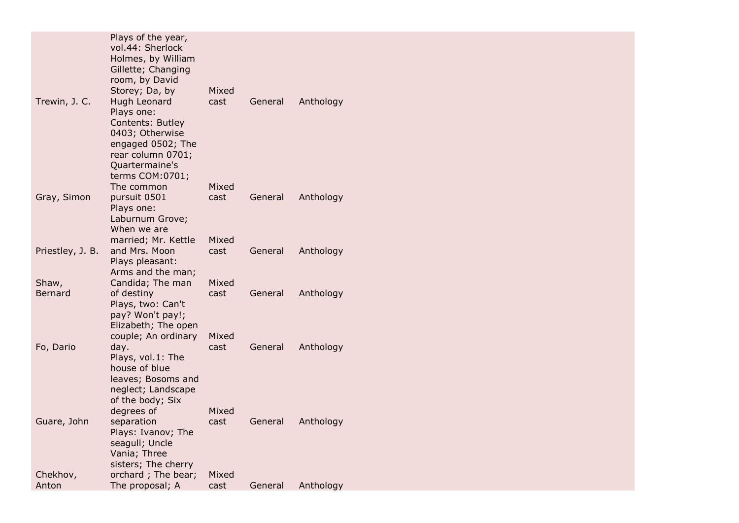| | | | | |
|---|---|---|---|---|
| Trewin, J. C. | Plays of the year, vol.44: Sherlock Holmes, by William Gillette; Changing room, by David Storey; Da, by Hugh Leonard | Mixed cast | General | Anthology |
| Gray, Simon | Plays one: Contents: Butley 0403; Otherwise engaged 0502; The rear column 0701; Quartermaine's terms COM:0701; The common pursuit 0501 | Mixed cast | General | Anthology |
| Priestley, J. B. | Plays one: Laburnum Grove; When we are married; Mr. Kettle and Mrs. Moon | Mixed cast | General | Anthology |
| Shaw, Bernard | Plays pleasant: Arms and the man; Candida; The man of destiny | Mixed cast | General | Anthology |
| Fo, Dario | Plays, two: Can't pay? Won't pay!; Elizabeth; The open couple; An ordinary day. | Mixed cast | General | Anthology |
| Guare, John | Plays, vol.1: The house of blue leaves; Bosoms and neglect; Landscape of the body; Six degrees of separation | Mixed cast | General | Anthology |
| Chekhov, Anton | Plays: Ivanov; The seagull; Uncle Vania; Three sisters; The cherry orchard ; The bear; The proposal; A | Mixed cast | General | Anthology |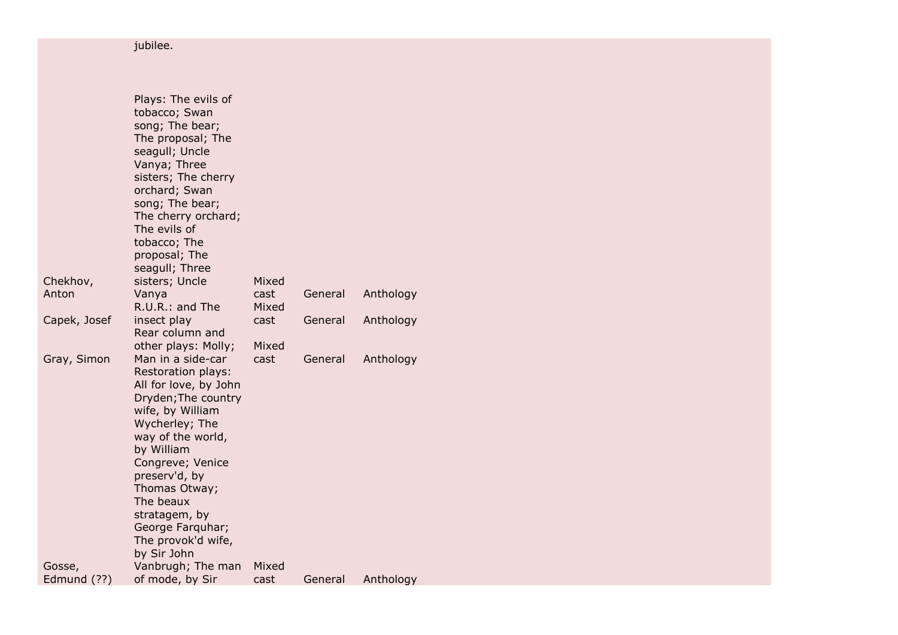| | | | | |
|---|---|---|---|---|
| | jubilee. | | | |
| Chekhov, Anton | Plays: The evils of tobacco; Swan song; The bear; The proposal; The seagull; Uncle Vanya; Three sisters; The cherry orchard; Swan song; The bear; The cherry orchard; The evils of tobacco; The proposal; The seagull; Three sisters; Uncle Vanya | Mixed cast | General | Anthology |
| Capek, Josef | R.U.R.: and The insect play | Mixed cast | General | Anthology |
| Gray, Simon | Rear column and other plays: Molly; Man in a side-car | Mixed cast | General | Anthology |
| Gosse, Edmund (??) | Restoration plays: All for love, by John Dryden;The country wife, by William Wycherley; The way of the world, by William Congreve; Venice preserv'd, by Thomas Otway; The beaux stratagem, by George Farquhar; The provok'd wife, by Sir John Vanbrugh; The man of mode, by Sir | Mixed cast | General | Anthology |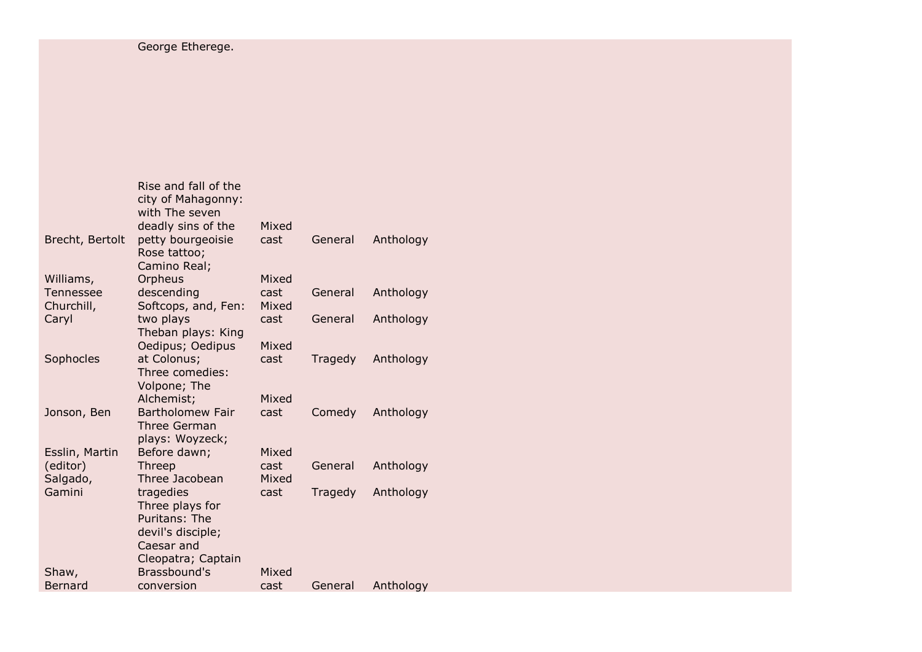| | | | | |
|---|---|---|---|---|
| | George Etherege. | | | |
| Brecht, Bertolt | Rise and fall of the city of Mahagonny: with The seven deadly sins of the petty bourgeoisie | Mixed cast | General | Anthology |
| Williams, Tennessee | Rose tattoo; Camino Real; Orpheus descending | Mixed cast | General | Anthology |
| Churchill, Caryl | Softcops, and, Fen: two plays | Mixed cast | General | Anthology |
| Sophocles | Theban plays: King Oedipus; Oedipus at Colonus; | Mixed cast | Tragedy | Anthology |
| Jonson, Ben | Three comedies: Volpone; The Alchemist; Bartholomew Fair | Mixed cast | Comedy | Anthology |
| Esslin, Martin (editor) | Three German plays: Woyzeck; Before dawn; Threep | Mixed cast | General | Anthology |
| Salgado, Gamini | Three Jacobean tragedies | Mixed cast | Tragedy | Anthology |
| Shaw, Bernard | Three plays for Puritans: The devil's disciple; Caesar and Cleopatra; Captain Brassbound's conversion | Mixed cast | General | Anthology |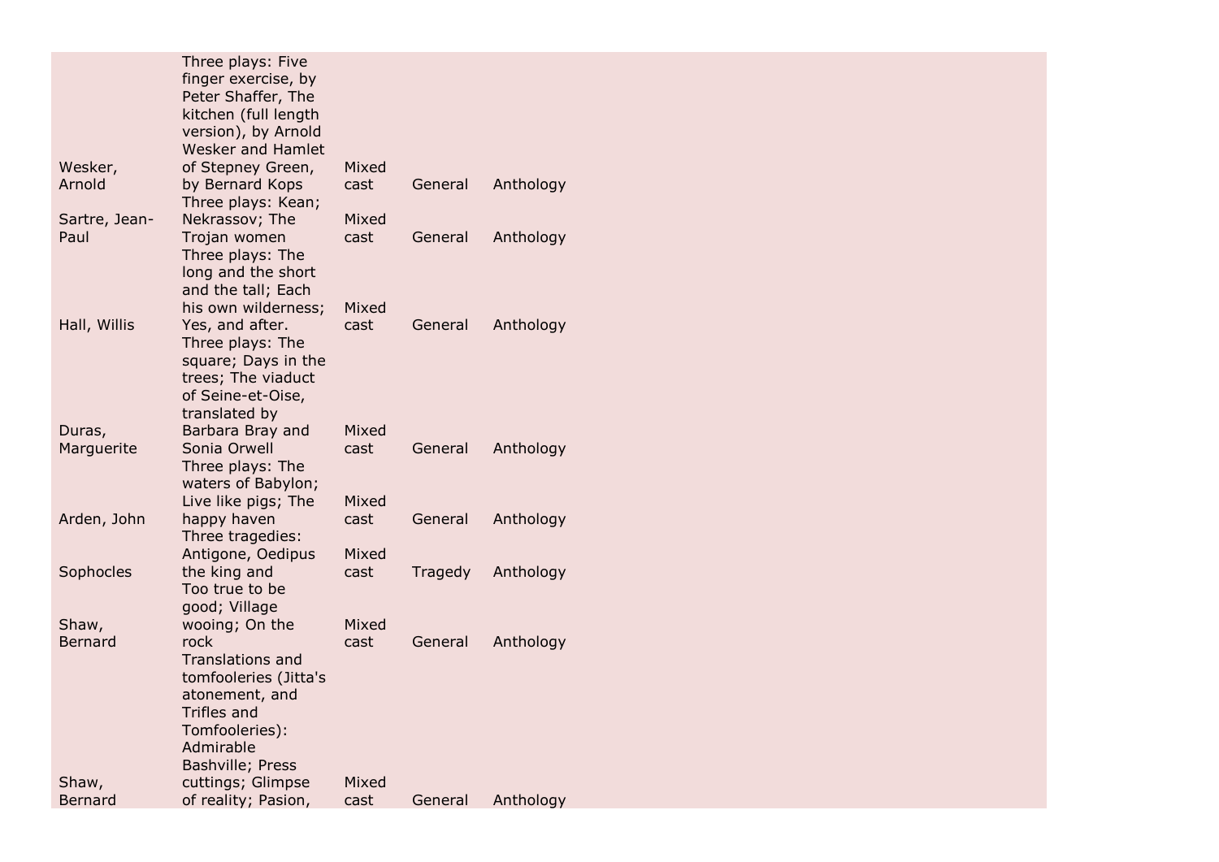| | | | | |
|---|---|---|---|---|
| Wesker, Arnold | Three plays: Five finger exercise, by Peter Shaffer, The kitchen (full length version), by Arnold Wesker and Hamlet of Stepney Green, by Bernard Kops | Mixed cast | General | Anthology |
| Sartre, Jean-Paul | Three plays: Kean; Nekrassov; The Trojan women | Mixed cast | General | Anthology |
| Hall, Willis | Three plays: The long and the short and the tall; Each his own wilderness; Yes, and after. | Mixed cast | General | Anthology |
| Duras, Marguerite | Three plays: The square; Days in the trees; The viaduct of Seine-et-Oise, translated by Barbara Bray and Sonia Orwell | Mixed cast | General | Anthology |
| Arden, John | Three plays: The waters of Babylon; Live like pigs; The happy haven | Mixed cast | General | Anthology |
| Sophocles | Three tragedies: Antigone, Oedipus the king and | Mixed cast | Tragedy | Anthology |
| Shaw, Bernard | Too true to be good; Village wooing; On the rock | Mixed cast | General | Anthology |
| Shaw, Bernard | Translations and tomfooleries (Jitta's atonement, and Trifles and Tomfooleries): Admirable Bashville; Press cuttings; Glimpse of reality; Pasion, | Mixed cast | General | Anthology |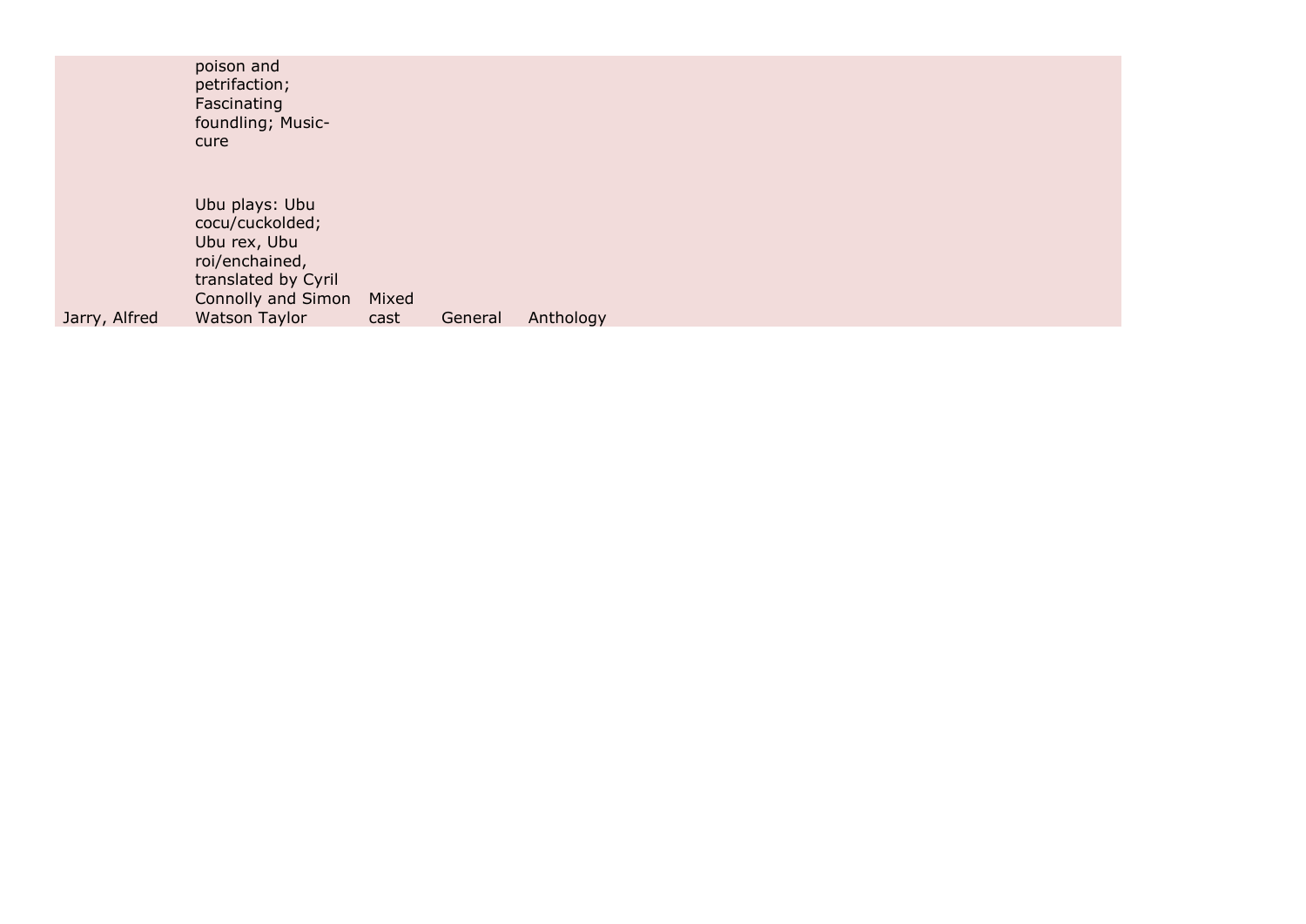| | | | | |
|---|---|---|---|---|
| | poison and petrifaction; Fascinating foundling; Music-cure | | | |
| Jarry, Alfred | Ubu plays: Ubu cocu/cuckolded; Ubu rex, Ubu roi/enchained, translated by Cyril Connolly and Simon Watson Taylor | Mixed cast | General | Anthology |